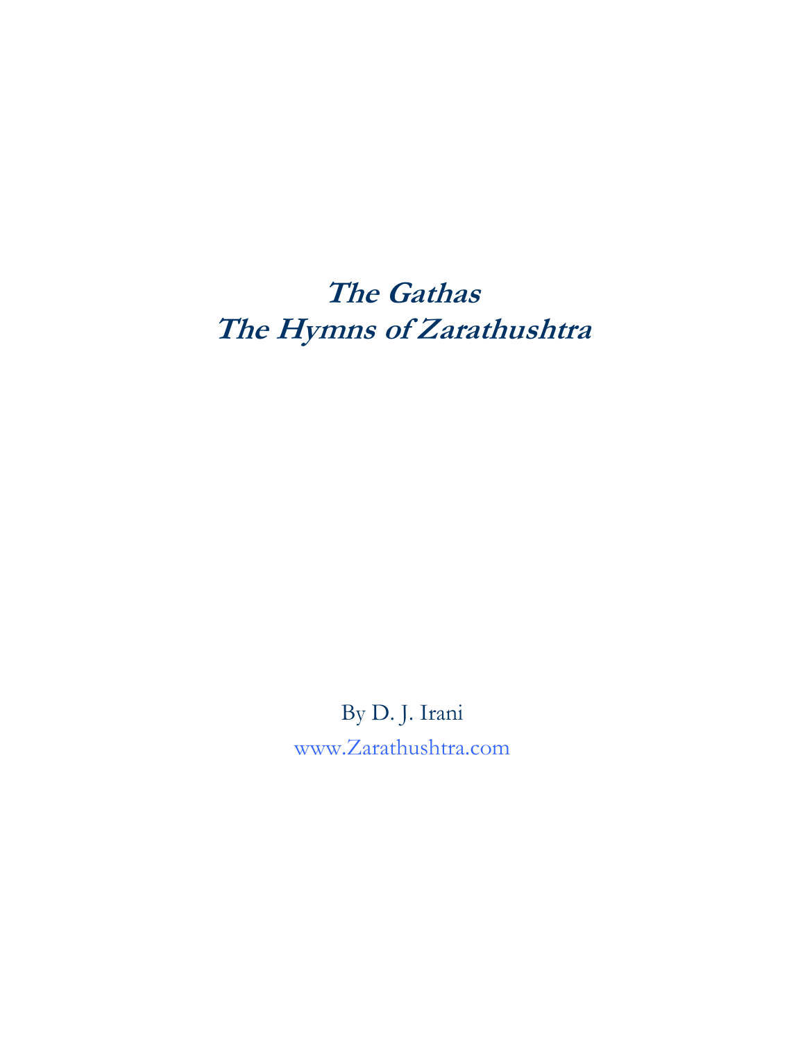# *The Gathas*
# *The Hymns of Zarathushtra*

By D. J. Irani

www.Zarathushtra.com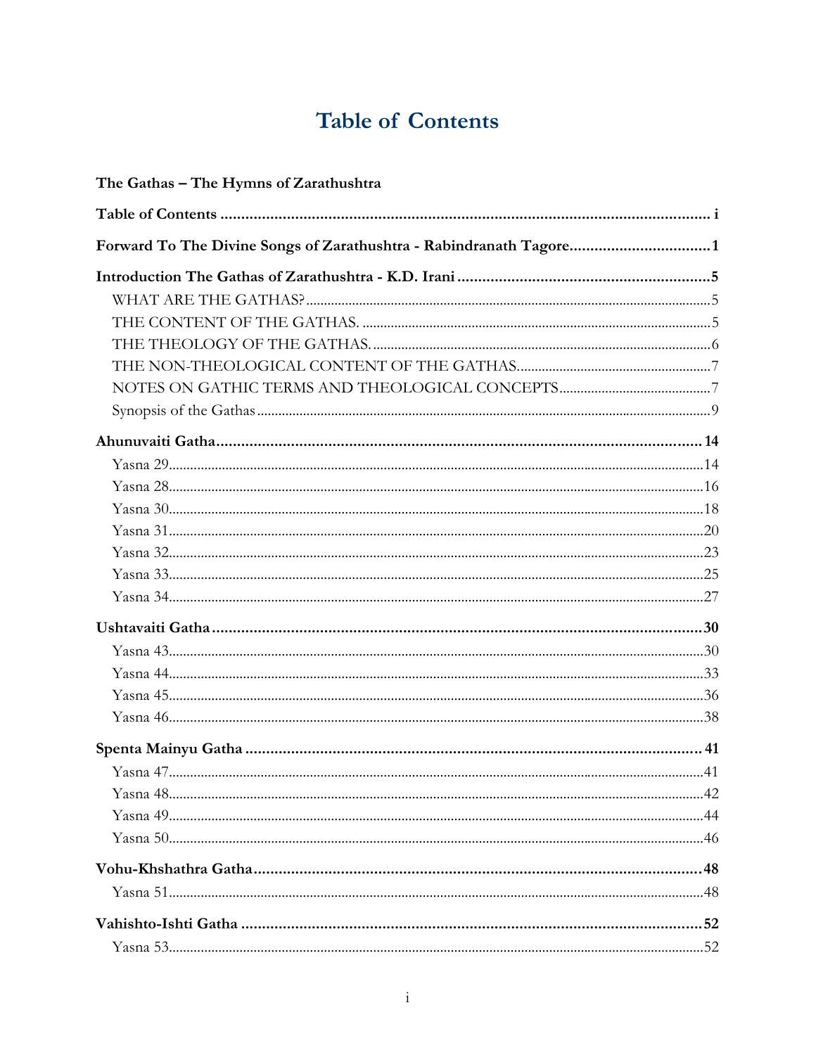# Table of Contents

**The Gathas – The Hymns of Zarathushtra**

**Table of Contents** ..... **i**

**Forward To The Divine Songs of Zarathushtra - Rabindranath Tagore** ..... **1**

**Introduction The Gathas of Zarathushtra - K.D. Irani** ..... **5**

- WHAT ARE THE GATHAS? ..... 5
- THE CONTENT OF THE GATHAS. ..... 5
- THE THEOLOGY OF THE GATHAS. ..... 6
- THE NON-THEOLOGICAL CONTENT OF THE GATHAS. ..... 7
- NOTES ON GATHIC TERMS AND THEOLOGICAL CONCEPTS ..... 7
- Synopsis of the Gathas ..... 9

**Ahunuvaiti Gatha** ..... **14**

- Yasna 29 ..... 14
- Yasna 28 ..... 16
- Yasna 30 ..... 18
- Yasna 31 ..... 20
- Yasna 32 ..... 23
- Yasna 33 ..... 25
- Yasna 34 ..... 27

**Ushtavaiti Gatha** ..... **30**

- Yasna 43 ..... 30
- Yasna 44 ..... 33
- Yasna 45 ..... 36
- Yasna 46 ..... 38

**Spenta Mainyu Gatha** ..... **41**

- Yasna 47 ..... 41
- Yasna 48 ..... 42
- Yasna 49 ..... 44
- Yasna 50 ..... 46

**Vohu-Khshathra Gatha** ..... **48**

- Yasna 51 ..... 48

**Vahishto-Ishti Gatha** ..... **52**

- Yasna 53 ..... 52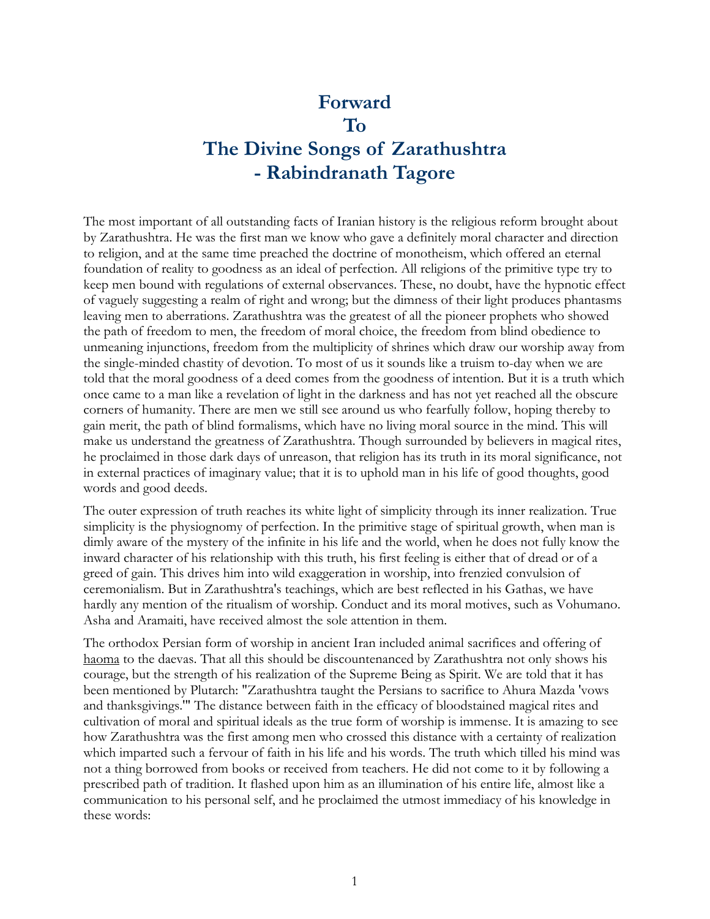# Forward
# To
# The Divine Songs of Zarathushtra
# - Rabindranath Tagore

The most important of all outstanding facts of Iranian history is the religious reform brought about by Zarathushtra. He was the first man we know who gave a definitely moral character and direction to religion, and at the same time preached the doctrine of monotheism, which offered an eternal foundation of reality to goodness as an ideal of perfection. All religions of the primitive type try to keep men bound with regulations of external observances. These, no doubt, have the hypnotic effect of vaguely suggesting a realm of right and wrong; but the dimness of their light produces phantasms leaving men to aberrations. Zarathushtra was the greatest of all the pioneer prophets who showed the path of freedom to men, the freedom of moral choice, the freedom from blind obedience to unmeaning injunctions, freedom from the multiplicity of shrines which draw our worship away from the single-minded chastity of devotion. To most of us it sounds like a truism to-day when we are told that the moral goodness of a deed comes from the goodness of intention. But it is a truth which once came to a man like a revelation of light in the darkness and has not yet reached all the obscure corners of humanity. There are men we still see around us who fearfully follow, hoping thereby to gain merit, the path of blind formalisms, which have no living moral source in the mind. This will make us understand the greatness of Zarathushtra. Though surrounded by believers in magical rites, he proclaimed in those dark days of unreason, that religion has its truth in its moral significance, not in external practices of imaginary value; that it is to uphold man in his life of good thoughts, good words and good deeds.

The outer expression of truth reaches its white light of simplicity through its inner realization. True simplicity is the physiognomy of perfection. In the primitive stage of spiritual growth, when man is dimly aware of the mystery of the infinite in his life and the world, when he does not fully know the inward character of his relationship with this truth, his first feeling is either that of dread or of a greed of gain. This drives him into wild exaggeration in worship, into frenzied convulsion of ceremonialism. But in Zarathushtra's teachings, which are best reflected in his Gathas, we have hardly any mention of the ritualism of worship. Conduct and its moral motives, such as Vohumano. Asha and Aramaiti, have received almost the sole attention in them.

The orthodox Persian form of worship in ancient Iran included animal sacrifices and offering of haoma to the daevas. That all this should be discountenanced by Zarathushtra not only shows his courage, but the strength of his realization of the Supreme Being as Spirit. We are told that it has been mentioned by Plutarch: "Zarathushtra taught the Persians to sacrifice to Ahura Mazda 'vows and thanksgivings.'" The distance between faith in the efficacy of bloodstained magical rites and cultivation of moral and spiritual ideals as the true form of worship is immense. It is amazing to see how Zarathushtra was the first among men who crossed this distance with a certainty of realization which imparted such a fervour of faith in his life and his words. The truth which tilled his mind was not a thing borrowed from books or received from teachers. He did not come to it by following a prescribed path of tradition. It flashed upon him as an illumination of his entire life, almost like a communication to his personal self, and he proclaimed the utmost immediacy of his knowledge in these words: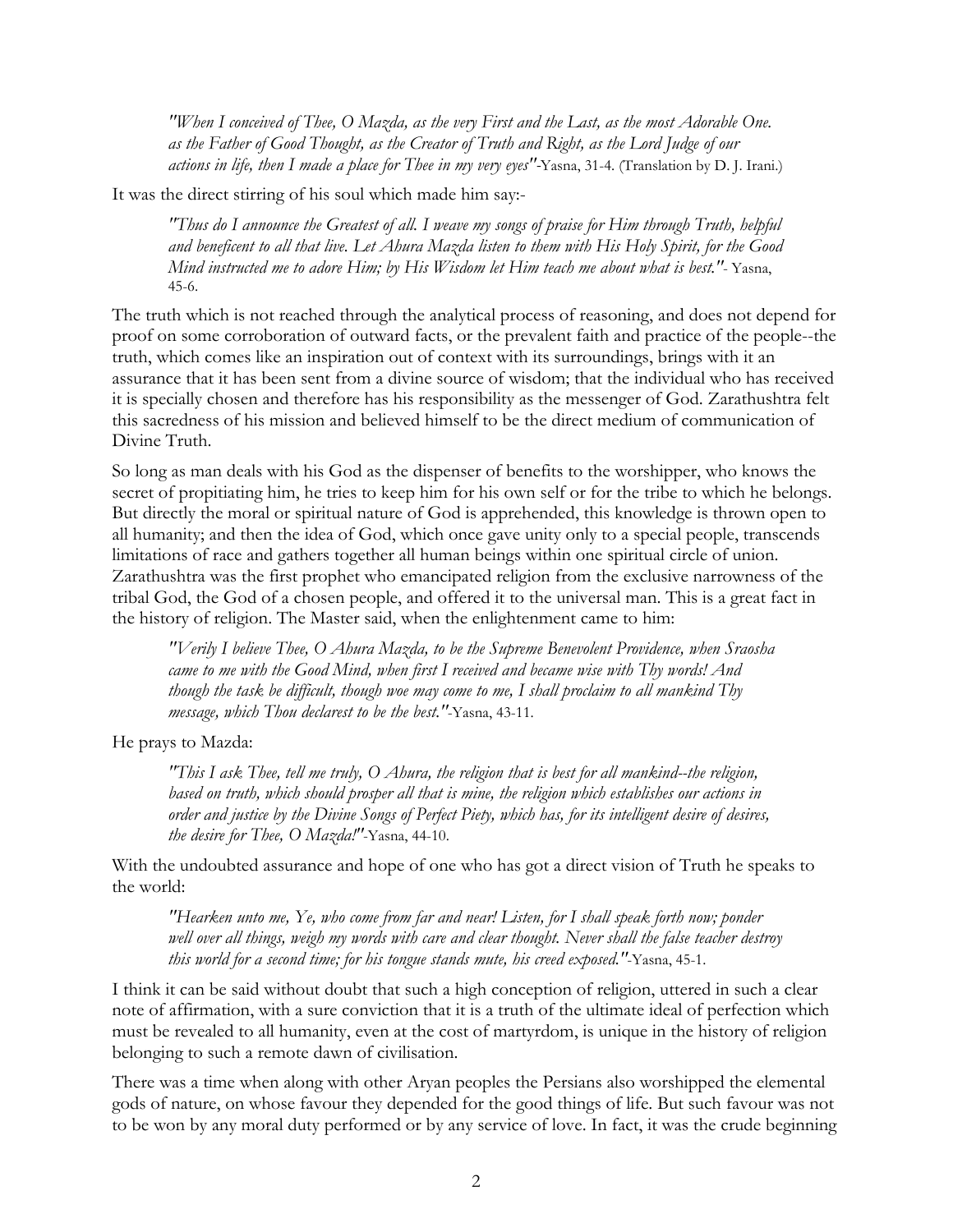> *"When I conceived of Thee, O Mazda, as the very First and the Last, as the most Adorable One. as the Father of Good Thought, as the Creator of Truth and Right, as the Lord Judge of our actions in life, then I made a place for Thee in my very eyes"*-Yasna, 31-4. (Translation by D. J. Irani.)

It was the direct stirring of his soul which made him say:-

> *"Thus do I announce the Greatest of all. I weave my songs of praise for Him through Truth, helpful and beneficent to all that live. Let Ahura Mazda listen to them with His Holy Spirit, for the Good Mind instructed me to adore Him; by His Wisdom let Him teach me about what is best."*- Yasna, 45-6.

The truth which is not reached through the analytical process of reasoning, and does not depend for proof on some corroboration of outward facts, or the prevalent faith and practice of the people--the truth, which comes like an inspiration out of context with its surroundings, brings with it an assurance that it has been sent from a divine source of wisdom; that the individual who has received it is specially chosen and therefore has his responsibility as the messenger of God. Zarathushtra felt this sacredness of his mission and believed himself to be the direct medium of communication of Divine Truth.

So long as man deals with his God as the dispenser of benefits to the worshipper, who knows the secret of propitiating him, he tries to keep him for his own self or for the tribe to which he belongs. But directly the moral or spiritual nature of God is apprehended, this knowledge is thrown open to all humanity; and then the idea of God, which once gave unity only to a special people, transcends limitations of race and gathers together all human beings within one spiritual circle of union. Zarathushtra was the first prophet who emancipated religion from the exclusive narrowness of the tribal God, the God of a chosen people, and offered it to the universal man. This is a great fact in the history of religion. The Master said, when the enlightenment came to him:

> *"Verily I believe Thee, O Ahura Mazda, to be the Supreme Benevolent Providence, when Sraosha came to me with the Good Mind, when first I received and became wise with Thy words! And though the task be difficult, though woe may come to me, I shall proclaim to all mankind Thy message, which Thou declarest to be the best."*-Yasna, 43-11.

He prays to Mazda:

> *"This I ask Thee, tell me truly, O Ahura, the religion that is best for all mankind--the religion, based on truth, which should prosper all that is mine, the religion which establishes our actions in order and justice by the Divine Songs of Perfect Piety, which has, for its intelligent desire of desires, the desire for Thee, O Mazda!"*-Yasna, 44-10.

With the undoubted assurance and hope of one who has got a direct vision of Truth he speaks to the world:

> *"Hearken unto me, Ye, who come from far and near! Listen, for I shall speak forth now; ponder well over all things, weigh my words with care and clear thought. Never shall the false teacher destroy this world for a second time; for his tongue stands mute, his creed exposed."*-Yasna, 45-1.

I think it can be said without doubt that such a high conception of religion, uttered in such a clear note of affirmation, with a sure conviction that it is a truth of the ultimate ideal of perfection which must be revealed to all humanity, even at the cost of martyrdom, is unique in the history of religion belonging to such a remote dawn of civilisation.

There was a time when along with other Aryan peoples the Persians also worshipped the elemental gods of nature, on whose favour they depended for the good things of life. But such favour was not to be won by any moral duty performed or by any service of love. In fact, it was the crude beginning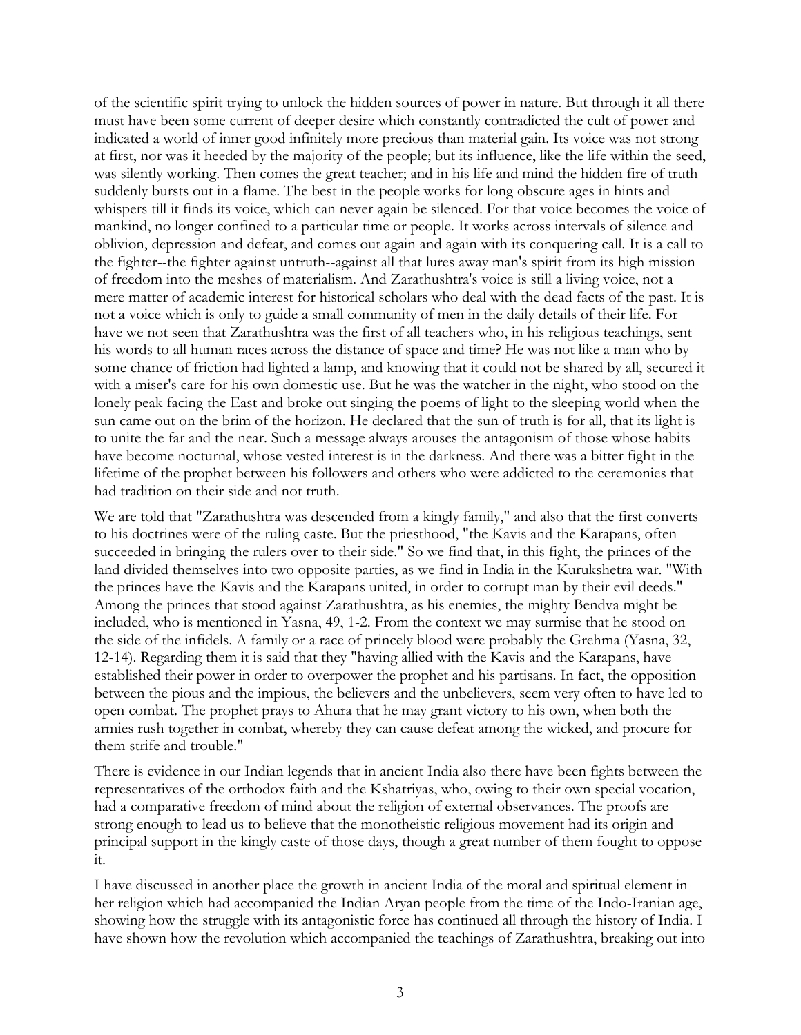of the scientific spirit trying to unlock the hidden sources of power in nature. But through it all there must have been some current of deeper desire which constantly contradicted the cult of power and indicated a world of inner good infinitely more precious than material gain. Its voice was not strong at first, nor was it heeded by the majority of the people; but its influence, like the life within the seed, was silently working. Then comes the great teacher; and in his life and mind the hidden fire of truth suddenly bursts out in a flame. The best in the people works for long obscure ages in hints and whispers till it finds its voice, which can never again be silenced. For that voice becomes the voice of mankind, no longer confined to a particular time or people. It works across intervals of silence and oblivion, depression and defeat, and comes out again and again with its conquering call. It is a call to the fighter--the fighter against untruth--against all that lures away man's spirit from its high mission of freedom into the meshes of materialism. And Zarathushtra's voice is still a living voice, not a mere matter of academic interest for historical scholars who deal with the dead facts of the past. It is not a voice which is only to guide a small community of men in the daily details of their life. For have we not seen that Zarathushtra was the first of all teachers who, in his religious teachings, sent his words to all human races across the distance of space and time? He was not like a man who by some chance of friction had lighted a lamp, and knowing that it could not be shared by all, secured it with a miser's care for his own domestic use. But he was the watcher in the night, who stood on the lonely peak facing the East and broke out singing the poems of light to the sleeping world when the sun came out on the brim of the horizon. He declared that the sun of truth is for all, that its light is to unite the far and the near. Such a message always arouses the antagonism of those whose habits have become nocturnal, whose vested interest is in the darkness. And there was a bitter fight in the lifetime of the prophet between his followers and others who were addicted to the ceremonies that had tradition on their side and not truth.

We are told that "Zarathushtra was descended from a kingly family," and also that the first converts to his doctrines were of the ruling caste. But the priesthood, "the Kavis and the Karapans, often succeeded in bringing the rulers over to their side." So we find that, in this fight, the princes of the land divided themselves into two opposite parties, as we find in India in the Kurukshetra war. "With the princes have the Kavis and the Karapans united, in order to corrupt man by their evil deeds." Among the princes that stood against Zarathushtra, as his enemies, the mighty Bendva might be included, who is mentioned in Yasna, 49, 1-2. From the context we may surmise that he stood on the side of the infidels. A family or a race of princely blood were probably the Grehma (Yasna, 32, 12-14). Regarding them it is said that they "having allied with the Kavis and the Karapans, have established their power in order to overpower the prophet and his partisans. In fact, the opposition between the pious and the impious, the believers and the unbelievers, seem very often to have led to open combat. The prophet prays to Ahura that he may grant victory to his own, when both the armies rush together in combat, whereby they can cause defeat among the wicked, and procure for them strife and trouble."

There is evidence in our Indian legends that in ancient India also there have been fights between the representatives of the orthodox faith and the Kshatriyas, who, owing to their own special vocation, had a comparative freedom of mind about the religion of external observances. The proofs are strong enough to lead us to believe that the monotheistic religious movement had its origin and principal support in the kingly caste of those days, though a great number of them fought to oppose it.

I have discussed in another place the growth in ancient India of the moral and spiritual element in her religion which had accompanied the Indian Aryan people from the time of the Indo-Iranian age, showing how the struggle with its antagonistic force has continued all through the history of India. I have shown how the revolution which accompanied the teachings of Zarathushtra, breaking out into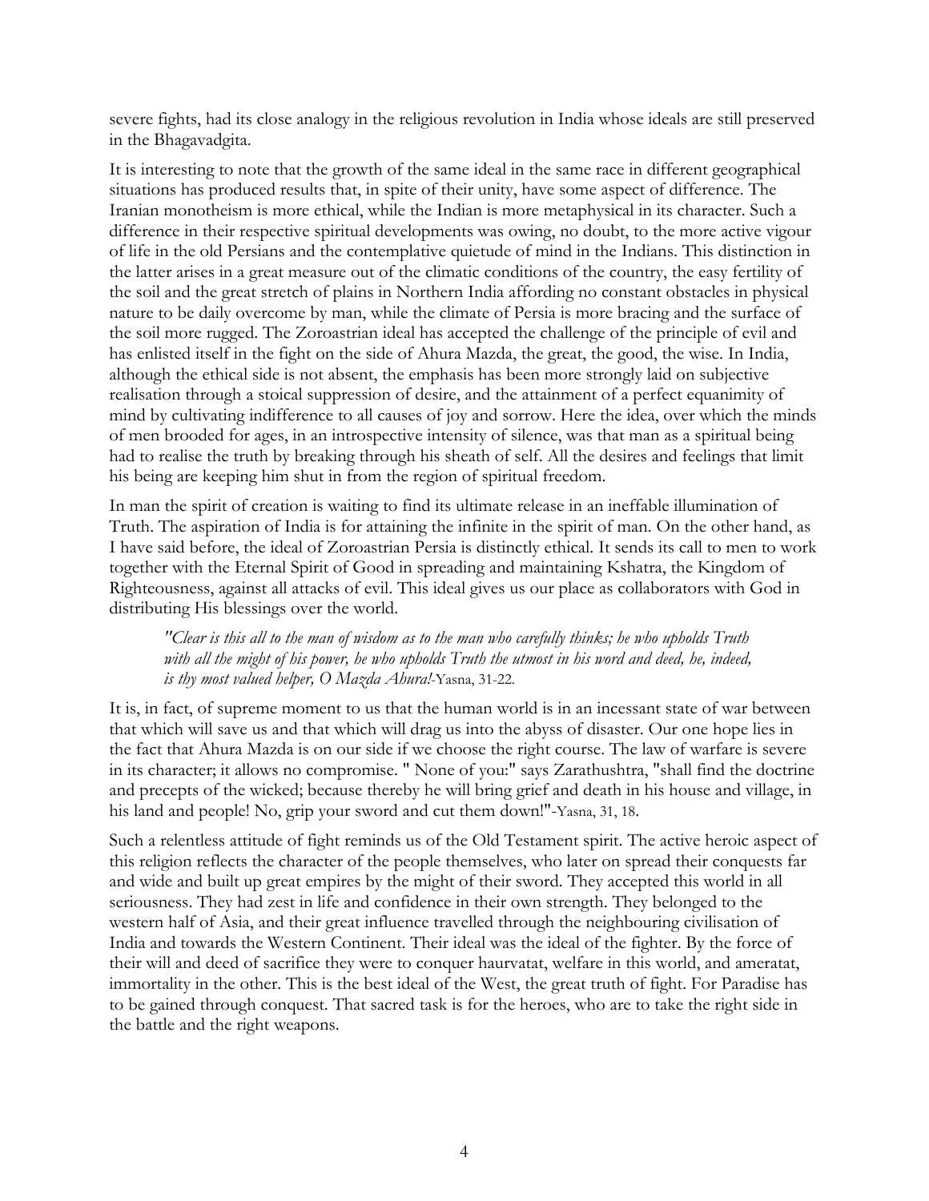severe fights, had its close analogy in the religious revolution in India whose ideals are still preserved in the Bhagavadgita.

It is interesting to note that the growth of the same ideal in the same race in different geographical situations has produced results that, in spite of their unity, have some aspect of difference. The Iranian monotheism is more ethical, while the Indian is more metaphysical in its character. Such a difference in their respective spiritual developments was owing, no doubt, to the more active vigour of life in the old Persians and the contemplative quietude of mind in the Indians. This distinction in the latter arises in a great measure out of the climatic conditions of the country, the easy fertility of the soil and the great stretch of plains in Northern India affording no constant obstacles in physical nature to be daily overcome by man, while the climate of Persia is more bracing and the surface of the soil more rugged. The Zoroastrian ideal has accepted the challenge of the principle of evil and has enlisted itself in the fight on the side of Ahura Mazda, the great, the good, the wise. In India, although the ethical side is not absent, the emphasis has been more strongly laid on subjective realisation through a stoical suppression of desire, and the attainment of a perfect equanimity of mind by cultivating indifference to all causes of joy and sorrow. Here the idea, over which the minds of men brooded for ages, in an introspective intensity of silence, was that man as a spiritual being had to realise the truth by breaking through his sheath of self. All the desires and feelings that limit his being are keeping him shut in from the region of spiritual freedom.

In man the spirit of creation is waiting to find its ultimate release in an ineffable illumination of Truth. The aspiration of India is for attaining the infinite in the spirit of man. On the other hand, as I have said before, the ideal of Zoroastrian Persia is distinctly ethical. It sends its call to men to work together with the Eternal Spirit of Good in spreading and maintaining Kshatra, the Kingdom of Righteousness, against all attacks of evil. This ideal gives us our place as collaborators with God in distributing His blessings over the world.

> *"Clear is this all to the man of wisdom as to the man who carefully thinks; he who upholds Truth with all the might of his power, he who upholds Truth the utmost in his word and deed, he, indeed, is thy most valued helper, O Mazda Ahura!*-Yasna, 31-22.

It is, in fact, of supreme moment to us that the human world is in an incessant state of war between that which will save us and that which will drag us into the abyss of disaster. Our one hope lies in the fact that Ahura Mazda is on our side if we choose the right course. The law of warfare is severe in its character; it allows no compromise. " None of you:" says Zarathushtra, "shall find the doctrine and precepts of the wicked; because thereby he will bring grief and death in his house and village, in his land and people! No, grip your sword and cut them down!"-Yasna, 31, 18.

Such a relentless attitude of fight reminds us of the Old Testament spirit. The active heroic aspect of this religion reflects the character of the people themselves, who later on spread their conquests far and wide and built up great empires by the might of their sword. They accepted this world in all seriousness. They had zest in life and confidence in their own strength. They belonged to the western half of Asia, and their great influence travelled through the neighbouring civilisation of India and towards the Western Continent. Their ideal was the ideal of the fighter. By the force of their will and deed of sacrifice they were to conquer haurvatat, welfare in this world, and ameratat, immortality in the other. This is the best ideal of the West, the great truth of fight. For Paradise has to be gained through conquest. That sacred task is for the heroes, who are to take the right side in the battle and the right weapons.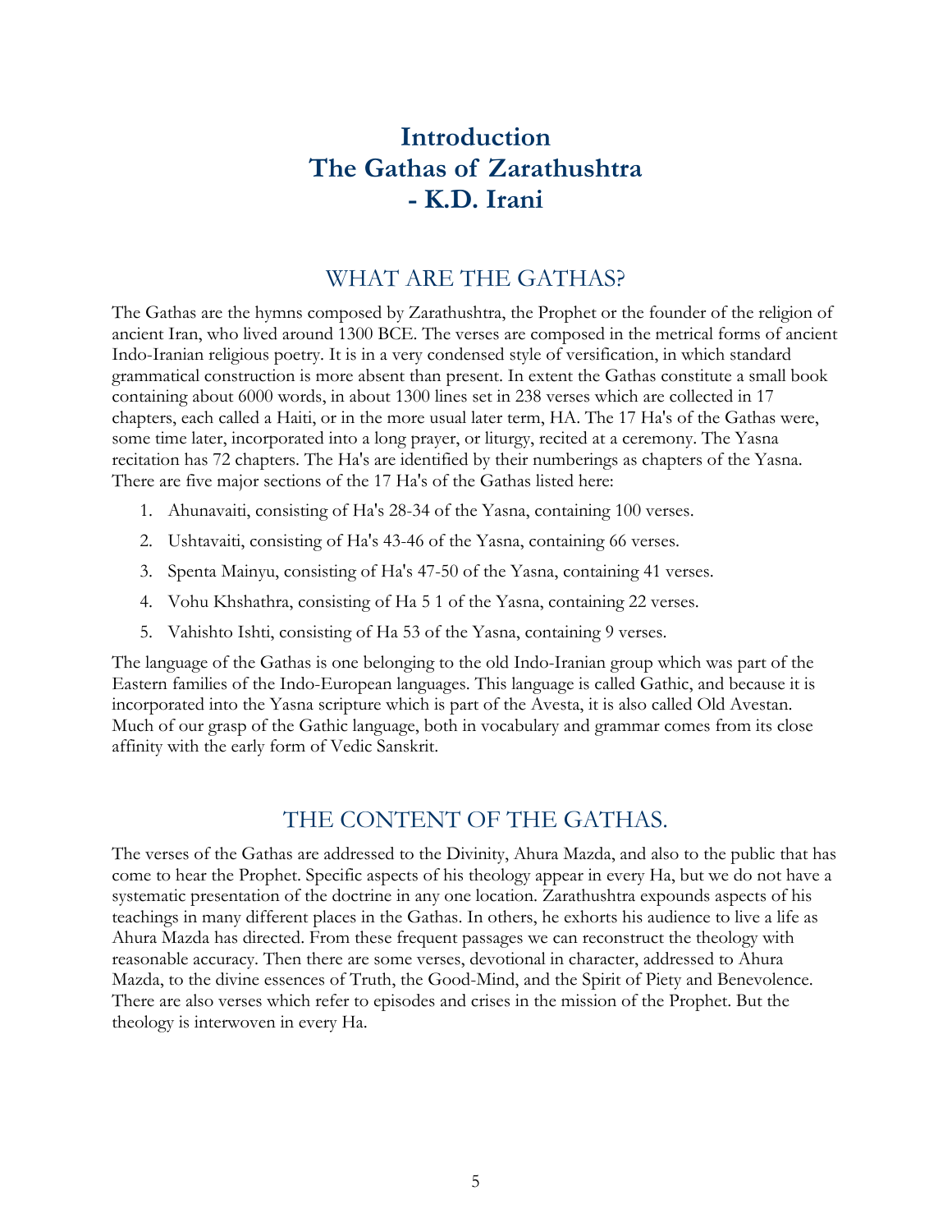# Introduction
# The Gathas of Zarathushtra
# - K.D. Irani

## WHAT ARE THE GATHAS?

The Gathas are the hymns composed by Zarathushtra, the Prophet or the founder of the religion of ancient Iran, who lived around 1300 BCE. The verses are composed in the metrical forms of ancient Indo-Iranian religious poetry. It is in a very condensed style of versification, in which standard grammatical construction is more absent than present. In extent the Gathas constitute a small book containing about 6000 words, in about 1300 lines set in 238 verses which are collected in 17 chapters, each called a Haiti, or in the more usual later term, HA. The 17 Ha's of the Gathas were, some time later, incorporated into a long prayer, or liturgy, recited at a ceremony. The Yasna recitation has 72 chapters. The Ha's are identified by their numberings as chapters of the Yasna. There are five major sections of the 17 Ha's of the Gathas listed here:

1. Ahunavaiti, consisting of Ha's 28-34 of the Yasna, containing 100 verses.
2. Ushtavaiti, consisting of Ha's 43-46 of the Yasna, containing 66 verses.
3. Spenta Mainyu, consisting of Ha's 47-50 of the Yasna, containing 41 verses.
4. Vohu Khshathra, consisting of Ha 5 1 of the Yasna, containing 22 verses.
5. Vahishto Ishti, consisting of Ha 53 of the Yasna, containing 9 verses.

The language of the Gathas is one belonging to the old Indo-Iranian group which was part of the Eastern families of the Indo-European languages. This language is called Gathic, and because it is incorporated into the Yasna scripture which is part of the Avesta, it is also called Old Avestan. Much of our grasp of the Gathic language, both in vocabulary and grammar comes from its close affinity with the early form of Vedic Sanskrit.

## THE CONTENT OF THE GATHAS.

The verses of the Gathas are addressed to the Divinity, Ahura Mazda, and also to the public that has come to hear the Prophet. Specific aspects of his theology appear in every Ha, but we do not have a systematic presentation of the doctrine in any one location. Zarathushtra expounds aspects of his teachings in many different places in the Gathas. In others, he exhorts his audience to live a life as Ahura Mazda has directed. From these frequent passages we can reconstruct the theology with reasonable accuracy. Then there are some verses, devotional in character, addressed to Ahura Mazda, to the divine essences of Truth, the Good-Mind, and the Spirit of Piety and Benevolence. There are also verses which refer to episodes and crises in the mission of the Prophet. But the theology is interwoven in every Ha.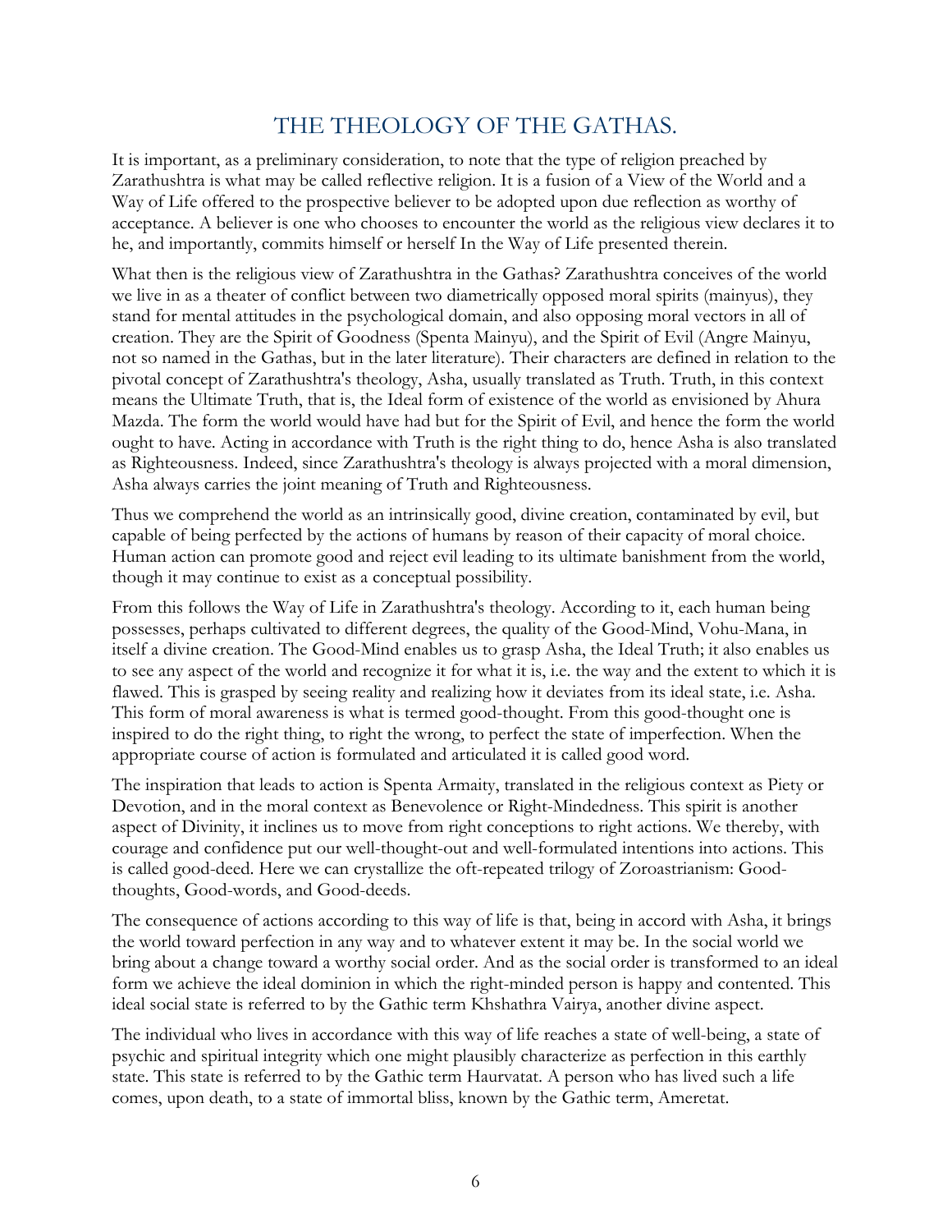# THE THEOLOGY OF THE GATHAS.

It is important, as a preliminary consideration, to note that the type of religion preached by Zarathushtra is what may be called reflective religion. It is a fusion of a View of the World and a Way of Life offered to the prospective believer to be adopted upon due reflection as worthy of acceptance. A believer is one who chooses to encounter the world as the religious view declares it to he, and importantly, commits himself or herself In the Way of Life presented therein.

What then is the religious view of Zarathushtra in the Gathas? Zarathushtra conceives of the world we live in as a theater of conflict between two diametrically opposed moral spirits (mainyus), they stand for mental attitudes in the psychological domain, and also opposing moral vectors in all of creation. They are the Spirit of Goodness (Spenta Mainyu), and the Spirit of Evil (Angre Mainyu, not so named in the Gathas, but in the later literature). Their characters are defined in relation to the pivotal concept of Zarathushtra's theology, Asha, usually translated as Truth. Truth, in this context means the Ultimate Truth, that is, the Ideal form of existence of the world as envisioned by Ahura Mazda. The form the world would have had but for the Spirit of Evil, and hence the form the world ought to have. Acting in accordance with Truth is the right thing to do, hence Asha is also translated as Righteousness. Indeed, since Zarathushtra's theology is always projected with a moral dimension, Asha always carries the joint meaning of Truth and Righteousness.

Thus we comprehend the world as an intrinsically good, divine creation, contaminated by evil, but capable of being perfected by the actions of humans by reason of their capacity of moral choice. Human action can promote good and reject evil leading to its ultimate banishment from the world, though it may continue to exist as a conceptual possibility.

From this follows the Way of Life in Zarathushtra's theology. According to it, each human being possesses, perhaps cultivated to different degrees, the quality of the Good-Mind, Vohu-Mana, in itself a divine creation. The Good-Mind enables us to grasp Asha, the Ideal Truth; it also enables us to see any aspect of the world and recognize it for what it is, i.e. the way and the extent to which it is flawed. This is grasped by seeing reality and realizing how it deviates from its ideal state, i.e. Asha. This form of moral awareness is what is termed good-thought. From this good-thought one is inspired to do the right thing, to right the wrong, to perfect the state of imperfection. When the appropriate course of action is formulated and articulated it is called good word.

The inspiration that leads to action is Spenta Armaity, translated in the religious context as Piety or Devotion, and in the moral context as Benevolence or Right-Mindedness. This spirit is another aspect of Divinity, it inclines us to move from right conceptions to right actions. We thereby, with courage and confidence put our well-thought-out and well-formulated intentions into actions. This is called good-deed. Here we can crystallize the oft-repeated trilogy of Zoroastrianism: Good-thoughts, Good-words, and Good-deeds.

The consequence of actions according to this way of life is that, being in accord with Asha, it brings the world toward perfection in any way and to whatever extent it may be. In the social world we bring about a change toward a worthy social order. And as the social order is transformed to an ideal form we achieve the ideal dominion in which the right-minded person is happy and contented. This ideal social state is referred to by the Gathic term Khshathra Vairya, another divine aspect.

The individual who lives in accordance with this way of life reaches a state of well-being, a state of psychic and spiritual integrity which one might plausibly characterize as perfection in this earthly state. This state is referred to by the Gathic term Haurvatat. A person who has lived such a life comes, upon death, to a state of immortal bliss, known by the Gathic term, Ameretat.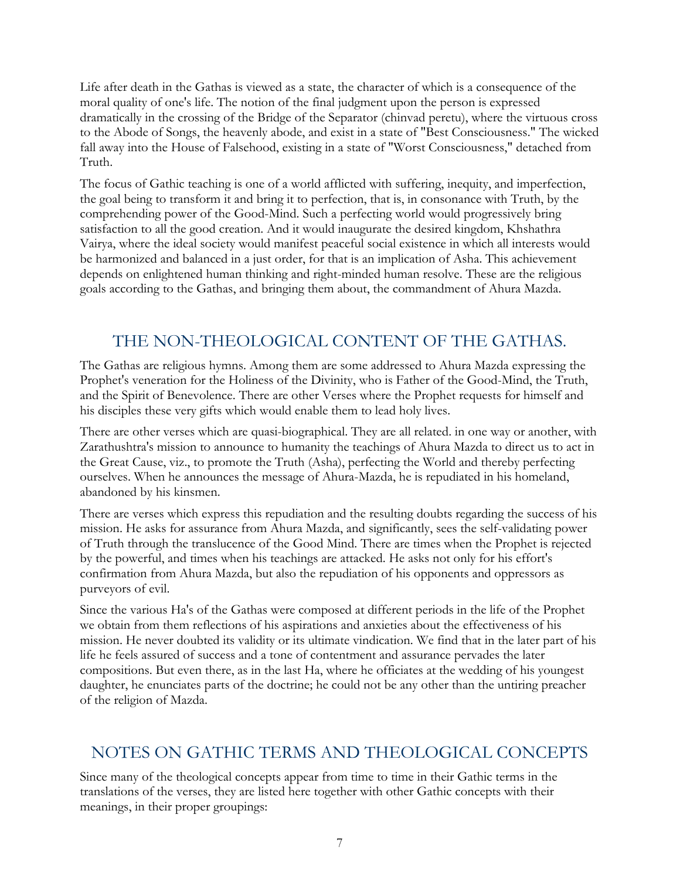Life after death in the Gathas is viewed as a state, the character of which is a consequence of the moral quality of one's life. The notion of the final judgment upon the person is expressed dramatically in the crossing of the Bridge of the Separator (chinvad peretu), where the virtuous cross to the Abode of Songs, the heavenly abode, and exist in a state of "Best Consciousness." The wicked fall away into the House of Falsehood, existing in a state of "Worst Consciousness," detached from Truth.

The focus of Gathic teaching is one of a world afflicted with suffering, inequity, and imperfection, the goal being to transform it and bring it to perfection, that is, in consonance with Truth, by the comprehending power of the Good-Mind. Such a perfecting world would progressively bring satisfaction to all the good creation. And it would inaugurate the desired kingdom, Khshathra Vairya, where the ideal society would manifest peaceful social existence in which all interests would be harmonized and balanced in a just order, for that is an implication of Asha. This achievement depends on enlightened human thinking and right-minded human resolve. These are the religious goals according to the Gathas, and bringing them about, the commandment of Ahura Mazda.

## THE NON-THEOLOGICAL CONTENT OF THE GATHAS.

The Gathas are religious hymns. Among them are some addressed to Ahura Mazda expressing the Prophet's veneration for the Holiness of the Divinity, who is Father of the Good-Mind, the Truth, and the Spirit of Benevolence. There are other Verses where the Prophet requests for himself and his disciples these very gifts which would enable them to lead holy lives.

There are other verses which are quasi-biographical. They are all related. in one way or another, with Zarathushtra's mission to announce to humanity the teachings of Ahura Mazda to direct us to act in the Great Cause, viz., to promote the Truth (Asha), perfecting the World and thereby perfecting ourselves. When he announces the message of Ahura-Mazda, he is repudiated in his homeland, abandoned by his kinsmen.

There are verses which express this repudiation and the resulting doubts regarding the success of his mission. He asks for assurance from Ahura Mazda, and significantly, sees the self-validating power of Truth through the translucence of the Good Mind. There are times when the Prophet is rejected by the powerful, and times when his teachings are attacked. He asks not only for his effort's confirmation from Ahura Mazda, but also the repudiation of his opponents and oppressors as purveyors of evil.

Since the various Ha's of the Gathas were composed at different periods in the life of the Prophet we obtain from them reflections of his aspirations and anxieties about the effectiveness of his mission. He never doubted its validity or its ultimate vindication. We find that in the later part of his life he feels assured of success and a tone of contentment and assurance pervades the later compositions. But even there, as in the last Ha, where he officiates at the wedding of his youngest daughter, he enunciates parts of the doctrine; he could not be any other than the untiring preacher of the religion of Mazda.

## NOTES ON GATHIC TERMS AND THEOLOGICAL CONCEPTS

Since many of the theological concepts appear from time to time in their Gathic terms in the translations of the verses, they are listed here together with other Gathic concepts with their meanings, in their proper groupings: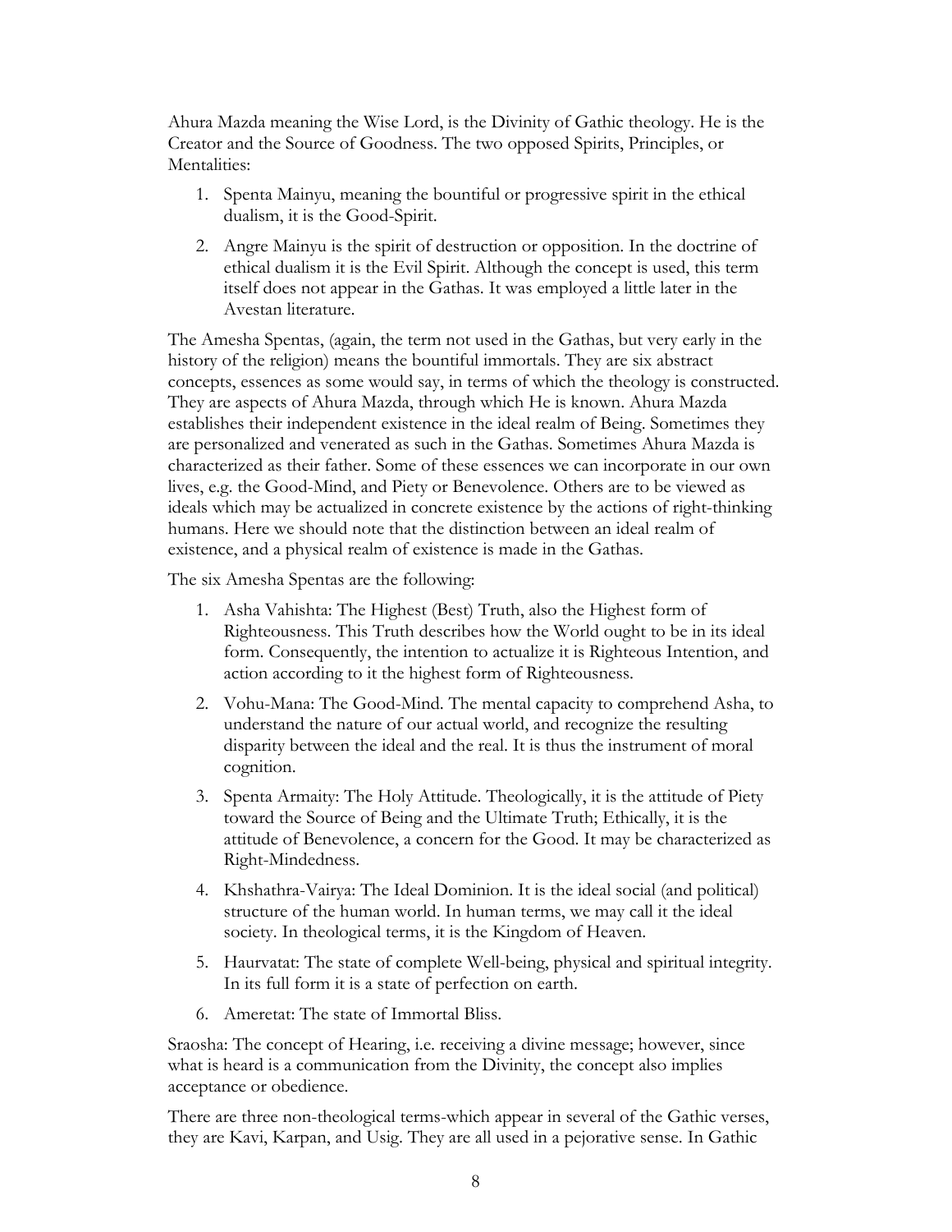Ahura Mazda meaning the Wise Lord, is the Divinity of Gathic theology. He is the Creator and the Source of Goodness. The two opposed Spirits, Principles, or Mentalities:

1. Spenta Mainyu, meaning the bountiful or progressive spirit in the ethical dualism, it is the Good-Spirit.
2. Angre Mainyu is the spirit of destruction or opposition. In the doctrine of ethical dualism it is the Evil Spirit. Although the concept is used, this term itself does not appear in the Gathas. It was employed a little later in the Avestan literature.

The Amesha Spentas, (again, the term not used in the Gathas, but very early in the history of the religion) means the bountiful immortals. They are six abstract concepts, essences as some would say, in terms of which the theology is constructed. They are aspects of Ahura Mazda, through which He is known. Ahura Mazda establishes their independent existence in the ideal realm of Being. Sometimes they are personalized and venerated as such in the Gathas. Sometimes Ahura Mazda is characterized as their father. Some of these essences we can incorporate in our own lives, e.g. the Good-Mind, and Piety or Benevolence. Others are to be viewed as ideals which may be actualized in concrete existence by the actions of right-thinking humans. Here we should note that the distinction between an ideal realm of existence, and a physical realm of existence is made in the Gathas.

The six Amesha Spentas are the following:

1. Asha Vahishta: The Highest (Best) Truth, also the Highest form of Righteousness. This Truth describes how the World ought to be in its ideal form. Consequently, the intention to actualize it is Righteous Intention, and action according to it the highest form of Righteousness.
2. Vohu-Mana: The Good-Mind. The mental capacity to comprehend Asha, to understand the nature of our actual world, and recognize the resulting disparity between the ideal and the real. It is thus the instrument of moral cognition.
3. Spenta Armaity: The Holy Attitude. Theologically, it is the attitude of Piety toward the Source of Being and the Ultimate Truth; Ethically, it is the attitude of Benevolence, a concern for the Good. It may be characterized as Right-Mindedness.
4. Khshathra-Vairya: The Ideal Dominion. It is the ideal social (and political) structure of the human world. In human terms, we may call it the ideal society. In theological terms, it is the Kingdom of Heaven.
5. Haurvatat: The state of complete Well-being, physical and spiritual integrity. In its full form it is a state of perfection on earth.
6. Ameretat: The state of Immortal Bliss.

Sraosha: The concept of Hearing, i.e. receiving a divine message; however, since what is heard is a communication from the Divinity, the concept also implies acceptance or obedience.

There are three non-theological terms-which appear in several of the Gathic verses, they are Kavi, Karpan, and Usig. They are all used in a pejorative sense. In Gathic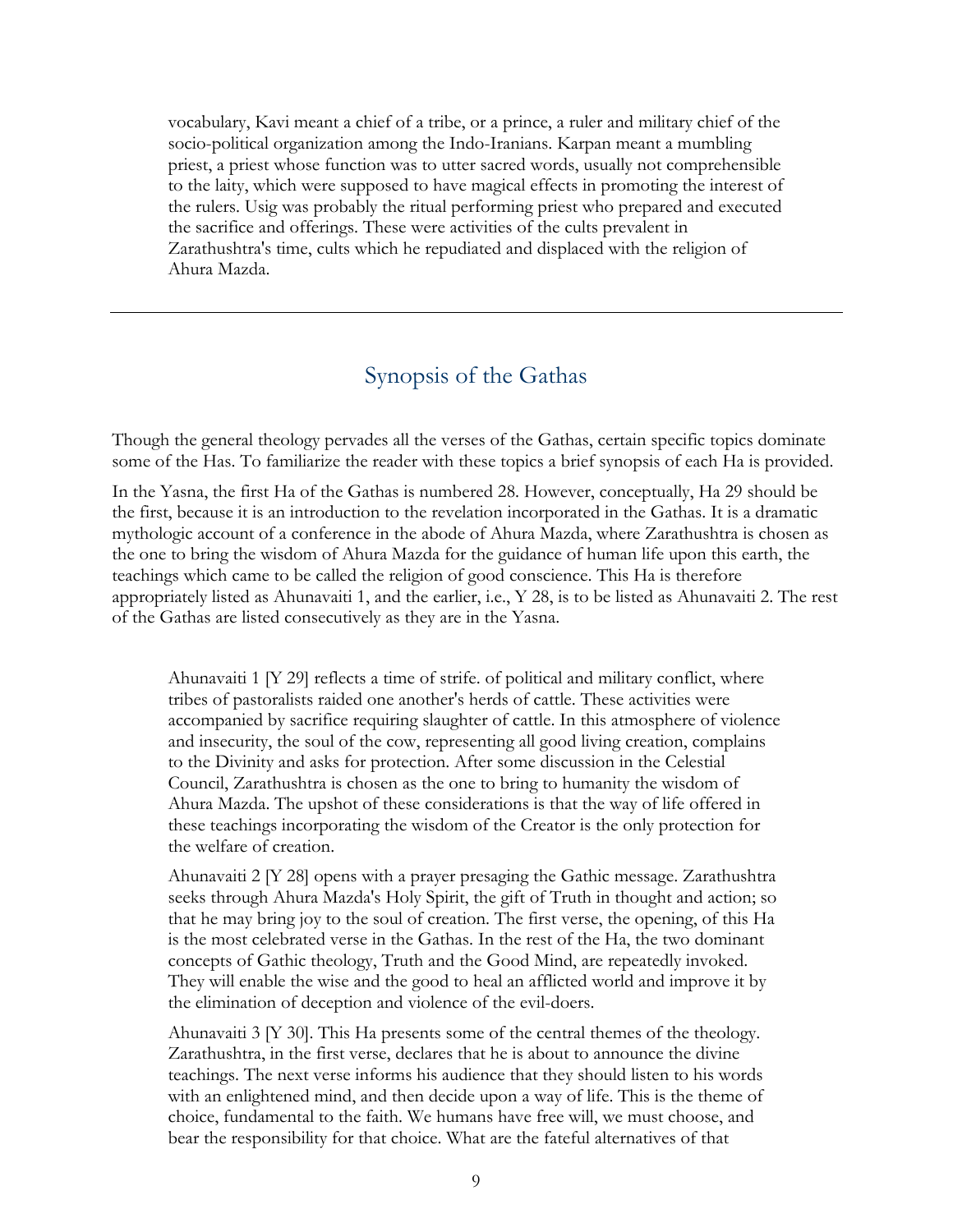vocabulary, Kavi meant a chief of a tribe, or a prince, a ruler and military chief of the socio-political organization among the Indo-Iranians. Karpan meant a mumbling priest, a priest whose function was to utter sacred words, usually not comprehensible to the laity, which were supposed to have magical effects in promoting the interest of the rulers. Usig was probably the ritual performing priest who prepared and executed the sacrifice and offerings. These were activities of the cults prevalent in Zarathushtra's time, cults which he repudiated and displaced with the religion of Ahura Mazda.

---

## Synopsis of the Gathas

Though the general theology pervades all the verses of the Gathas, certain specific topics dominate some of the Has. To familiarize the reader with these topics a brief synopsis of each Ha is provided.

In the Yasna, the first Ha of the Gathas is numbered 28. However, conceptually, Ha 29 should be the first, because it is an introduction to the revelation incorporated in the Gathas. It is a dramatic mythologic account of a conference in the abode of Ahura Mazda, where Zarathushtra is chosen as the one to bring the wisdom of Ahura Mazda for the guidance of human life upon this earth, the teachings which came to be called the religion of good conscience. This Ha is therefore appropriately listed as Ahunavaiti 1, and the earlier, i.e., Y 28, is to be listed as Ahunavaiti 2. The rest of the Gathas are listed consecutively as they are in the Yasna.

> Ahunavaiti 1 [Y 29] reflects a time of strife. of political and military conflict, where tribes of pastoralists raided one another's herds of cattle. These activities were accompanied by sacrifice requiring slaughter of cattle. In this atmosphere of violence and insecurity, the soul of the cow, representing all good living creation, complains to the Divinity and asks for protection. After some discussion in the Celestial Council, Zarathushtra is chosen as the one to bring to humanity the wisdom of Ahura Mazda. The upshot of these considerations is that the way of life offered in these teachings incorporating the wisdom of the Creator is the only protection for the welfare of creation.
>
> Ahunavaiti 2 [Y 28] opens with a prayer presaging the Gathic message. Zarathushtra seeks through Ahura Mazda's Holy Spirit, the gift of Truth in thought and action; so that he may bring joy to the soul of creation. The first verse, the opening, of this Ha is the most celebrated verse in the Gathas. In the rest of the Ha, the two dominant concepts of Gathic theology, Truth and the Good Mind, are repeatedly invoked. They will enable the wise and the good to heal an afflicted world and improve it by the elimination of deception and violence of the evil-doers.
>
> Ahunavaiti 3 [Y 30]. This Ha presents some of the central themes of the theology. Zarathushtra, in the first verse, declares that he is about to announce the divine teachings. The next verse informs his audience that they should listen to his words with an enlightened mind, and then decide upon a way of life. This is the theme of choice, fundamental to the faith. We humans have free will, we must choose, and bear the responsibility for that choice. What are the fateful alternatives of that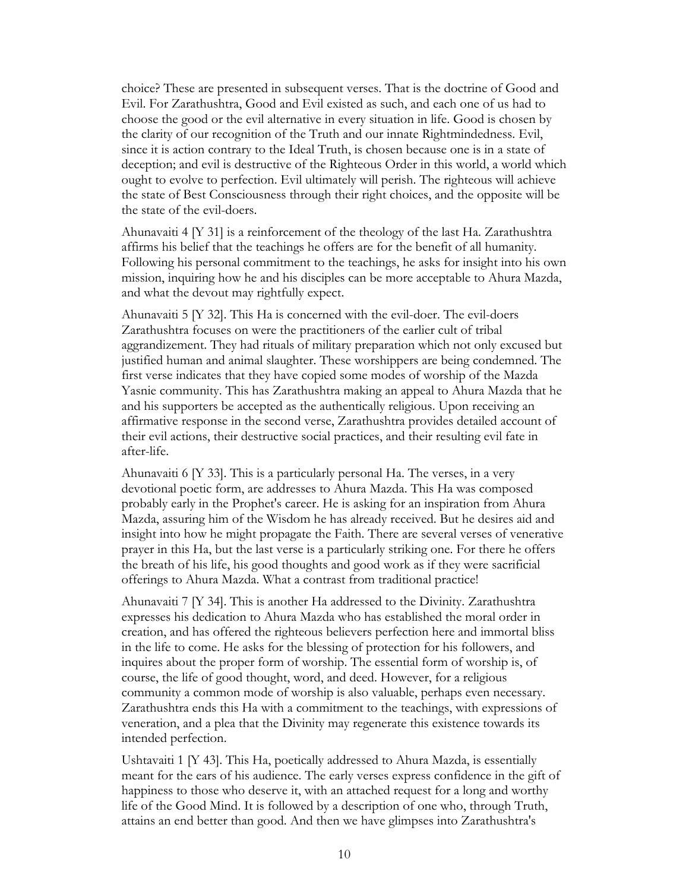choice? These are presented in subsequent verses. That is the doctrine of Good and Evil. For Zarathushtra, Good and Evil existed as such, and each one of us had to choose the good or the evil alternative in every situation in life. Good is chosen by the clarity of our recognition of the Truth and our innate Rightmindedness. Evil, since it is action contrary to the Ideal Truth, is chosen because one is in a state of deception; and evil is destructive of the Righteous Order in this world, a world which ought to evolve to perfection. Evil ultimately will perish. The righteous will achieve the state of Best Consciousness through their right choices, and the opposite will be the state of the evil-doers.

Ahunavaiti 4 [Y 31] is a reinforcement of the theology of the last Ha. Zarathushtra affirms his belief that the teachings he offers are for the benefit of all humanity. Following his personal commitment to the teachings, he asks for insight into his own mission, inquiring how he and his disciples can be more acceptable to Ahura Mazda, and what the devout may rightfully expect.

Ahunavaiti 5 [Y 32]. This Ha is concerned with the evil-doer. The evil-doers Zarathushtra focuses on were the practitioners of the earlier cult of tribal aggrandizement. They had rituals of military preparation which not only excused but justified human and animal slaughter. These worshippers are being condemned. The first verse indicates that they have copied some modes of worship of the Mazda Yasnie community. This has Zarathushtra making an appeal to Ahura Mazda that he and his supporters be accepted as the authentically religious. Upon receiving an affirmative response in the second verse, Zarathushtra provides detailed account of their evil actions, their destructive social practices, and their resulting evil fate in after-life.

Ahunavaiti 6 [Y 33]. This is a particularly personal Ha. The verses, in a very devotional poetic form, are addresses to Ahura Mazda. This Ha was composed probably early in the Prophet's career. He is asking for an inspiration from Ahura Mazda, assuring him of the Wisdom he has already received. But he desires aid and insight into how he might propagate the Faith. There are several verses of venerative prayer in this Ha, but the last verse is a particularly striking one. For there he offers the breath of his life, his good thoughts and good work as if they were sacrificial offerings to Ahura Mazda. What a contrast from traditional practice!

Ahunavaiti 7 [Y 34]. This is another Ha addressed to the Divinity. Zarathushtra expresses his dedication to Ahura Mazda who has established the moral order in creation, and has offered the righteous believers perfection here and immortal bliss in the life to come. He asks for the blessing of protection for his followers, and inquires about the proper form of worship. The essential form of worship is, of course, the life of good thought, word, and deed. However, for a religious community a common mode of worship is also valuable, perhaps even necessary. Zarathushtra ends this Ha with a commitment to the teachings, with expressions of veneration, and a plea that the Divinity may regenerate this existence towards its intended perfection.

Ushtavaiti 1 [Y 43]. This Ha, poetically addressed to Ahura Mazda, is essentially meant for the ears of his audience. The early verses express confidence in the gift of happiness to those who deserve it, with an attached request for a long and worthy life of the Good Mind. It is followed by a description of one who, through Truth, attains an end better than good. And then we have glimpses into Zarathushtra's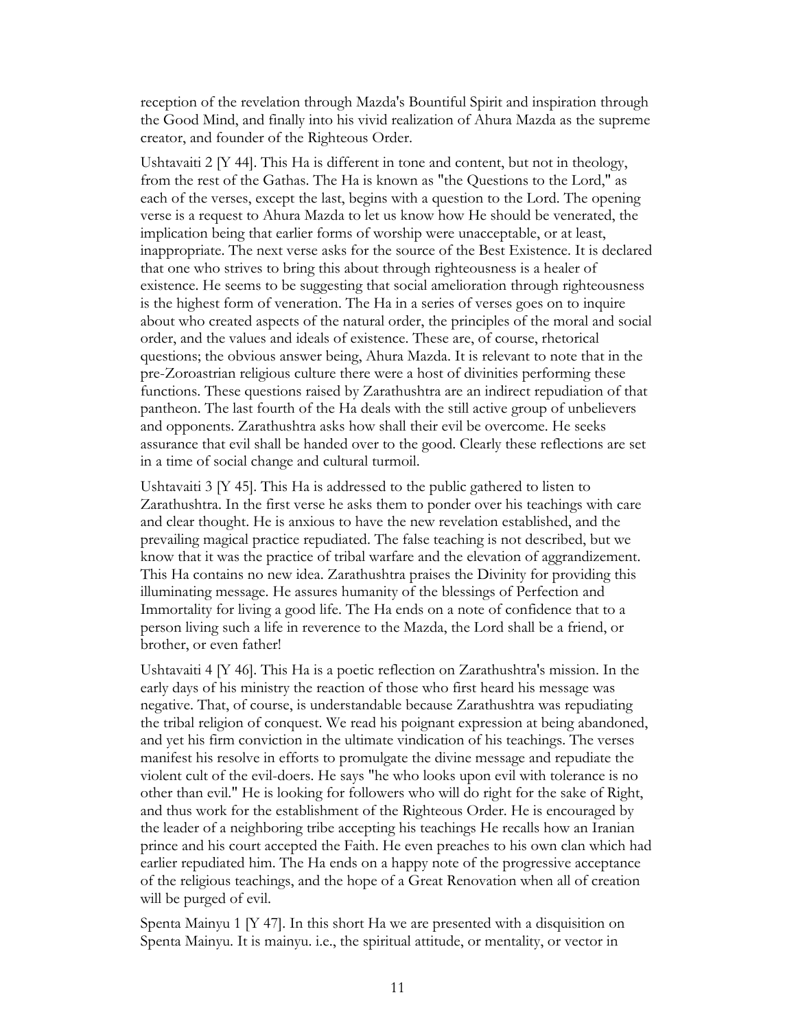reception of the revelation through Mazda's Bountiful Spirit and inspiration through the Good Mind, and finally into his vivid realization of Ahura Mazda as the supreme creator, and founder of the Righteous Order.

Ushtavaiti 2 [Y 44]. This Ha is different in tone and content, but not in theology, from the rest of the Gathas. The Ha is known as "the Questions to the Lord," as each of the verses, except the last, begins with a question to the Lord. The opening verse is a request to Ahura Mazda to let us know how He should be venerated, the implication being that earlier forms of worship were unacceptable, or at least, inappropriate. The next verse asks for the source of the Best Existence. It is declared that one who strives to bring this about through righteousness is a healer of existence. He seems to be suggesting that social amelioration through righteousness is the highest form of veneration. The Ha in a series of verses goes on to inquire about who created aspects of the natural order, the principles of the moral and social order, and the values and ideals of existence. These are, of course, rhetorical questions; the obvious answer being, Ahura Mazda. It is relevant to note that in the pre-Zoroastrian religious culture there were a host of divinities performing these functions. These questions raised by Zarathushtra are an indirect repudiation of that pantheon. The last fourth of the Ha deals with the still active group of unbelievers and opponents. Zarathushtra asks how shall their evil be overcome. He seeks assurance that evil shall be handed over to the good. Clearly these reflections are set in a time of social change and cultural turmoil.

Ushtavaiti 3 [Y 45]. This Ha is addressed to the public gathered to listen to Zarathushtra. In the first verse he asks them to ponder over his teachings with care and clear thought. He is anxious to have the new revelation established, and the prevailing magical practice repudiated. The false teaching is not described, but we know that it was the practice of tribal warfare and the elevation of aggrandizement. This Ha contains no new idea. Zarathushtra praises the Divinity for providing this illuminating message. He assures humanity of the blessings of Perfection and Immortality for living a good life. The Ha ends on a note of confidence that to a person living such a life in reverence to the Mazda, the Lord shall be a friend, or brother, or even father!

Ushtavaiti 4 [Y 46]. This Ha is a poetic reflection on Zarathushtra's mission. In the early days of his ministry the reaction of those who first heard his message was negative. That, of course, is understandable because Zarathushtra was repudiating the tribal religion of conquest. We read his poignant expression at being abandoned, and yet his firm conviction in the ultimate vindication of his teachings. The verses manifest his resolve in efforts to promulgate the divine message and repudiate the violent cult of the evil-doers. He says "he who looks upon evil with tolerance is no other than evil." He is looking for followers who will do right for the sake of Right, and thus work for the establishment of the Righteous Order. He is encouraged by the leader of a neighboring tribe accepting his teachings He recalls how an Iranian prince and his court accepted the Faith. He even preaches to his own clan which had earlier repudiated him. The Ha ends on a happy note of the progressive acceptance of the religious teachings, and the hope of a Great Renovation when all of creation will be purged of evil.

Spenta Mainyu 1 [Y 47]. In this short Ha we are presented with a disquisition on Spenta Mainyu. It is mainyu. i.e., the spiritual attitude, or mentality, or vector in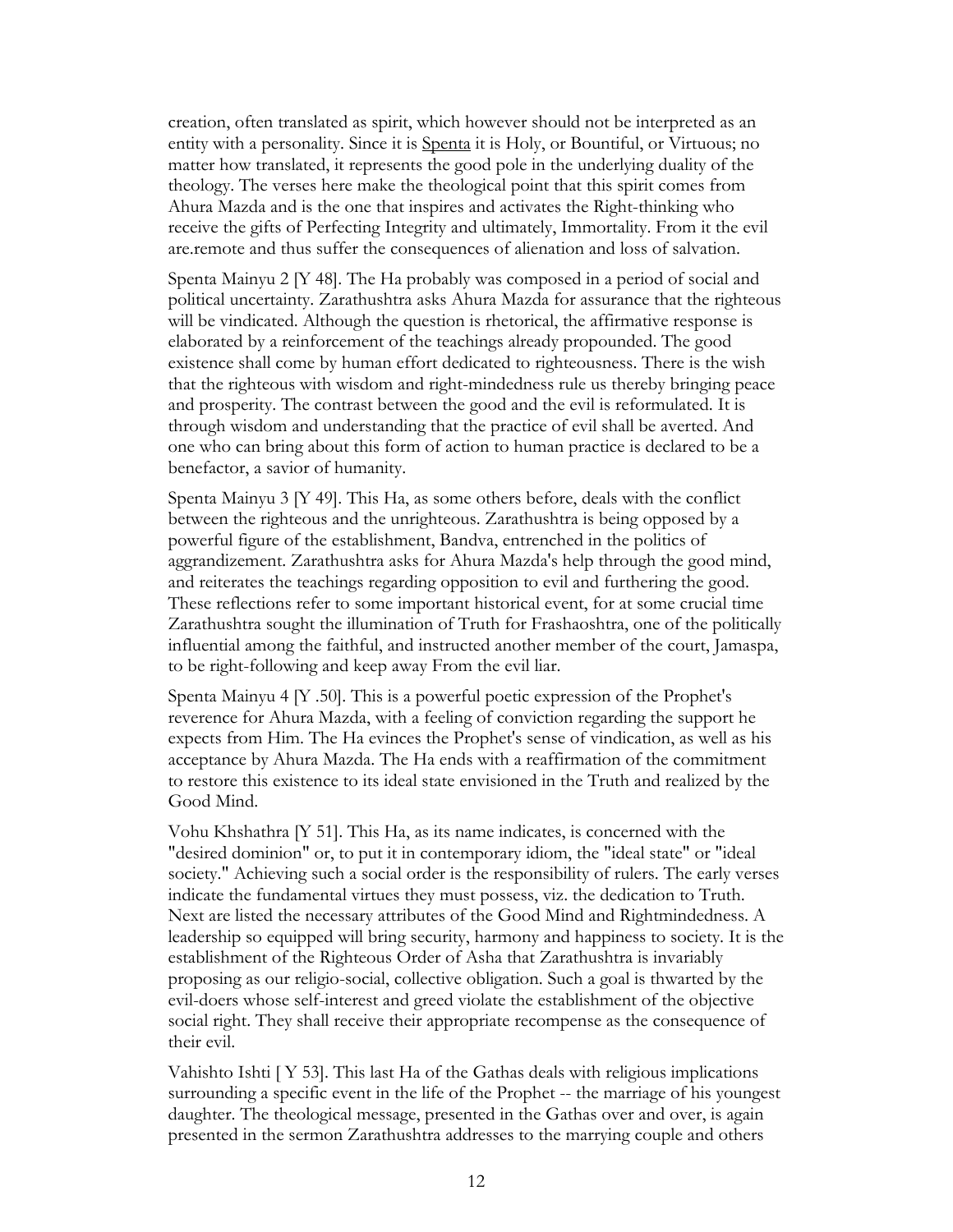creation, often translated as spirit, which however should not be interpreted as an entity with a personality. Since it is Spenta it is Holy, or Bountiful, or Virtuous; no matter how translated, it represents the good pole in the underlying duality of the theology. The verses here make the theological point that this spirit comes from Ahura Mazda and is the one that inspires and activates the Right-thinking who receive the gifts of Perfecting Integrity and ultimately, Immortality. From it the evil are.remote and thus suffer the consequences of alienation and loss of salvation.

Spenta Mainyu 2 [Y 48]. The Ha probably was composed in a period of social and political uncertainty. Zarathushtra asks Ahura Mazda for assurance that the righteous will be vindicated. Although the question is rhetorical, the affirmative response is elaborated by a reinforcement of the teachings already propounded. The good existence shall come by human effort dedicated to righteousness. There is the wish that the righteous with wisdom and right-mindedness rule us thereby bringing peace and prosperity. The contrast between the good and the evil is reformulated. It is through wisdom and understanding that the practice of evil shall be averted. And one who can bring about this form of action to human practice is declared to be a benefactor, a savior of humanity.

Spenta Mainyu 3 [Y 49]. This Ha, as some others before, deals with the conflict between the righteous and the unrighteous. Zarathushtra is being opposed by a powerful figure of the establishment, Bandva, entrenched in the politics of aggrandizement. Zarathushtra asks for Ahura Mazda's help through the good mind, and reiterates the teachings regarding opposition to evil and furthering the good. These reflections refer to some important historical event, for at some crucial time Zarathushtra sought the illumination of Truth for Frashaoshtra, one of the politically influential among the faithful, and instructed another member of the court, Jamaspa, to be right-following and keep away From the evil liar.

Spenta Mainyu 4 [Y .50]. This is a powerful poetic expression of the Prophet's reverence for Ahura Mazda, with a feeling of conviction regarding the support he expects from Him. The Ha evinces the Prophet's sense of vindication, as well as his acceptance by Ahura Mazda. The Ha ends with a reaffirmation of the commitment to restore this existence to its ideal state envisioned in the Truth and realized by the Good Mind.

Vohu Khshathra [Y 51]. This Ha, as its name indicates, is concerned with the "desired dominion" or, to put it in contemporary idiom, the "ideal state" or "ideal society." Achieving such a social order is the responsibility of rulers. The early verses indicate the fundamental virtues they must possess, viz. the dedication to Truth. Next are listed the necessary attributes of the Good Mind and Rightmindedness. A leadership so equipped will bring security, harmony and happiness to society. It is the establishment of the Righteous Order of Asha that Zarathushtra is invariably proposing as our religio-social, collective obligation. Such a goal is thwarted by the evil-doers whose self-interest and greed violate the establishment of the objective social right. They shall receive their appropriate recompense as the consequence of their evil.

Vahishto Ishti [ Y 53]. This last Ha of the Gathas deals with religious implications surrounding a specific event in the life of the Prophet -- the marriage of his youngest daughter. The theological message, presented in the Gathas over and over, is again presented in the sermon Zarathushtra addresses to the marrying couple and others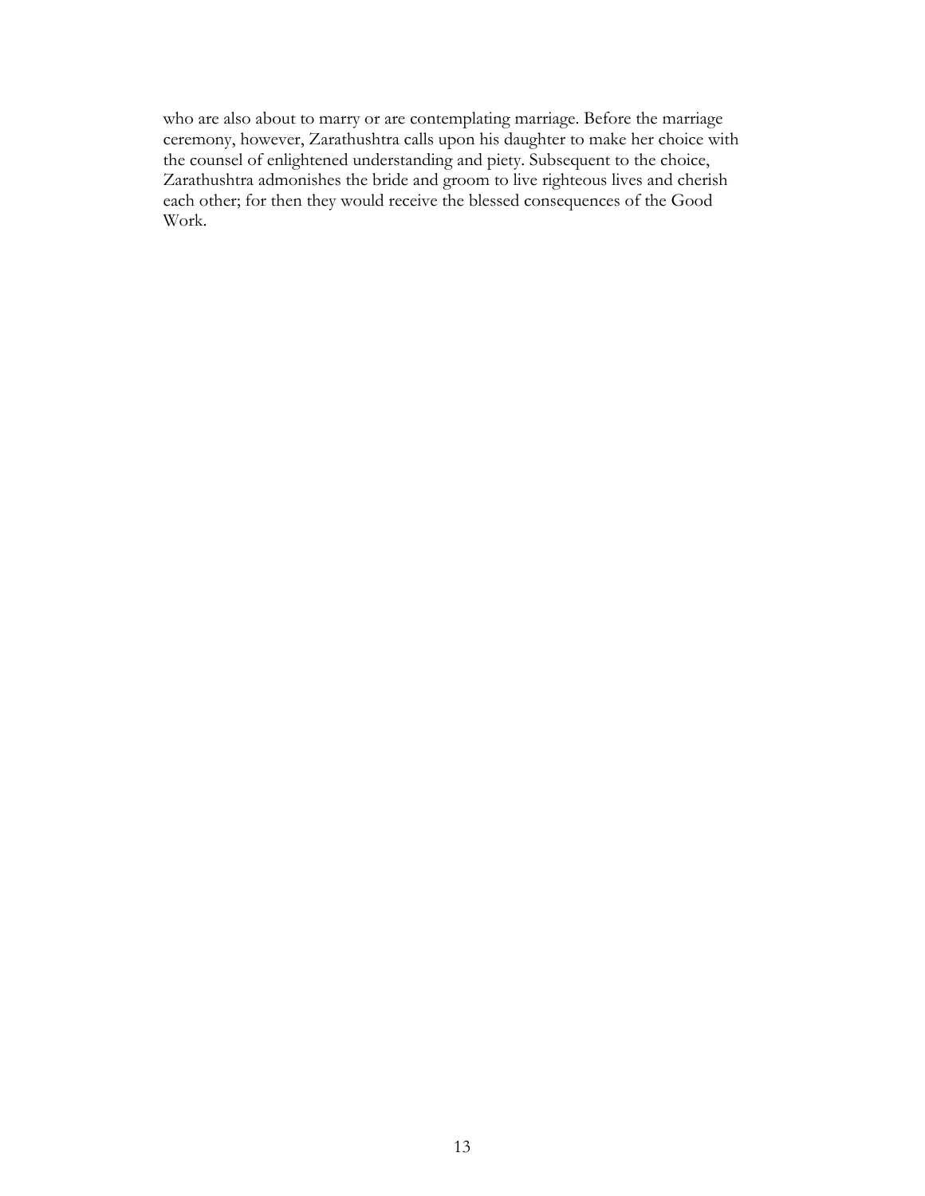who are also about to marry or are contemplating marriage. Before the marriage ceremony, however, Zarathushtra calls upon his daughter to make her choice with the counsel of enlightened understanding and piety. Subsequent to the choice, Zarathushtra admonishes the bride and groom to live righteous lives and cherish each other; for then they would receive the blessed consequences of the Good Work.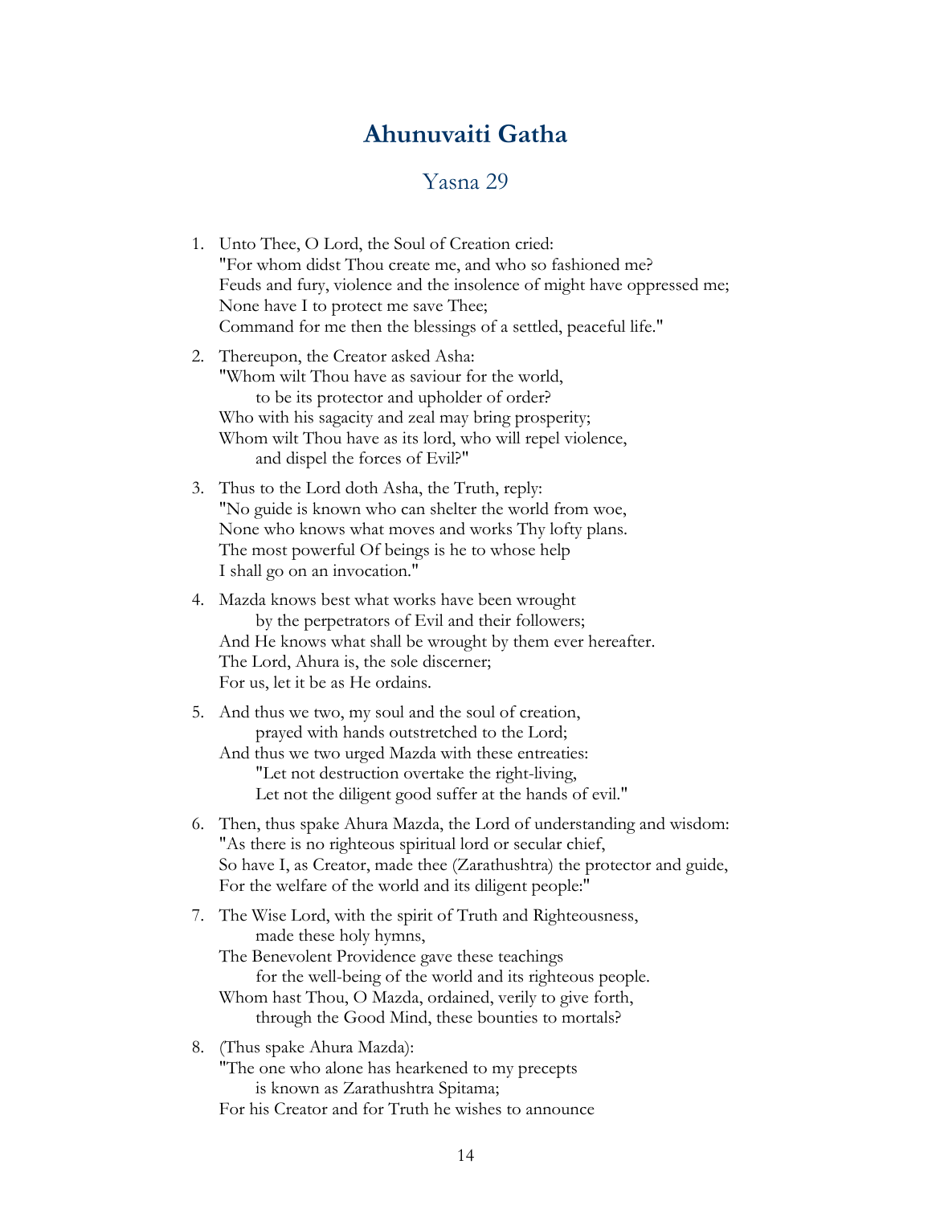# Ahunuvaiti Gatha

## Yasna 29

1. Unto Thee, O Lord, the Soul of Creation cried:
   "For whom didst Thou create me, and who so fashioned me?
   Feuds and fury, violence and the insolence of might have oppressed me;
   None have I to protect me save Thee;
   Command for me then the blessings of a settled, peaceful life."

2. Thereupon, the Creator asked Asha:
   "Whom wilt Thou have as saviour for the world,
   to be its protector and upholder of order?
   Who with his sagacity and zeal may bring prosperity;
   Whom wilt Thou have as its lord, who will repel violence,
   and dispel the forces of Evil?"

3. Thus to the Lord doth Asha, the Truth, reply:
   "No guide is known who can shelter the world from woe,
   None who knows what moves and works Thy lofty plans.
   The most powerful Of beings is he to whose help
   I shall go on an invocation."

4. Mazda knows best what works have been wrought
   by the perpetrators of Evil and their followers;
   And He knows what shall be wrought by them ever hereafter.
   The Lord, Ahura is, the sole discerner;
   For us, let it be as He ordains.

5. And thus we two, my soul and the soul of creation,
   prayed with hands outstretched to the Lord;
   And thus we two urged Mazda with these entreaties:
   "Let not destruction overtake the right-living,
   Let not the diligent good suffer at the hands of evil."

6. Then, thus spake Ahura Mazda, the Lord of understanding and wisdom:
   "As there is no righteous spiritual lord or secular chief,
   So have I, as Creator, made thee (Zarathushtra) the protector and guide,
   For the welfare of the world and its diligent people:"

7. The Wise Lord, with the spirit of Truth and Righteousness,
   made these holy hymns,
   The Benevolent Providence gave these teachings
   for the well-being of the world and its righteous people.
   Whom hast Thou, O Mazda, ordained, verily to give forth,
   through the Good Mind, these bounties to mortals?

8. (Thus spake Ahura Mazda):
   "The one who alone has hearkened to my precepts
   is known as Zarathushtra Spitama;
   For his Creator and for Truth he wishes to announce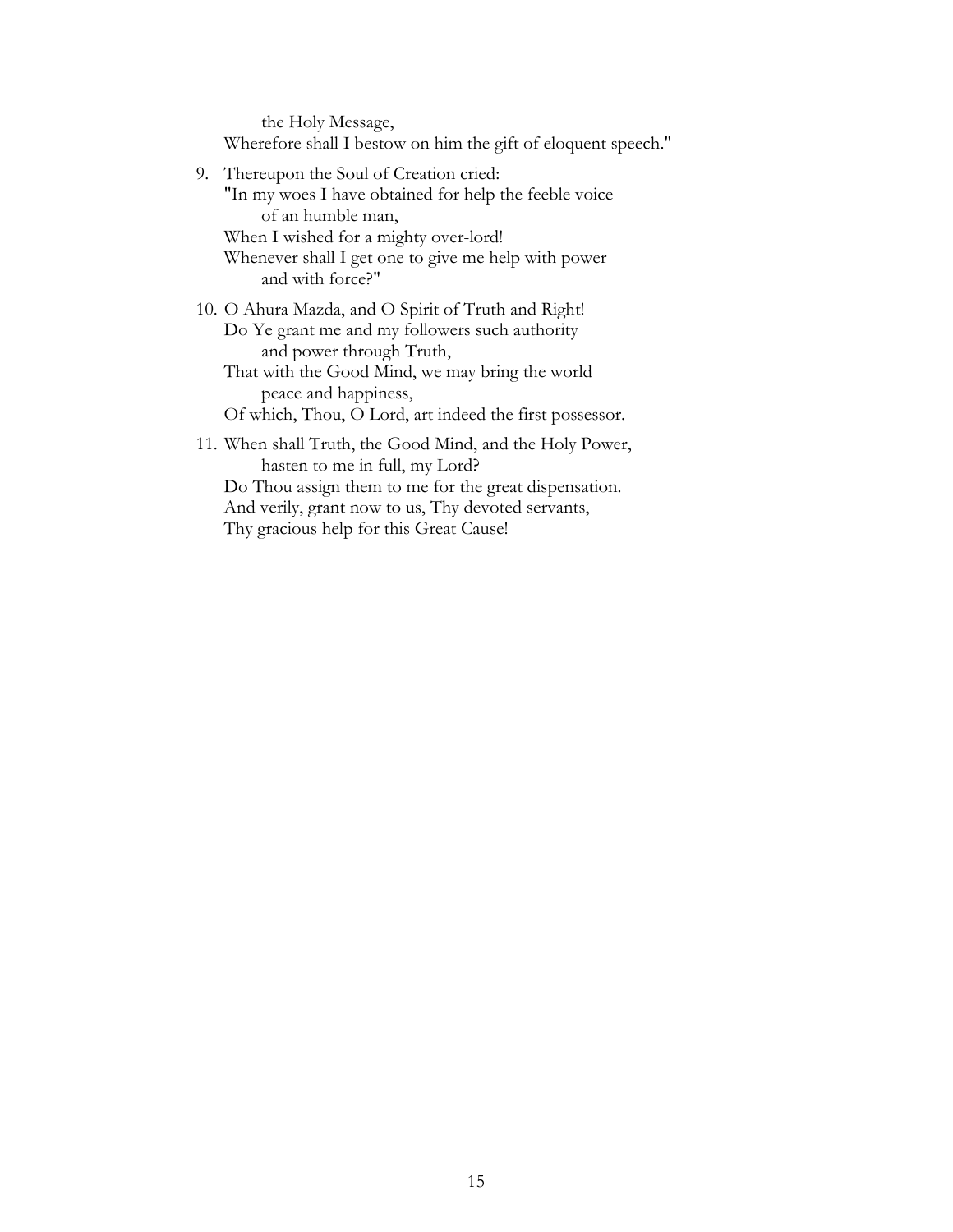the Holy Message,
Wherefore shall I bestow on him the gift of eloquent speech."

9. Thereupon the Soul of Creation cried:
   "In my woes I have obtained for help the feeble voice
   of an humble man,
   When I wished for a mighty over-lord!
   Whenever shall I get one to give me help with power
   and with force?"

10. O Ahura Mazda, and O Spirit of Truth and Right!
    Do Ye grant me and my followers such authority
    and power through Truth,
    That with the Good Mind, we may bring the world
    peace and happiness,
    Of which, Thou, O Lord, art indeed the first possessor.

11. When shall Truth, the Good Mind, and the Holy Power,
    hasten to me in full, my Lord?
    Do Thou assign them to me for the great dispensation.
    And verily, grant now to us, Thy devoted servants,
    Thy gracious help for this Great Cause!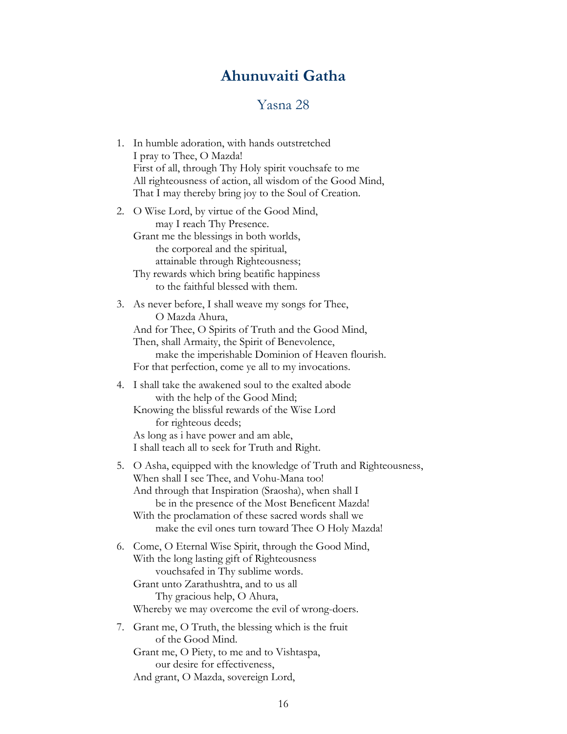# Ahunuvaiti Gatha

## Yasna 28

1. In humble adoration, with hands outstretched  
   I pray to Thee, O Mazda!  
   First of all, through Thy Holy spirit vouchsafe to me  
   All righteousness of action, all wisdom of the Good Mind,  
   That I may thereby bring joy to the Soul of Creation.

2. O Wise Lord, by virtue of the Good Mind,  
   may I reach Thy Presence.  
   Grant me the blessings in both worlds,  
   the corporeal and the spiritual,  
   attainable through Righteousness;  
   Thy rewards which bring beatific happiness  
   to the faithful blessed with them.

3. As never before, I shall weave my songs for Thee,  
   O Mazda Ahura,  
   And for Thee, O Spirits of Truth and the Good Mind,  
   Then, shall Armaity, the Spirit of Benevolence,  
   make the imperishable Dominion of Heaven flourish.  
   For that perfection, come ye all to my invocations.

4. I shall take the awakened soul to the exalted abode  
   with the help of the Good Mind;  
   Knowing the blissful rewards of the Wise Lord  
   for righteous deeds;  
   As long as i have power and am able,  
   I shall teach all to seek for Truth and Right.

5. O Asha, equipped with the knowledge of Truth and Righteousness,  
   When shall I see Thee, and Vohu-Mana too!  
   And through that Inspiration (Sraosha), when shall I  
   be in the presence of the Most Beneficent Mazda!  
   With the proclamation of these sacred words shall we  
   make the evil ones turn toward Thee O Holy Mazda!

6. Come, O Eternal Wise Spirit, through the Good Mind,  
   With the long lasting gift of Righteousness  
   vouchsafed in Thy sublime words.  
   Grant unto Zarathushtra, and to us all  
   Thy gracious help, O Ahura,  
   Whereby we may overcome the evil of wrong-doers.

7. Grant me, O Truth, the blessing which is the fruit  
   of the Good Mind.  
   Grant me, O Piety, to me and to Vishtaspa,  
   our desire for effectiveness,  
   And grant, O Mazda, sovereign Lord,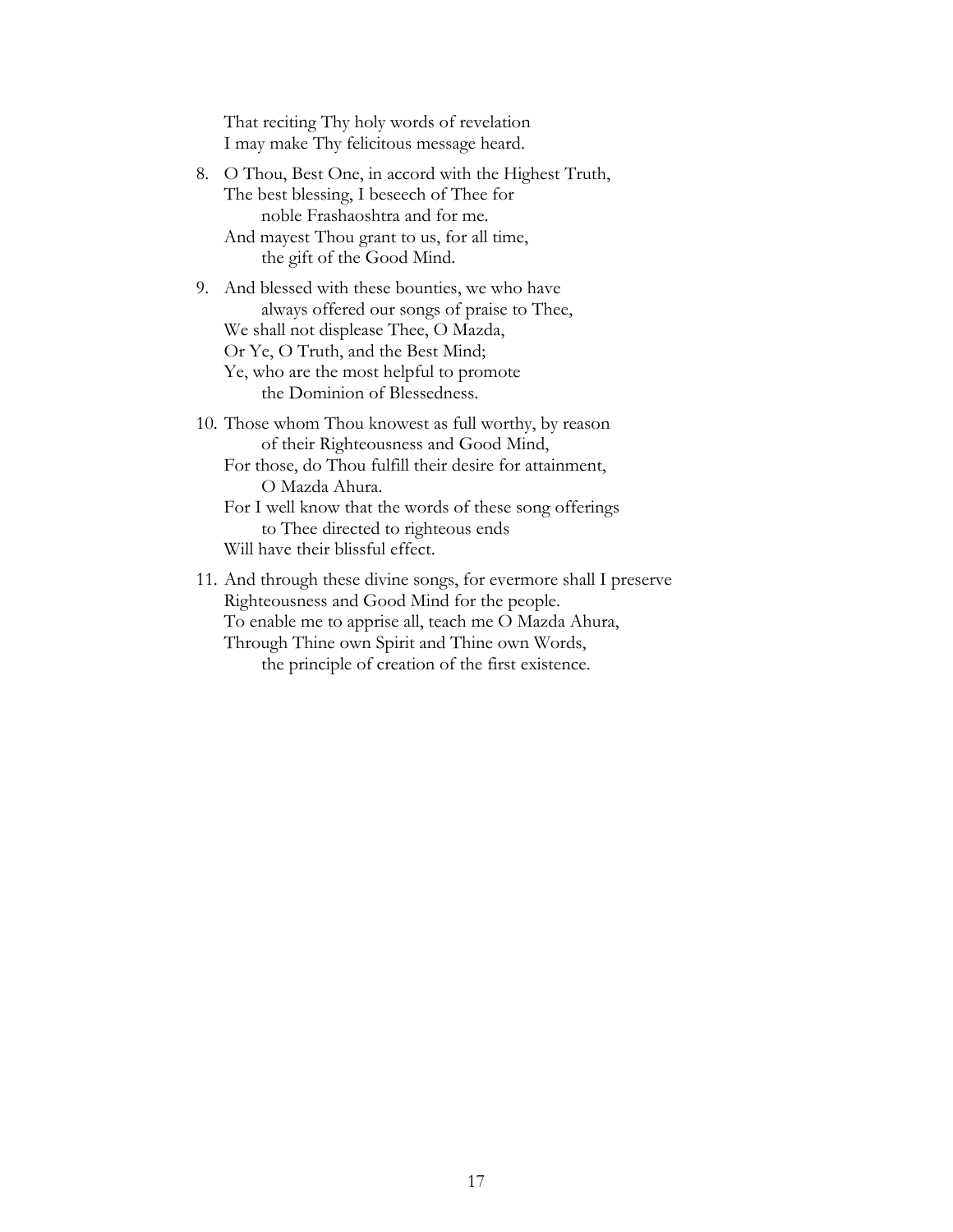That reciting Thy holy words of revelation
I may make Thy felicitous message heard.

8. O Thou, Best One, in accord with the Highest Truth,
   The best blessing, I beseech of Thee for
   noble Frashaoshtra and for me.
   And mayest Thou grant to us, for all time,
   the gift of the Good Mind.

9. And blessed with these bounties, we who have
   always offered our songs of praise to Thee,
   We shall not displease Thee, O Mazda,
   Or Ye, O Truth, and the Best Mind;
   Ye, who are the most helpful to promote
   the Dominion of Blessedness.

10. Those whom Thou knowest as full worthy, by reason
    of their Righteousness and Good Mind,
    For those, do Thou fulfill their desire for attainment,
    O Mazda Ahura.
    For I well know that the words of these song offerings
    to Thee directed to righteous ends
    Will have their blissful effect.

11. And through these divine songs, for evermore shall I preserve
    Righteousness and Good Mind for the people.
    To enable me to apprise all, teach me O Mazda Ahura,
    Through Thine own Spirit and Thine own Words,
    the principle of creation of the first existence.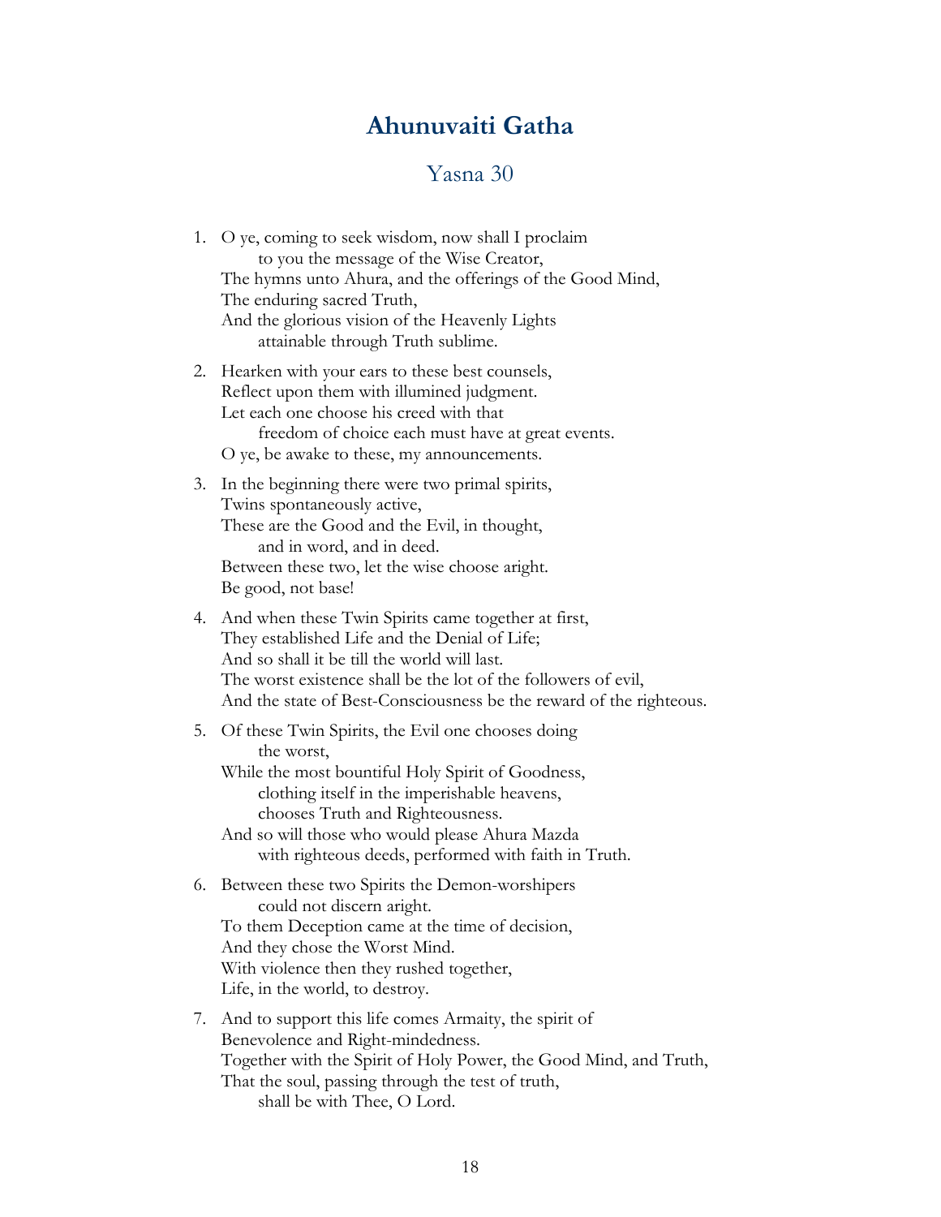# Ahunuvaiti Gatha

## Yasna 30

1. O ye, coming to seek wisdom, now shall I proclaim
   to you the message of the Wise Creator,
   The hymns unto Ahura, and the offerings of the Good Mind,
   The enduring sacred Truth,
   And the glorious vision of the Heavenly Lights
   attainable through Truth sublime.

2. Hearken with your ears to these best counsels,
   Reflect upon them with illumined judgment.
   Let each one choose his creed with that
   freedom of choice each must have at great events.
   O ye, be awake to these, my announcements.

3. In the beginning there were two primal spirits,
   Twins spontaneously active,
   These are the Good and the Evil, in thought,
   and in word, and in deed.
   Between these two, let the wise choose aright.
   Be good, not base!

4. And when these Twin Spirits came together at first,
   They established Life and the Denial of Life;
   And so shall it be till the world will last.
   The worst existence shall be the lot of the followers of evil,
   And the state of Best-Consciousness be the reward of the righteous.

5. Of these Twin Spirits, the Evil one chooses doing
   the worst,
   While the most bountiful Holy Spirit of Goodness,
   clothing itself in the imperishable heavens,
   chooses Truth and Righteousness.
   And so will those who would please Ahura Mazda
   with righteous deeds, performed with faith in Truth.

6. Between these two Spirits the Demon-worshipers
   could not discern aright.
   To them Deception came at the time of decision,
   And they chose the Worst Mind.
   With violence then they rushed together,
   Life, in the world, to destroy.

7. And to support this life comes Armaity, the spirit of
   Benevolence and Right-mindedness.
   Together with the Spirit of Holy Power, the Good Mind, and Truth,
   That the soul, passing through the test of truth,
   shall be with Thee, O Lord.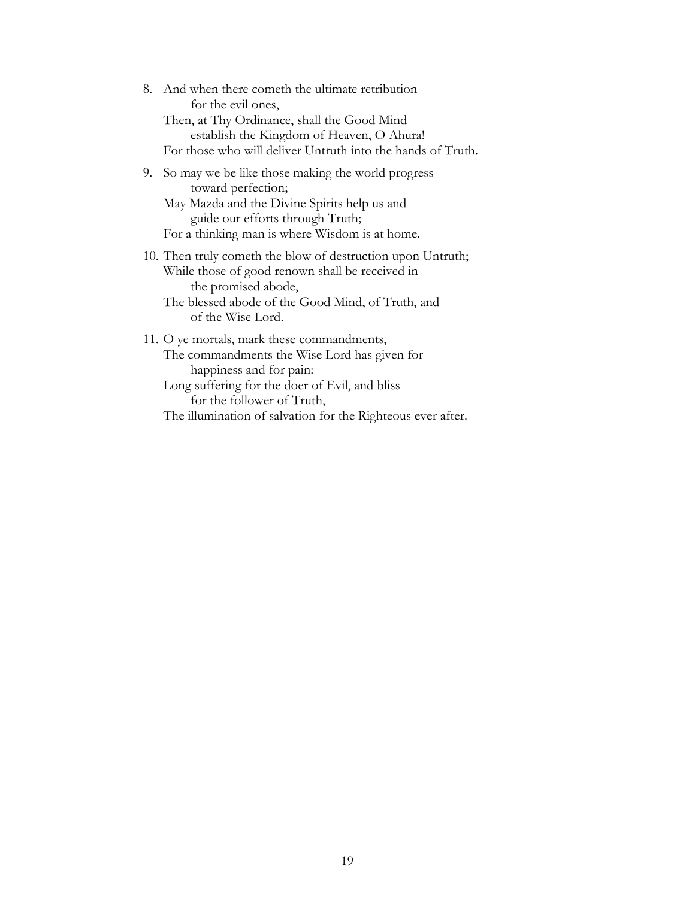8. And when there cometh the ultimate retribution
   for the evil ones,
   Then, at Thy Ordinance, shall the Good Mind
   establish the Kingdom of Heaven, O Ahura!
   For those who will deliver Untruth into the hands of Truth.

9. So may we be like those making the world progress
   toward perfection;
   May Mazda and the Divine Spirits help us and
   guide our efforts through Truth;
   For a thinking man is where Wisdom is at home.

10. Then truly cometh the blow of destruction upon Untruth;
    While those of good renown shall be received in
    the promised abode,
    The blessed abode of the Good Mind, of Truth, and
    of the Wise Lord.

11. O ye mortals, mark these commandments,
    The commandments the Wise Lord has given for
    happiness and for pain:
    Long suffering for the doer of Evil, and bliss
    for the follower of Truth,
    The illumination of salvation for the Righteous ever after.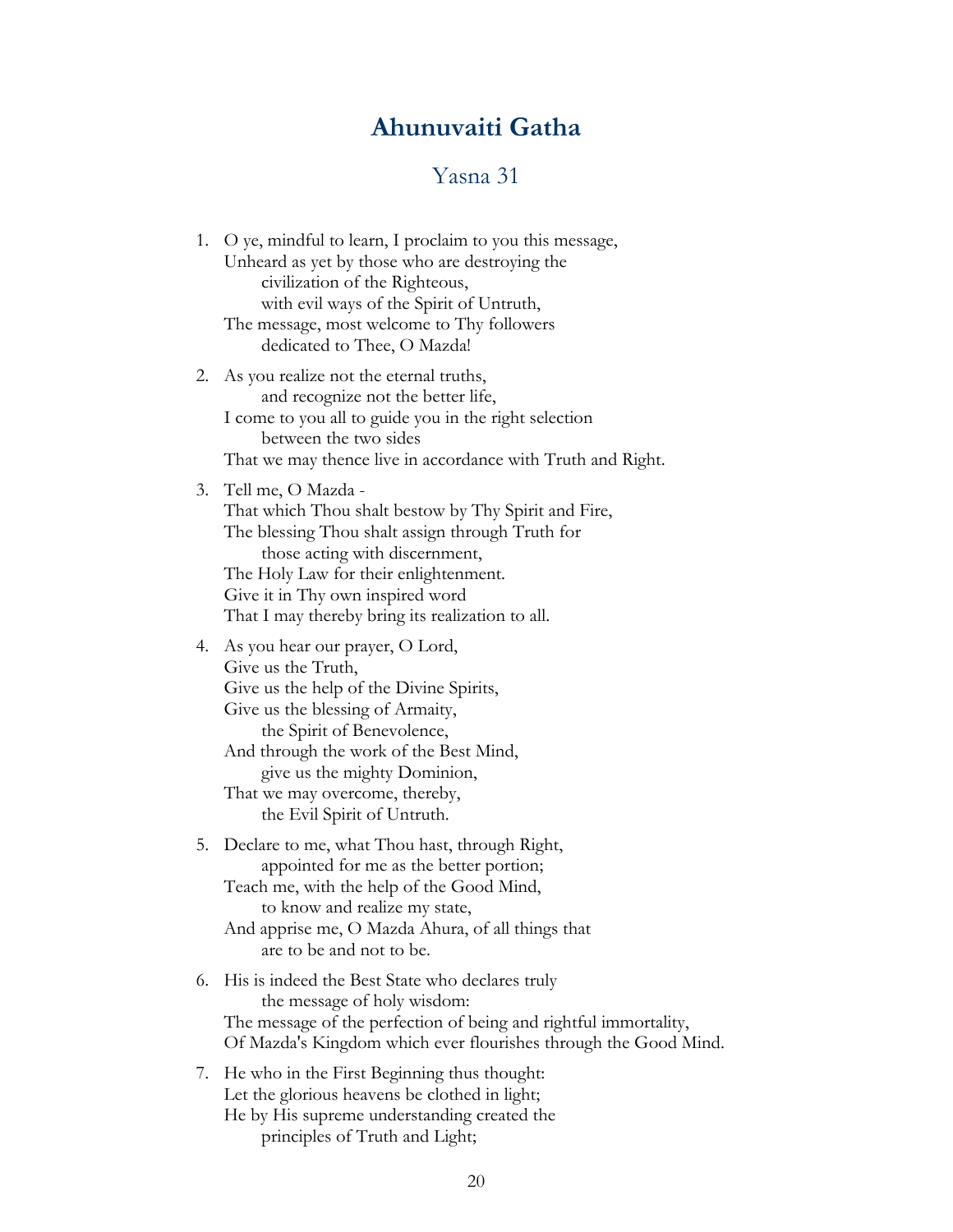# Ahunuvaiti Gatha

## Yasna 31

1. O ye, mindful to learn, I proclaim to you this message,
   Unheard as yet by those who are destroying the
   civilization of the Righteous,
   with evil ways of the Spirit of Untruth,
   The message, most welcome to Thy followers
   dedicated to Thee, O Mazda!

2. As you realize not the eternal truths,
   and recognize not the better life,
   I come to you all to guide you in the right selection
   between the two sides
   That we may thence live in accordance with Truth and Right.

3. Tell me, O Mazda -
   That which Thou shalt bestow by Thy Spirit and Fire,
   The blessing Thou shalt assign through Truth for
   those acting with discernment,
   The Holy Law for their enlightenment.
   Give it in Thy own inspired word
   That I may thereby bring its realization to all.

4. As you hear our prayer, O Lord,
   Give us the Truth,
   Give us the help of the Divine Spirits,
   Give us the blessing of Armaity,
   the Spirit of Benevolence,
   And through the work of the Best Mind,
   give us the mighty Dominion,
   That we may overcome, thereby,
   the Evil Spirit of Untruth.

5. Declare to me, what Thou hast, through Right,
   appointed for me as the better portion;
   Teach me, with the help of the Good Mind,
   to know and realize my state,
   And apprise me, O Mazda Ahura, of all things that
   are to be and not to be.

6. His is indeed the Best State who declares truly
   the message of holy wisdom:
   The message of the perfection of being and rightful immortality,
   Of Mazda's Kingdom which ever flourishes through the Good Mind.

7. He who in the First Beginning thus thought:
   Let the glorious heavens be clothed in light;
   He by His supreme understanding created the
   principles of Truth and Light;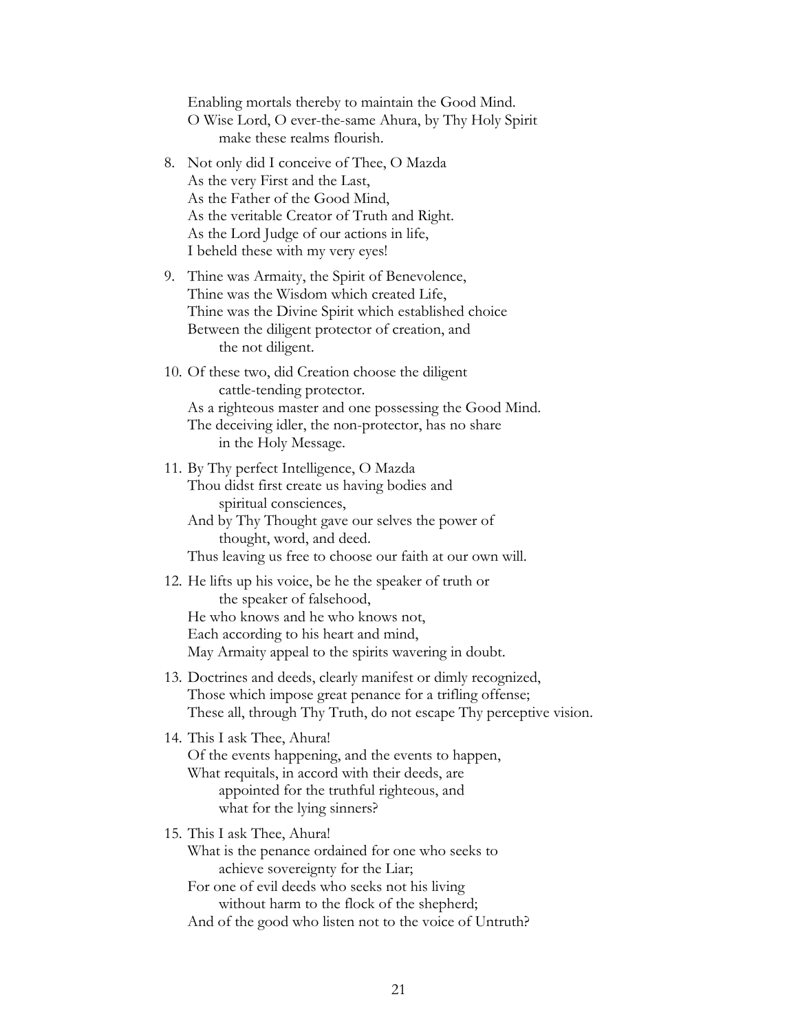Enabling mortals thereby to maintain the Good Mind.
O Wise Lord, O ever-the-same Ahura, by Thy Holy Spirit
make these realms flourish.

8. Not only did I conceive of Thee, O Mazda
   As the very First and the Last,
   As the Father of the Good Mind,
   As the veritable Creator of Truth and Right.
   As the Lord Judge of our actions in life,
   I beheld these with my very eyes!

9. Thine was Armaity, the Spirit of Benevolence,
   Thine was the Wisdom which created Life,
   Thine was the Divine Spirit which established choice
   Between the diligent protector of creation, and
   the not diligent.

10. Of these two, did Creation choose the diligent
    cattle-tending protector.
    As a righteous master and one possessing the Good Mind.
    The deceiving idler, the non-protector, has no share
    in the Holy Message.

11. By Thy perfect Intelligence, O Mazda
    Thou didst first create us having bodies and
    spiritual consciences,
    And by Thy Thought gave our selves the power of
    thought, word, and deed.
    Thus leaving us free to choose our faith at our own will.

12. He lifts up his voice, be he the speaker of truth or
    the speaker of falsehood,
    He who knows and he who knows not,
    Each according to his heart and mind,
    May Armaity appeal to the spirits wavering in doubt.

13. Doctrines and deeds, clearly manifest or dimly recognized,
    Those which impose great penance for a trifling offense;
    These all, through Thy Truth, do not escape Thy perceptive vision.

14. This I ask Thee, Ahura!
    Of the events happening, and the events to happen,
    What requitals, in accord with their deeds, are
    appointed for the truthful righteous, and
    what for the lying sinners?

15. This I ask Thee, Ahura!
    What is the penance ordained for one who seeks to
    achieve sovereignty for the Liar;
    For one of evil deeds who seeks not his living
    without harm to the flock of the shepherd;
    And of the good who listen not to the voice of Untruth?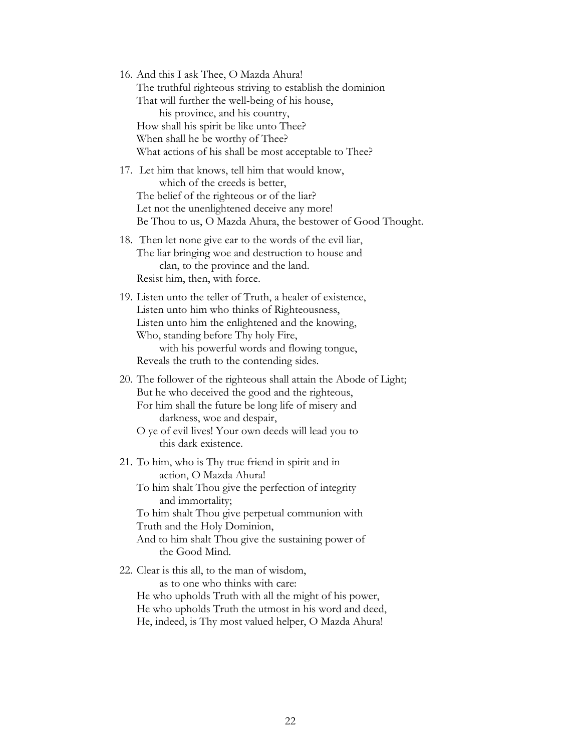16. And this I ask Thee, O Mazda Ahura!
    The truthful righteous striving to establish the dominion
    That will further the well-being of his house,
        his province, and his country,
    How shall his spirit be like unto Thee?
    When shall he be worthy of Thee?
    What actions of his shall be most acceptable to Thee?

17. Let him that knows, tell him that would know,
        which of the creeds is better,
    The belief of the righteous or of the liar?
    Let not the unenlightened deceive any more!
    Be Thou to us, O Mazda Ahura, the bestower of Good Thought.

18. Then let none give ear to the words of the evil liar,
    The liar bringing woe and destruction to house and
        clan, to the province and the land.
    Resist him, then, with force.

19. Listen unto the teller of Truth, a healer of existence,
    Listen unto him who thinks of Righteousness,
    Listen unto him the enlightened and the knowing,
    Who, standing before Thy holy Fire,
        with his powerful words and flowing tongue,
    Reveals the truth to the contending sides.

20. The follower of the righteous shall attain the Abode of Light;
    But he who deceived the good and the righteous,
    For him shall the future be long life of misery and
        darkness, woe and despair,
    O ye of evil lives! Your own deeds will lead you to
        this dark existence.

21. To him, who is Thy true friend in spirit and in
        action, O Mazda Ahura!
    To him shalt Thou give the perfection of integrity
        and immortality;
    To him shalt Thou give perpetual communion with
    Truth and the Holy Dominion,
    And to him shalt Thou give the sustaining power of
        the Good Mind.

22. Clear is this all, to the man of wisdom,
        as to one who thinks with care:
    He who upholds Truth with all the might of his power,
    He who upholds Truth the utmost in his word and deed,
    He, indeed, is Thy most valued helper, O Mazda Ahura!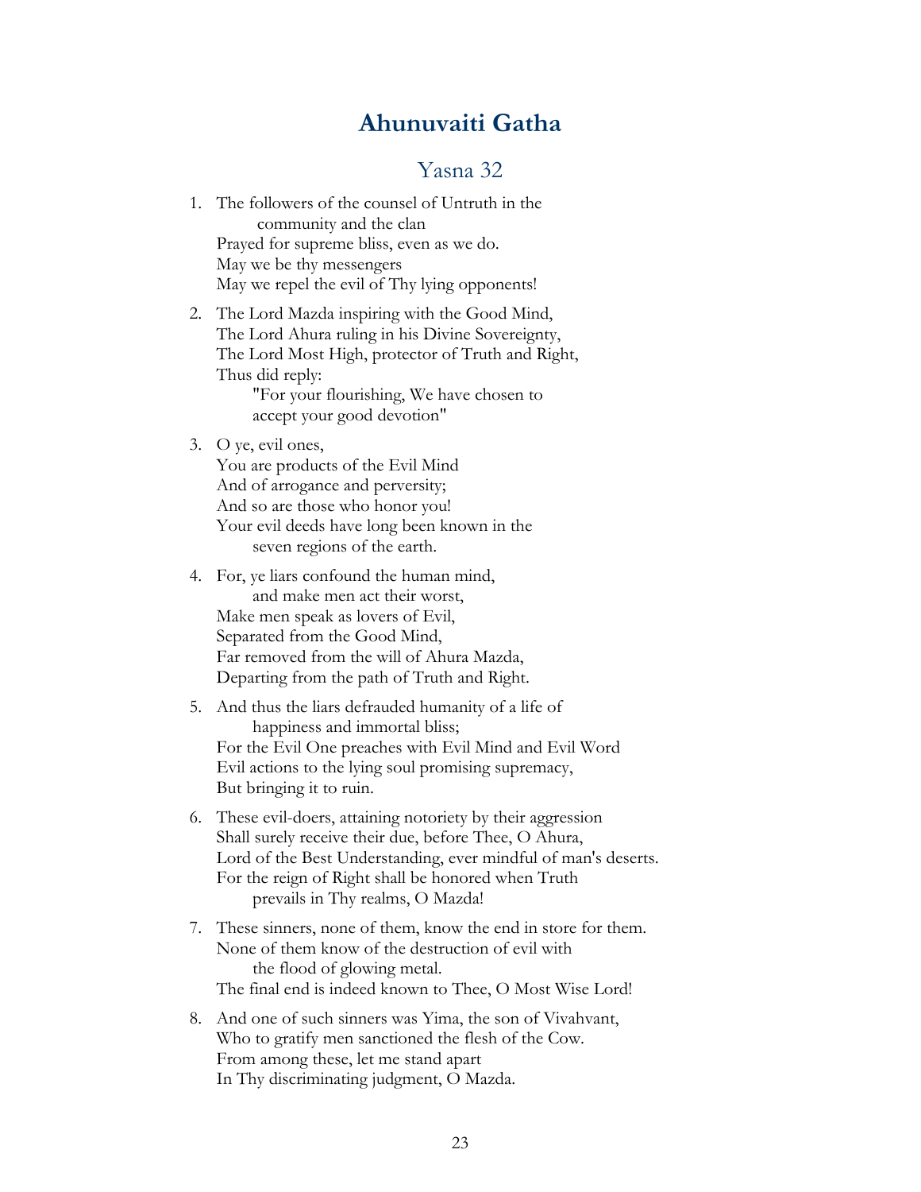# Ahunuvaiti Gatha

## Yasna 32

1. The followers of the counsel of Untruth in the community and the clan
   Prayed for supreme bliss, even as we do.
   May we be thy messengers
   May we repel the evil of Thy lying opponents!

2. The Lord Mazda inspiring with the Good Mind,
   The Lord Ahura ruling in his Divine Sovereignty,
   The Lord Most High, protector of Truth and Right,
   Thus did reply:
   "For your flourishing, We have chosen to accept your good devotion"

3. O ye, evil ones,
   You are products of the Evil Mind
   And of arrogance and perversity;
   And so are those who honor you!
   Your evil deeds have long been known in the seven regions of the earth.

4. For, ye liars confound the human mind, and make men act their worst,
   Make men speak as lovers of Evil,
   Separated from the Good Mind,
   Far removed from the will of Ahura Mazda,
   Departing from the path of Truth and Right.

5. And thus the liars defrauded humanity of a life of happiness and immortal bliss;
   For the Evil One preaches with Evil Mind and Evil Word
   Evil actions to the lying soul promising supremacy,
   But bringing it to ruin.

6. These evil-doers, attaining notoriety by their aggression
   Shall surely receive their due, before Thee, O Ahura,
   Lord of the Best Understanding, ever mindful of man's deserts.
   For the reign of Right shall be honored when Truth prevails in Thy realms, O Mazda!

7. These sinners, none of them, know the end in store for them.
   None of them know of the destruction of evil with the flood of glowing metal.
   The final end is indeed known to Thee, O Most Wise Lord!

8. And one of such sinners was Yima, the son of Vivahvant,
   Who to gratify men sanctioned the flesh of the Cow.
   From among these, let me stand apart
   In Thy discriminating judgment, O Mazda.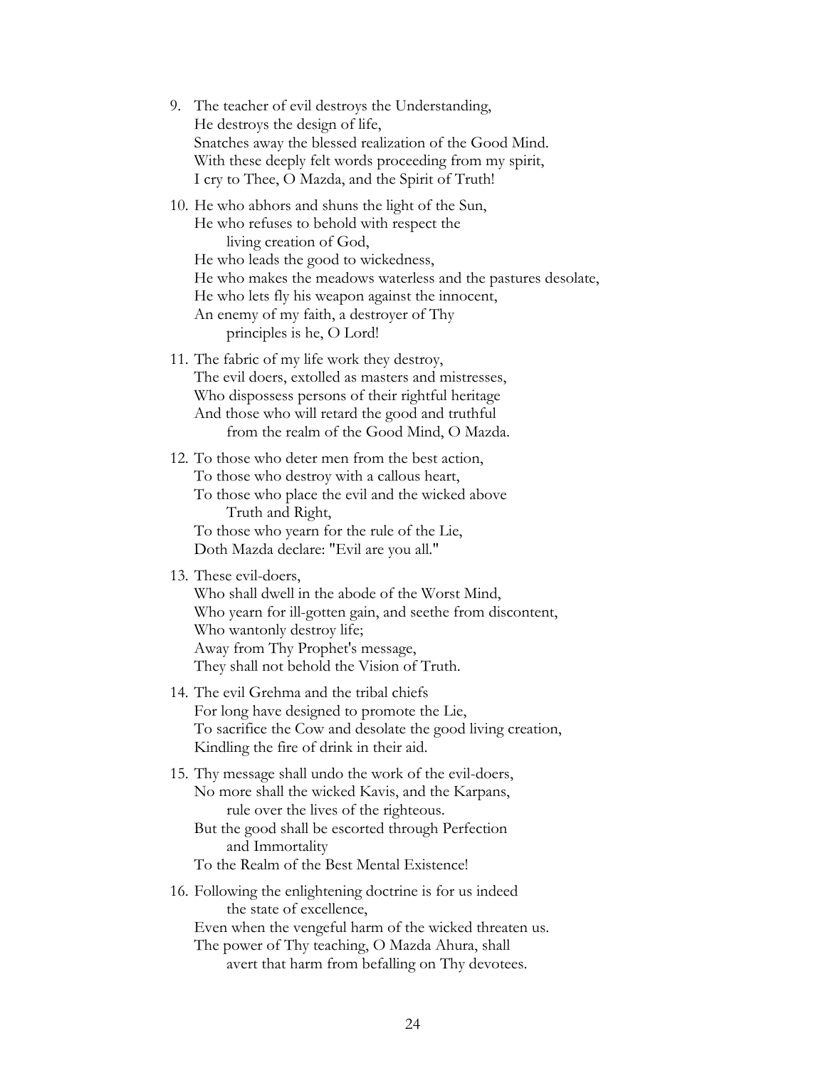9. The teacher of evil destroys the Understanding,
   He destroys the design of life,
   Snatches away the blessed realization of the Good Mind.
   With these deeply felt words proceeding from my spirit,
   I cry to Thee, O Mazda, and the Spirit of Truth!

10. He who abhors and shuns the light of the Sun,
    He who refuses to behold with respect the
    living creation of God,
    He who leads the good to wickedness,
    He who makes the meadows waterless and the pastures desolate,
    He who lets fly his weapon against the innocent,
    An enemy of my faith, a destroyer of Thy
    principles is he, O Lord!

11. The fabric of my life work they destroy,
    The evil doers, extolled as masters and mistresses,
    Who dispossess persons of their rightful heritage
    And those who will retard the good and truthful
    from the realm of the Good Mind, O Mazda.

12. To those who deter men from the best action,
    To those who destroy with a callous heart,
    To those who place the evil and the wicked above
    Truth and Right,
    To those who yearn for the rule of the Lie,
    Doth Mazda declare: "Evil are you all."

13. These evil-doers,
    Who shall dwell in the abode of the Worst Mind,
    Who yearn for ill-gotten gain, and seethe from discontent,
    Who wantonly destroy life;
    Away from Thy Prophet's message,
    They shall not behold the Vision of Truth.

14. The evil Grehma and the tribal chiefs
    For long have designed to promote the Lie,
    To sacrifice the Cow and desolate the good living creation,
    Kindling the fire of drink in their aid.

15. Thy message shall undo the work of the evil-doers,
    No more shall the wicked Kavis, and the Karpans,
    rule over the lives of the righteous.
    But the good shall be escorted through Perfection
    and Immortality
    To the Realm of the Best Mental Existence!

16. Following the enlightening doctrine is for us indeed
    the state of excellence,
    Even when the vengeful harm of the wicked threaten us.
    The power of Thy teaching, O Mazda Ahura, shall
    avert that harm from befalling on Thy devotees.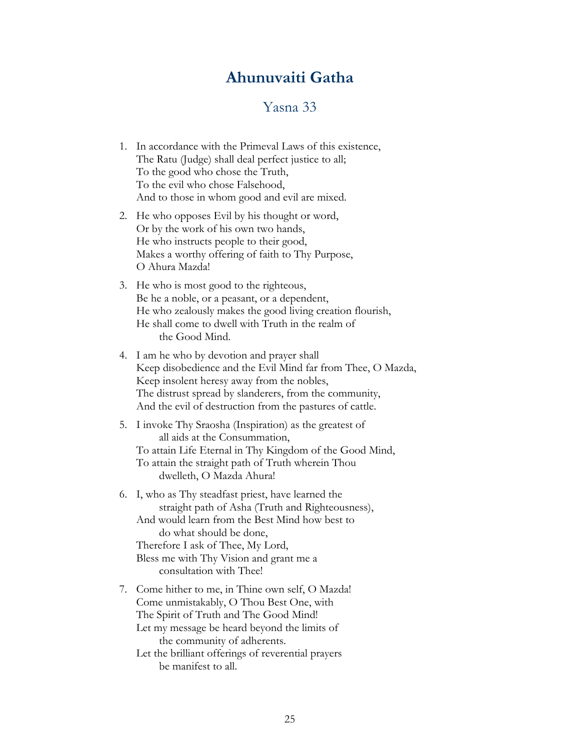# Ahunuvaiti Gatha

## Yasna 33

1. In accordance with the Primeval Laws of this existence,
   The Ratu (Judge) shall deal perfect justice to all;
   To the good who chose the Truth,
   To the evil who chose Falsehood,
   And to those in whom good and evil are mixed.

2. He who opposes Evil by his thought or word,
   Or by the work of his own two hands,
   He who instructs people to their good,
   Makes a worthy offering of faith to Thy Purpose,
   O Ahura Mazda!

3. He who is most good to the righteous,
   Be he a noble, or a peasant, or a dependent,
   He who zealously makes the good living creation flourish,
   He shall come to dwell with Truth in the realm of
   the Good Mind.

4. I am he who by devotion and prayer shall
   Keep disobedience and the Evil Mind far from Thee, O Mazda,
   Keep insolent heresy away from the nobles,
   The distrust spread by slanderers, from the community,
   And the evil of destruction from the pastures of cattle.

5. I invoke Thy Sraosha (Inspiration) as the greatest of
   all aids at the Consummation,
   To attain Life Eternal in Thy Kingdom of the Good Mind,
   To attain the straight path of Truth wherein Thou
   dwelleth, O Mazda Ahura!

6. I, who as Thy steadfast priest, have learned the
   straight path of Asha (Truth and Righteousness),
   And would learn from the Best Mind how best to
   do what should be done,
   Therefore I ask of Thee, My Lord,
   Bless me with Thy Vision and grant me a
   consultation with Thee!

7. Come hither to me, in Thine own self, O Mazda!
   Come unmistakably, O Thou Best One, with
   The Spirit of Truth and The Good Mind!
   Let my message be heard beyond the limits of
   the community of adherents.
   Let the brilliant offerings of reverential prayers
   be manifest to all.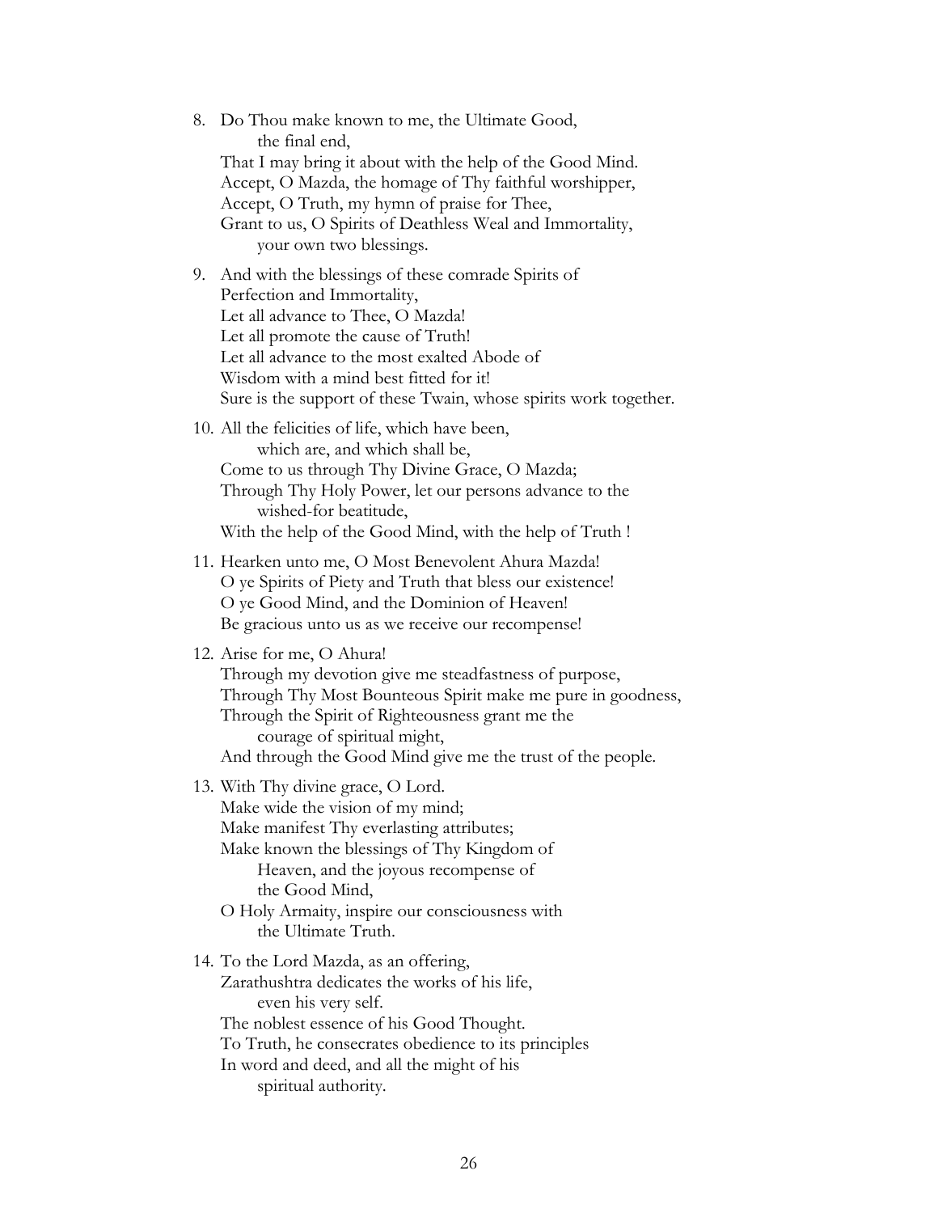8. Do Thou make known to me, the Ultimate Good,
   the final end,
   That I may bring it about with the help of the Good Mind.
   Accept, O Mazda, the homage of Thy faithful worshipper,
   Accept, O Truth, my hymn of praise for Thee,
   Grant to us, O Spirits of Deathless Weal and Immortality,
   your own two blessings.

9. And with the blessings of these comrade Spirits of
   Perfection and Immortality,
   Let all advance to Thee, O Mazda!
   Let all promote the cause of Truth!
   Let all advance to the most exalted Abode of
   Wisdom with a mind best fitted for it!
   Sure is the support of these Twain, whose spirits work together.

10. All the felicities of life, which have been,
    which are, and which shall be,
    Come to us through Thy Divine Grace, O Mazda;
    Through Thy Holy Power, let our persons advance to the
    wished-for beatitude,
    With the help of the Good Mind, with the help of Truth !

11. Hearken unto me, O Most Benevolent Ahura Mazda!
    O ye Spirits of Piety and Truth that bless our existence!
    O ye Good Mind, and the Dominion of Heaven!
    Be gracious unto us as we receive our recompense!

12. Arise for me, O Ahura!
    Through my devotion give me steadfastness of purpose,
    Through Thy Most Bounteous Spirit make me pure in goodness,
    Through the Spirit of Righteousness grant me the
    courage of spiritual might,
    And through the Good Mind give me the trust of the people.

13. With Thy divine grace, O Lord.
    Make wide the vision of my mind;
    Make manifest Thy everlasting attributes;
    Make known the blessings of Thy Kingdom of
    Heaven, and the joyous recompense of
    the Good Mind,
    O Holy Armaity, inspire our consciousness with
    the Ultimate Truth.

14. To the Lord Mazda, as an offering,
    Zarathushtra dedicates the works of his life,
    even his very self.
    The noblest essence of his Good Thought.
    To Truth, he consecrates obedience to its principles
    In word and deed, and all the might of his
    spiritual authority.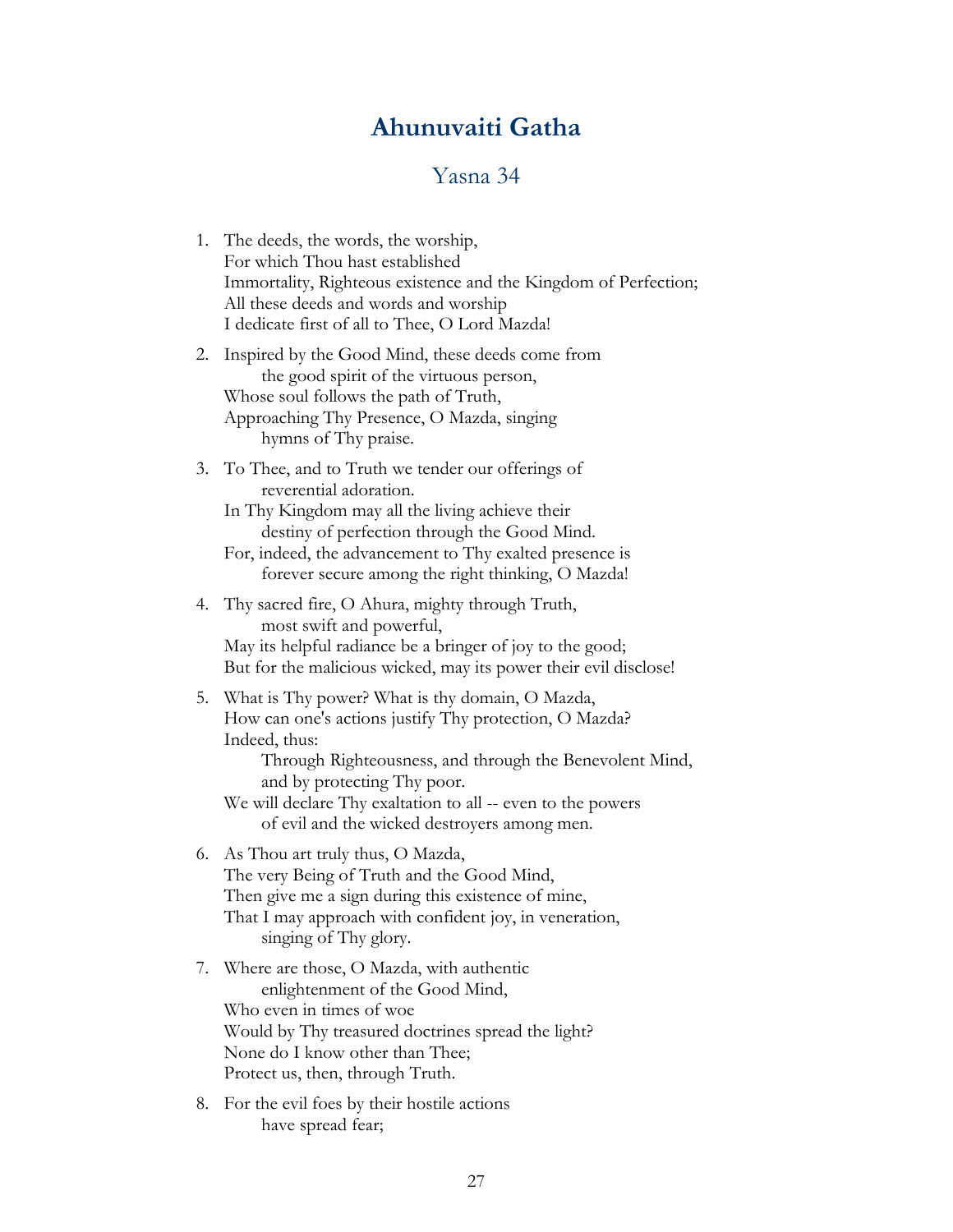# Ahunuvaiti Gatha

## Yasna 34

1. The deeds, the words, the worship,
   For which Thou hast established
   Immortality, Righteous existence and the Kingdom of Perfection;
   All these deeds and words and worship
   I dedicate first of all to Thee, O Lord Mazda!

2. Inspired by the Good Mind, these deeds come from
   the good spirit of the virtuous person,
   Whose soul follows the path of Truth,
   Approaching Thy Presence, O Mazda, singing
   hymns of Thy praise.

3. To Thee, and to Truth we tender our offerings of
   reverential adoration.
   In Thy Kingdom may all the living achieve their
   destiny of perfection through the Good Mind.
   For, indeed, the advancement to Thy exalted presence is
   forever secure among the right thinking, O Mazda!

4. Thy sacred fire, O Ahura, mighty through Truth,
   most swift and powerful,
   May its helpful radiance be a bringer of joy to the good;
   But for the malicious wicked, may its power their evil disclose!

5. What is Thy power? What is thy domain, O Mazda,
   How can one's actions justify Thy protection, O Mazda?
   Indeed, thus:
   Through Righteousness, and through the Benevolent Mind,
   and by protecting Thy poor.
   We will declare Thy exaltation to all -- even to the powers
   of evil and the wicked destroyers among men.

6. As Thou art truly thus, O Mazda,
   The very Being of Truth and the Good Mind,
   Then give me a sign during this existence of mine,
   That I may approach with confident joy, in veneration,
   singing of Thy glory.

7. Where are those, O Mazda, with authentic
   enlightenment of the Good Mind,
   Who even in times of woe
   Would by Thy treasured doctrines spread the light?
   None do I know other than Thee;
   Protect us, then, through Truth.

8. For the evil foes by their hostile actions
   have spread fear;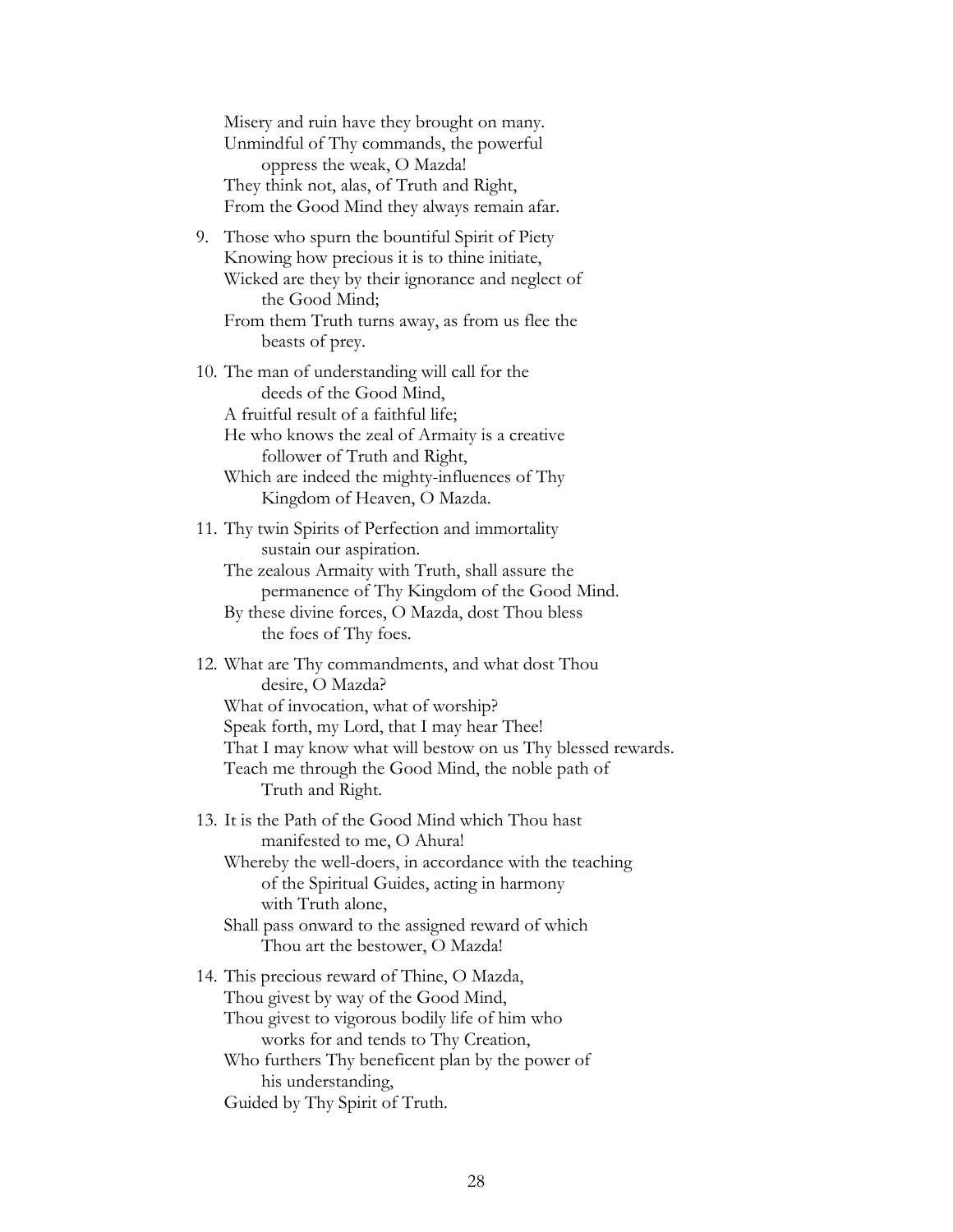Misery and ruin have they brought on many.
Unmindful of Thy commands, the powerful
    oppress the weak, O Mazda!
They think not, alas, of Truth and Right,
From the Good Mind they always remain afar.

9. Those who spurn the bountiful Spirit of Piety
   Knowing how precious it is to thine initiate,
   Wicked are they by their ignorance and neglect of
       the Good Mind;
   From them Truth turns away, as from us flee the
       beasts of prey.

10. The man of understanding will call for the
        deeds of the Good Mind,
    A fruitful result of a faithful life;
    He who knows the zeal of Armaity is a creative
        follower of Truth and Right,
    Which are indeed the mighty-influences of Thy
        Kingdom of Heaven, O Mazda.

11. Thy twin Spirits of Perfection and immortality
        sustain our aspiration.
    The zealous Armaity with Truth, shall assure the
        permanence of Thy Kingdom of the Good Mind.
    By these divine forces, O Mazda, dost Thou bless
        the foes of Thy foes.

12. What are Thy commandments, and what dost Thou
        desire, O Mazda?
    What of invocation, what of worship?
    Speak forth, my Lord, that I may hear Thee!
    That I may know what will bestow on us Thy blessed rewards.
    Teach me through the Good Mind, the noble path of
        Truth and Right.

13. It is the Path of the Good Mind which Thou hast
        manifested to me, O Ahura!
    Whereby the well-doers, in accordance with the teaching
        of the Spiritual Guides, acting in harmony
        with Truth alone,
    Shall pass onward to the assigned reward of which
        Thou art the bestower, O Mazda!

14. This precious reward of Thine, O Mazda,
    Thou givest by way of the Good Mind,
    Thou givest to vigorous bodily life of him who
        works for and tends to Thy Creation,
    Who furthers Thy beneficent plan by the power of
        his understanding,
    Guided by Thy Spirit of Truth.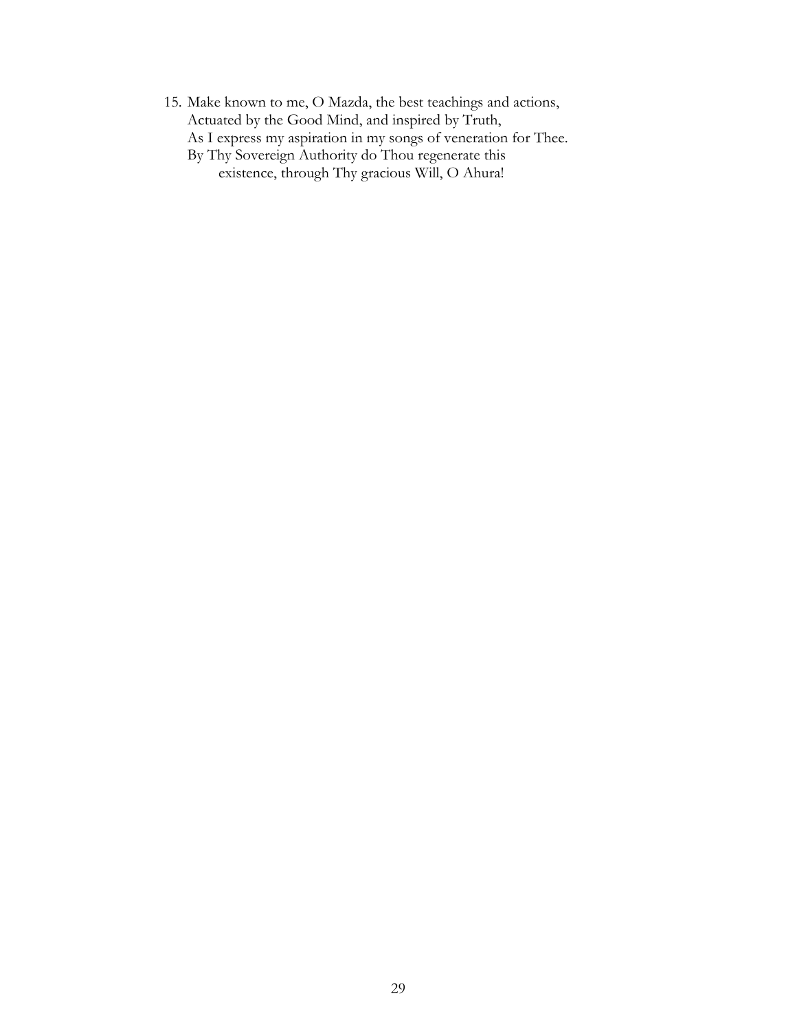15. Make known to me, O Mazda, the best teachings and actions,
    Actuated by the Good Mind, and inspired by Truth,
    As I express my aspiration in my songs of veneration for Thee.
    By Thy Sovereign Authority do Thou regenerate this
        existence, through Thy gracious Will, O Ahura!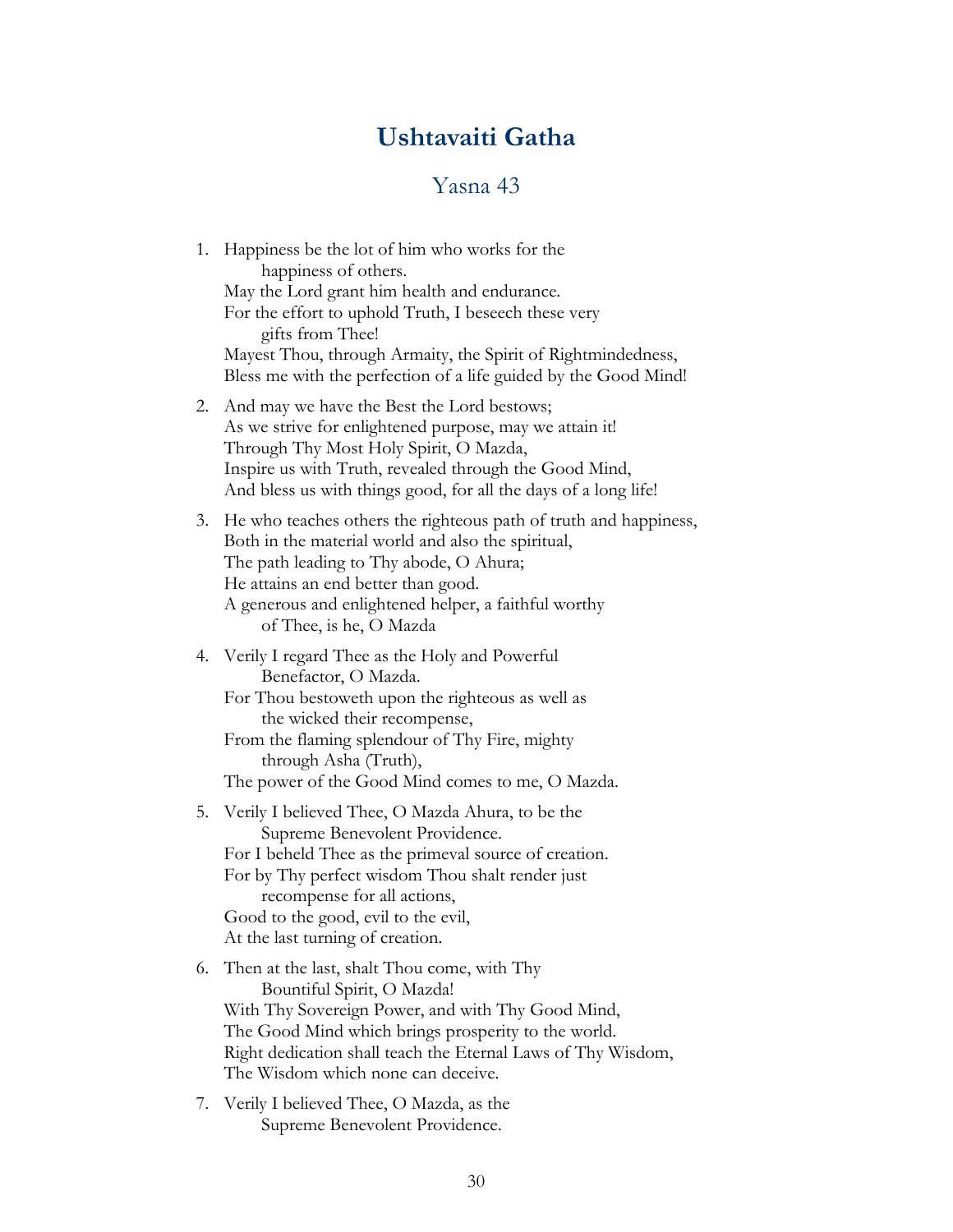# Ushtavaiti Gatha

## Yasna 43

1. Happiness be the lot of him who works for the happiness of others.
   May the Lord grant him health and endurance.
   For the effort to uphold Truth, I beseech these very gifts from Thee!
   Mayest Thou, through Armaity, the Spirit of Rightmindedness,
   Bless me with the perfection of a life guided by the Good Mind!

2. And may we have the Best the Lord bestows;
   As we strive for enlightened purpose, may we attain it!
   Through Thy Most Holy Spirit, O Mazda,
   Inspire us with Truth, revealed through the Good Mind,
   And bless us with things good, for all the days of a long life!

3. He who teaches others the righteous path of truth and happiness,
   Both in the material world and also the spiritual,
   The path leading to Thy abode, O Ahura;
   He attains an end better than good.
   A generous and enlightened helper, a faithful worthy of Thee, is he, O Mazda

4. Verily I regard Thee as the Holy and Powerful Benefactor, O Mazda.
   For Thou bestoweth upon the righteous as well as the wicked their recompense,
   From the flaming splendour of Thy Fire, mighty through Asha (Truth),
   The power of the Good Mind comes to me, O Mazda.

5. Verily I believed Thee, O Mazda Ahura, to be the Supreme Benevolent Providence.
   For I beheld Thee as the primeval source of creation.
   For by Thy perfect wisdom Thou shalt render just recompense for all actions,
   Good to the good, evil to the evil,
   At the last turning of creation.

6. Then at the last, shalt Thou come, with Thy Bountiful Spirit, O Mazda!
   With Thy Sovereign Power, and with Thy Good Mind,
   The Good Mind which brings prosperity to the world.
   Right dedication shall teach the Eternal Laws of Thy Wisdom,
   The Wisdom which none can deceive.

7. Verily I believed Thee, O Mazda, as the Supreme Benevolent Providence.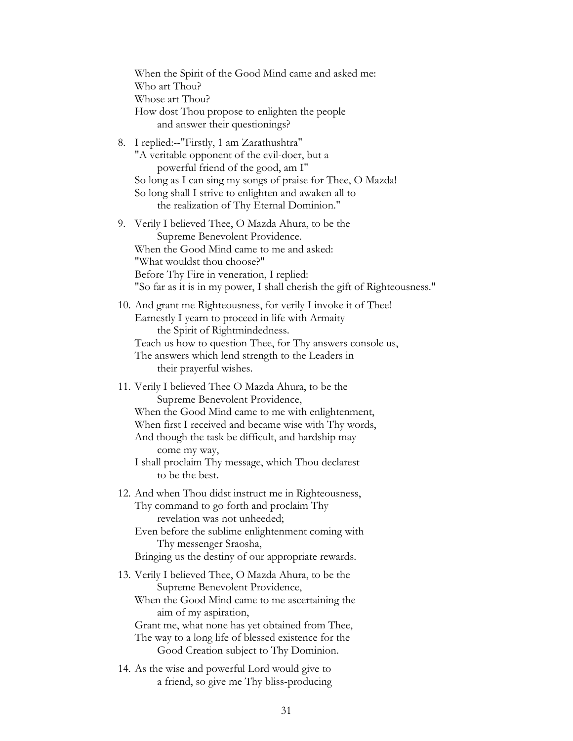When the Spirit of the Good Mind came and asked me:
Who art Thou?
Whose art Thou?
How dost Thou propose to enlighten the people
and answer their questionings?

8. I replied:--"Firstly, 1 am Zarathushtra"
"A veritable opponent of the evil-doer, but a
powerful friend of the good, am I"
So long as I can sing my songs of praise for Thee, O Mazda!
So long shall I strive to enlighten and awaken all to
the realization of Thy Eternal Dominion."

9. Verily I believed Thee, O Mazda Ahura, to be the
Supreme Benevolent Providence.
When the Good Mind came to me and asked:
"What wouldst thou choose?"
Before Thy Fire in veneration, I replied:
"So far as it is in my power, I shall cherish the gift of Righteousness."

10. And grant me Righteousness, for verily I invoke it of Thee!
Earnestly I yearn to proceed in life with Armaity
the Spirit of Rightmindedness.
Teach us how to question Thee, for Thy answers console us,
The answers which lend strength to the Leaders in
their prayerful wishes.

11. Verily I believed Thee O Mazda Ahura, to be the
Supreme Benevolent Providence,
When the Good Mind came to me with enlightenment,
When first I received and became wise with Thy words,
And though the task be difficult, and hardship may
come my way,
I shall proclaim Thy message, which Thou declarest
to be the best.

12. And when Thou didst instruct me in Righteousness,
Thy command to go forth and proclaim Thy
revelation was not unheeded;
Even before the sublime enlightenment coming with
Thy messenger Sraosha,
Bringing us the destiny of our appropriate rewards.

13. Verily I believed Thee, O Mazda Ahura, to be the
Supreme Benevolent Providence,
When the Good Mind came to me ascertaining the
aim of my aspiration,
Grant me, what none has yet obtained from Thee,
The way to a long life of blessed existence for the
Good Creation subject to Thy Dominion.

14. As the wise and powerful Lord would give to
a friend, so give me Thy bliss-producing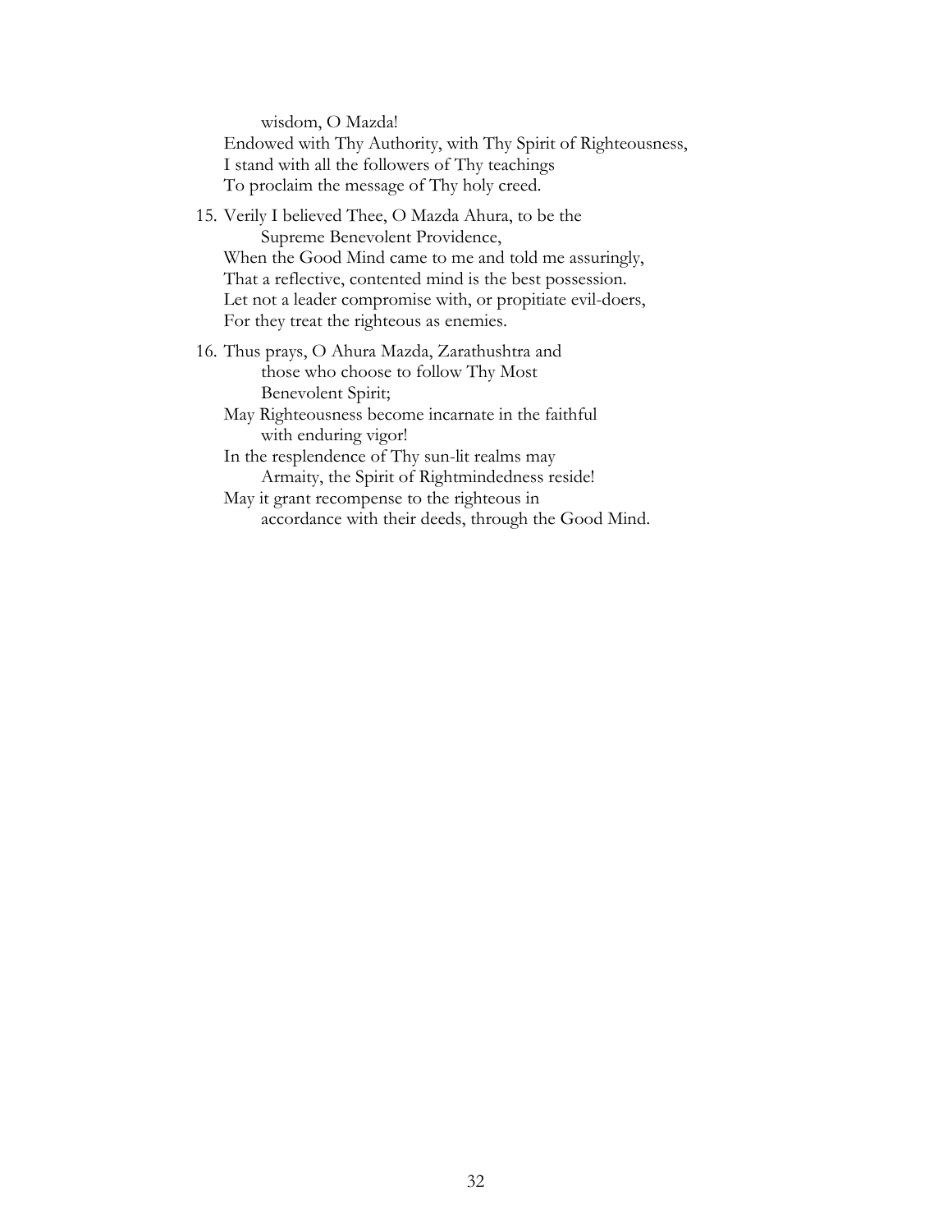wisdom, O Mazda!
Endowed with Thy Authority, with Thy Spirit of Righteousness,
I stand with all the followers of Thy teachings
To proclaim the message of Thy holy creed.

15. Verily I believed Thee, O Mazda Ahura, to be the
    Supreme Benevolent Providence,
    When the Good Mind came to me and told me assuringly,
    That a reflective, contented mind is the best possession.
    Let not a leader compromise with, or propitiate evil-doers,
    For they treat the righteous as enemies.

16. Thus prays, O Ahura Mazda, Zarathushtra and
    those who choose to follow Thy Most
    Benevolent Spirit;
    May Righteousness become incarnate in the faithful
    with enduring vigor!
    In the resplendence of Thy sun-lit realms may
    Armaity, the Spirit of Rightmindedness reside!
    May it grant recompense to the righteous in
    accordance with their deeds, through the Good Mind.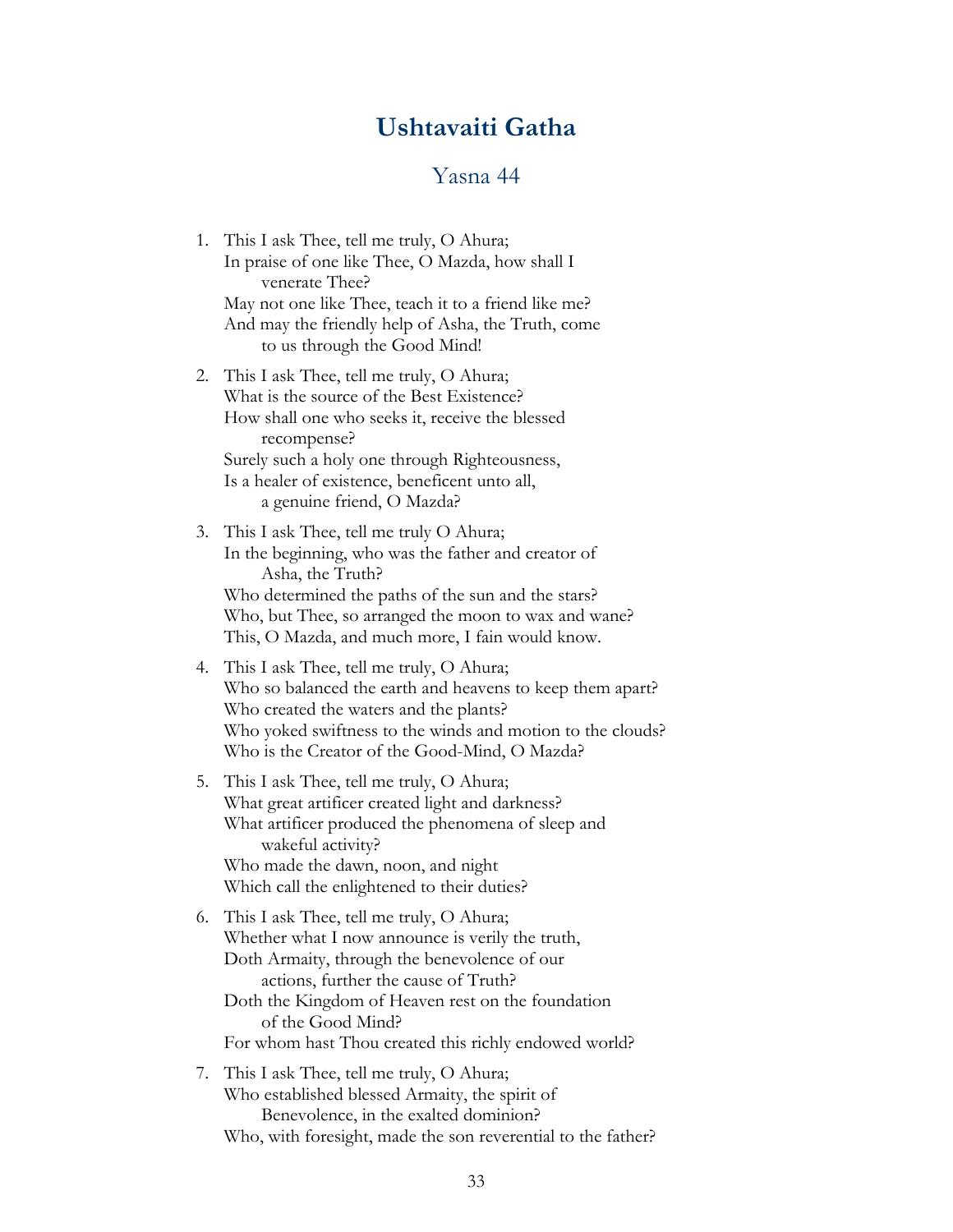# Ushtavaiti Gatha

## Yasna 44

1. This I ask Thee, tell me truly, O Ahura;
   In praise of one like Thee, O Mazda, how shall I venerate Thee?
   May not one like Thee, teach it to a friend like me?
   And may the friendly help of Asha, the Truth, come to us through the Good Mind!

2. This I ask Thee, tell me truly, O Ahura;
   What is the source of the Best Existence?
   How shall one who seeks it, receive the blessed recompense?
   Surely such a holy one through Righteousness,
   Is a healer of existence, beneficent unto all, a genuine friend, O Mazda?

3. This I ask Thee, tell me truly O Ahura;
   In the beginning, who was the father and creator of Asha, the Truth?
   Who determined the paths of the sun and the stars?
   Who, but Thee, so arranged the moon to wax and wane?
   This, O Mazda, and much more, I fain would know.

4. This I ask Thee, tell me truly, O Ahura;
   Who so balanced the earth and heavens to keep them apart?
   Who created the waters and the plants?
   Who yoked swiftness to the winds and motion to the clouds?
   Who is the Creator of the Good-Mind, O Mazda?

5. This I ask Thee, tell me truly, O Ahura;
   What great artificer created light and darkness?
   What artificer produced the phenomena of sleep and wakeful activity?
   Who made the dawn, noon, and night
   Which call the enlightened to their duties?

6. This I ask Thee, tell me truly, O Ahura;
   Whether what I now announce is verily the truth,
   Doth Armaity, through the benevolence of our actions, further the cause of Truth?
   Doth the Kingdom of Heaven rest on the foundation of the Good Mind?
   For whom hast Thou created this richly endowed world?

7. This I ask Thee, tell me truly, O Ahura;
   Who established blessed Armaity, the spirit of Benevolence, in the exalted dominion?
   Who, with foresight, made the son reverential to the father?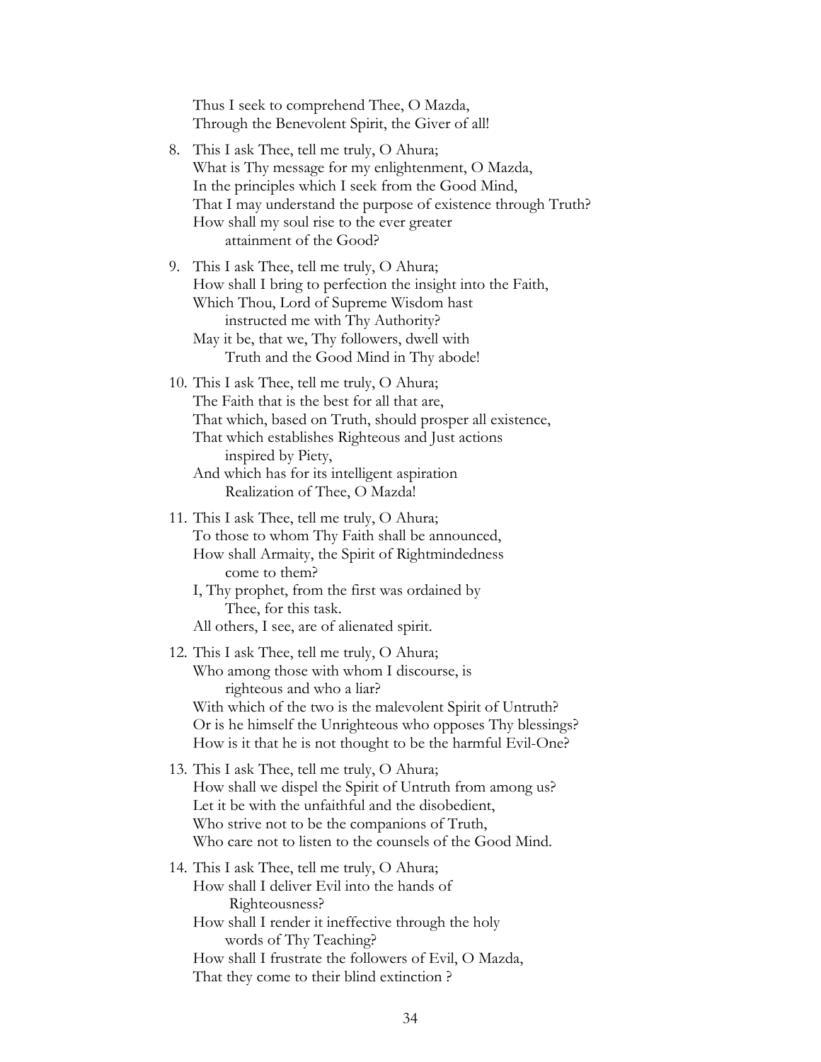Thus I seek to comprehend Thee, O Mazda,
Through the Benevolent Spirit, the Giver of all!

8. This I ask Thee, tell me truly, O Ahura;
   What is Thy message for my enlightenment, O Mazda,
   In the principles which I seek from the Good Mind,
   That I may understand the purpose of existence through Truth?
   How shall my soul rise to the ever greater
   attainment of the Good?

9. This I ask Thee, tell me truly, O Ahura;
   How shall I bring to perfection the insight into the Faith,
   Which Thou, Lord of Supreme Wisdom hast
   instructed me with Thy Authority?
   May it be, that we, Thy followers, dwell with
   Truth and the Good Mind in Thy abode!

10. This I ask Thee, tell me truly, O Ahura;
    The Faith that is the best for all that are,
    That which, based on Truth, should prosper all existence,
    That which establishes Righteous and Just actions
    inspired by Piety,
    And which has for its intelligent aspiration
    Realization of Thee, O Mazda!

11. This I ask Thee, tell me truly, O Ahura;
    To those to whom Thy Faith shall be announced,
    How shall Armaity, the Spirit of Rightmindedness
    come to them?
    I, Thy prophet, from the first was ordained by
    Thee, for this task.
    All others, I see, are of alienated spirit.

12. This I ask Thee, tell me truly, O Ahura;
    Who among those with whom I discourse, is
    righteous and who a liar?
    With which of the two is the malevolent Spirit of Untruth?
    Or is he himself the Unrighteous who opposes Thy blessings?
    How is it that he is not thought to be the harmful Evil-One?

13. This I ask Thee, tell me truly, O Ahura;
    How shall we dispel the Spirit of Untruth from among us?
    Let it be with the unfaithful and the disobedient,
    Who strive not to be the companions of Truth,
    Who care not to listen to the counsels of the Good Mind.

14. This I ask Thee, tell me truly, O Ahura;
    How shall I deliver Evil into the hands of
    Righteousness?
    How shall I render it ineffective through the holy
    words of Thy Teaching?
    How shall I frustrate the followers of Evil, O Mazda,
    That they come to their blind extinction ?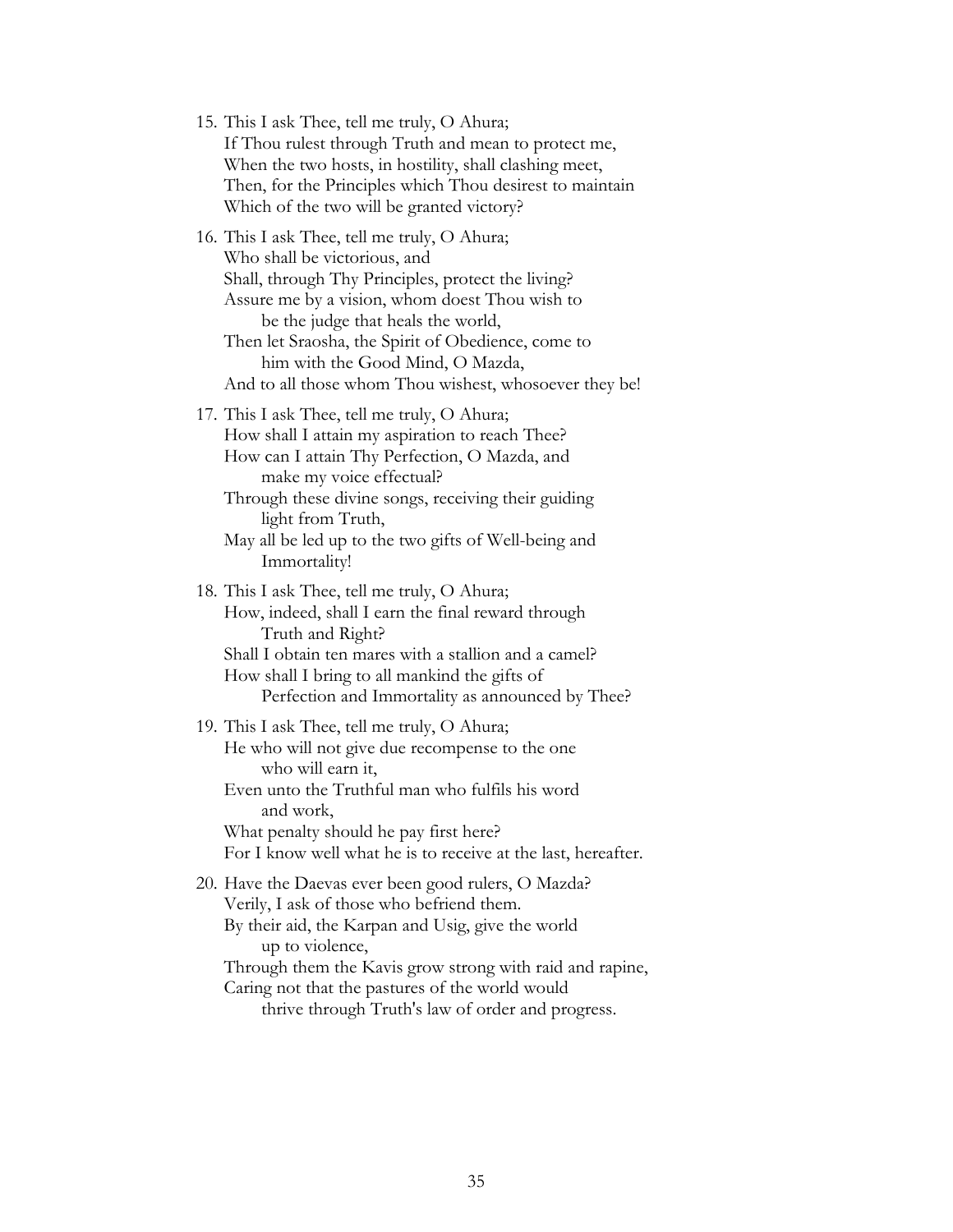15. This I ask Thee, tell me truly, O Ahura;  
    If Thou rulest through Truth and mean to protect me,  
    When the two hosts, in hostility, shall clashing meet,  
    Then, for the Principles which Thou desirest to maintain  
    Which of the two will be granted victory?

16. This I ask Thee, tell me truly, O Ahura;  
    Who shall be victorious, and  
    Shall, through Thy Principles, protect the living?  
    Assure me by a vision, whom doest Thou wish to be the judge that heals the world,  
    Then let Sraosha, the Spirit of Obedience, come to him with the Good Mind, O Mazda,  
    And to all those whom Thou wishest, whosoever they be!

17. This I ask Thee, tell me truly, O Ahura;  
    How shall I attain my aspiration to reach Thee?  
    How can I attain Thy Perfection, O Mazda, and make my voice effectual?  
    Through these divine songs, receiving their guiding light from Truth,  
    May all be led up to the two gifts of Well-being and Immortality!

18. This I ask Thee, tell me truly, O Ahura;  
    How, indeed, shall I earn the final reward through Truth and Right?  
    Shall I obtain ten mares with a stallion and a camel?  
    How shall I bring to all mankind the gifts of Perfection and Immortality as announced by Thee?

19. This I ask Thee, tell me truly, O Ahura;  
    He who will not give due recompense to the one who will earn it,  
    Even unto the Truthful man who fulfils his word and work,  
    What penalty should he pay first here?  
    For I know well what he is to receive at the last, hereafter.

20. Have the Daevas ever been good rulers, O Mazda?  
    Verily, I ask of those who befriend them.  
    By their aid, the Karpan and Usig, give the world up to violence,  
    Through them the Kavis grow strong with raid and rapine,  
    Caring not that the pastures of the world would thrive through Truth's law of order and progress.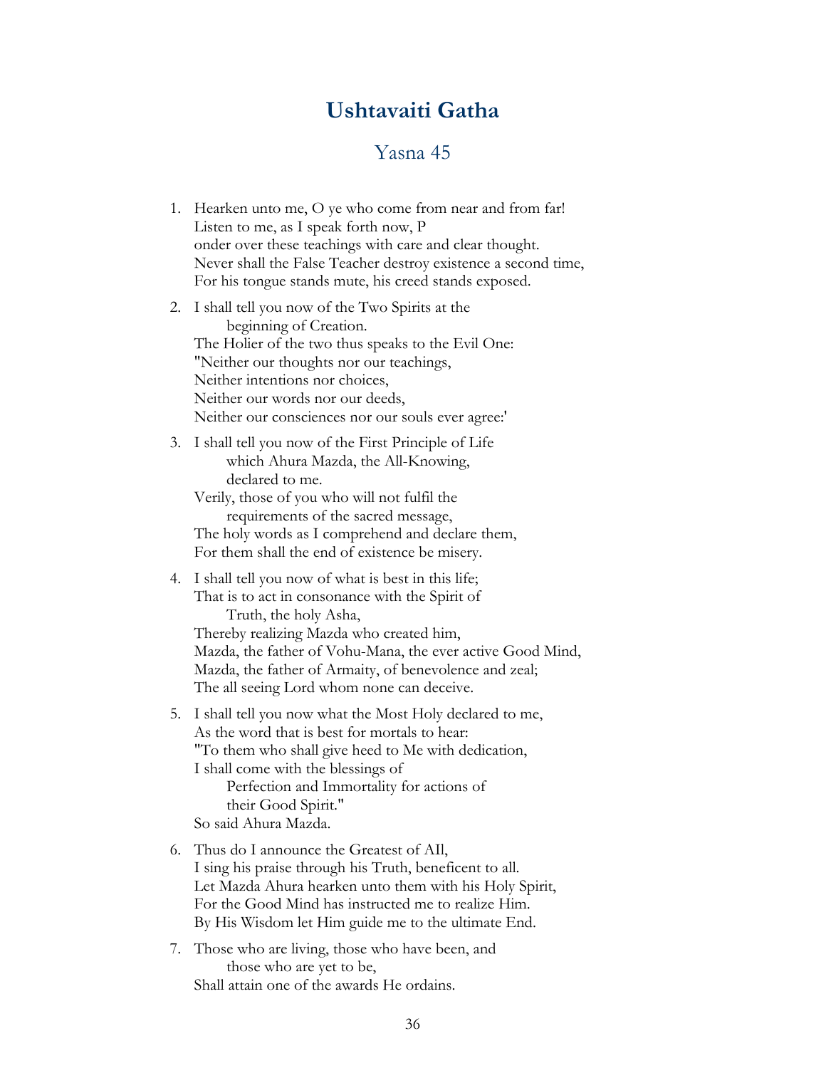# Ushtavaiti Gatha

## Yasna 45

1. Hearken unto me, O ye who come from near and from far!
   Listen to me, as I speak forth now, P
   onder over these teachings with care and clear thought.
   Never shall the False Teacher destroy existence a second time,
   For his tongue stands mute, his creed stands exposed.

2. I shall tell you now of the Two Spirits at the
   beginning of Creation.
   The Holier of the two thus speaks to the Evil One:
   "Neither our thoughts nor our teachings,
   Neither intentions nor choices,
   Neither our words nor our deeds,
   Neither our consciences nor our souls ever agree:'

3. I shall tell you now of the First Principle of Life
   which Ahura Mazda, the All-Knowing,
   declared to me.
   Verily, those of you who will not fulfil the
   requirements of the sacred message,
   The holy words as I comprehend and declare them,
   For them shall the end of existence be misery.

4. I shall tell you now of what is best in this life;
   That is to act in consonance with the Spirit of
   Truth, the holy Asha,
   Thereby realizing Mazda who created him,
   Mazda, the father of Vohu-Mana, the ever active Good Mind,
   Mazda, the father of Armaity, of benevolence and zeal;
   The all seeing Lord whom none can deceive.

5. I shall tell you now what the Most Holy declared to me,
   As the word that is best for mortals to hear:
   "To them who shall give heed to Me with dedication,
   I shall come with the blessings of
   Perfection and Immortality for actions of
   their Good Spirit."
   So said Ahura Mazda.

6. Thus do I announce the Greatest of AIl,
   I sing his praise through his Truth, beneficent to all.
   Let Mazda Ahura hearken unto them with his Holy Spirit,
   For the Good Mind has instructed me to realize Him.
   By His Wisdom let Him guide me to the ultimate End.

7. Those who are living, those who have been, and
   those who are yet to be,
   Shall attain one of the awards He ordains.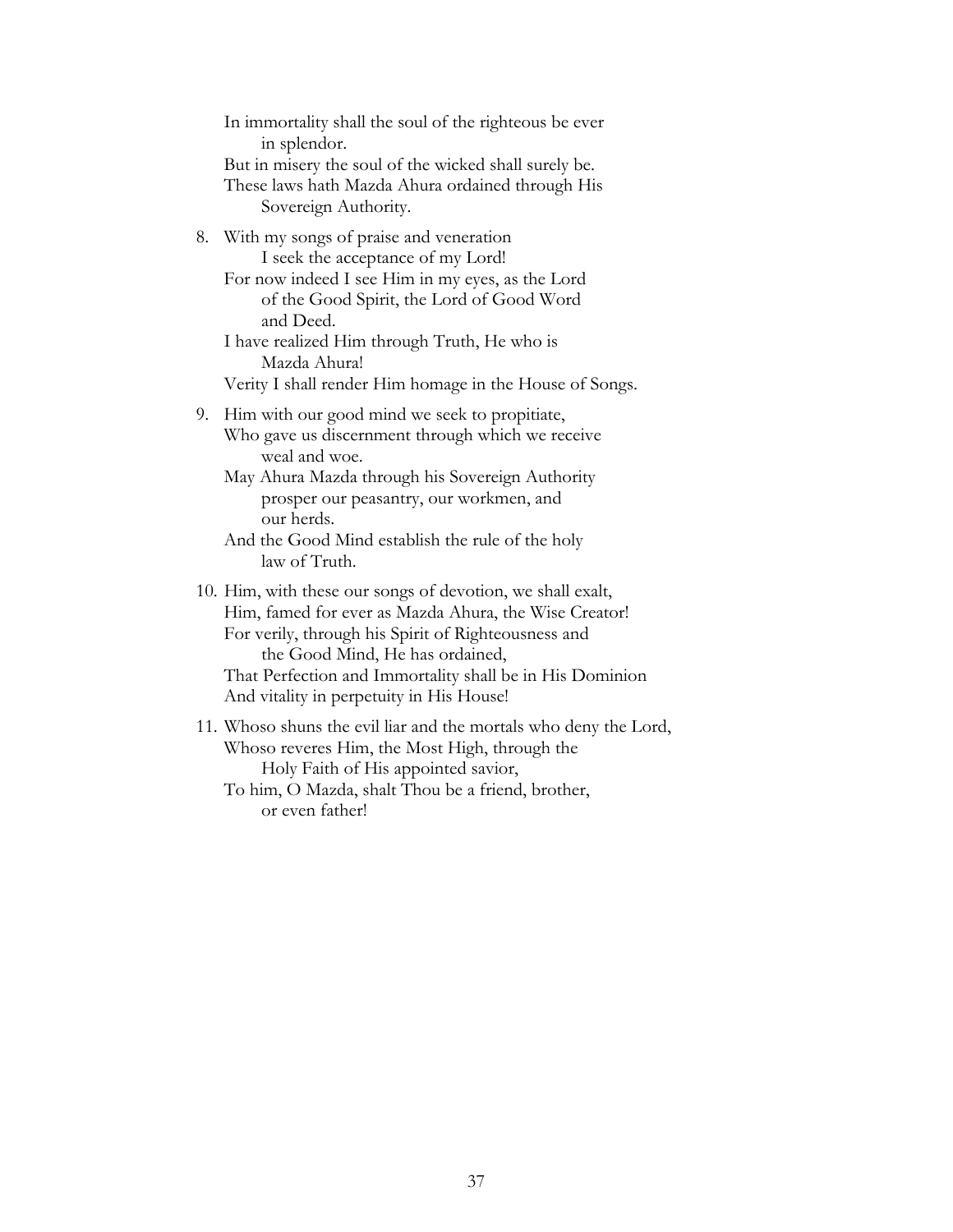In immortality shall the soul of the righteous be ever
in splendor.
But in misery the soul of the wicked shall surely be.
These laws hath Mazda Ahura ordained through His
Sovereign Authority.

8. With my songs of praise and veneration
I seek the acceptance of my Lord!
For now indeed I see Him in my eyes, as the Lord
of the Good Spirit, the Lord of Good Word
and Deed.
I have realized Him through Truth, He who is
Mazda Ahura!
Verity I shall render Him homage in the House of Songs.

9. Him with our good mind we seek to propitiate,
Who gave us discernment through which we receive
weal and woe.
May Ahura Mazda through his Sovereign Authority
prosper our peasantry, our workmen, and
our herds.
And the Good Mind establish the rule of the holy
law of Truth.

10. Him, with these our songs of devotion, we shall exalt,
Him, famed for ever as Mazda Ahura, the Wise Creator!
For verily, through his Spirit of Righteousness and
the Good Mind, He has ordained,
That Perfection and Immortality shall be in His Dominion
And vitality in perpetuity in His House!

11. Whoso shuns the evil liar and the mortals who deny the Lord,
Whoso reveres Him, the Most High, through the
Holy Faith of His appointed savior,
To him, O Mazda, shalt Thou be a friend, brother,
or even father!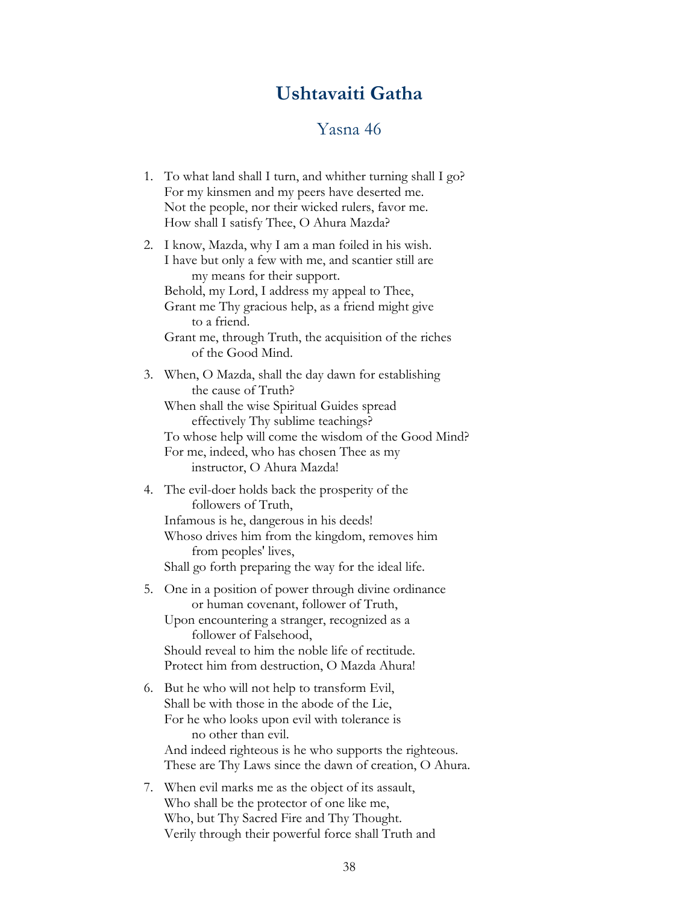# Ushtavaiti Gatha

## Yasna 46

1. To what land shall I turn, and whither turning shall I go?
   For my kinsmen and my peers have deserted me.
   Not the people, nor their wicked rulers, favor me.
   How shall I satisfy Thee, O Ahura Mazda?

2. I know, Mazda, why I am a man foiled in his wish.
   I have but only a few with me, and scantier still are my means for their support.
   Behold, my Lord, I address my appeal to Thee,
   Grant me Thy gracious help, as a friend might give to a friend.
   Grant me, through Truth, the acquisition of the riches of the Good Mind.

3. When, O Mazda, shall the day dawn for establishing the cause of Truth?
   When shall the wise Spiritual Guides spread effectively Thy sublime teachings?
   To whose help will come the wisdom of the Good Mind?
   For me, indeed, who has chosen Thee as my instructor, O Ahura Mazda!

4. The evil-doer holds back the prosperity of the followers of Truth,
   Infamous is he, dangerous in his deeds!
   Whoso drives him from the kingdom, removes him from peoples' lives,
   Shall go forth preparing the way for the ideal life.

5. One in a position of power through divine ordinance or human covenant, follower of Truth,
   Upon encountering a stranger, recognized as a follower of Falsehood,
   Should reveal to him the noble life of rectitude.
   Protect him from destruction, O Mazda Ahura!

6. But he who will not help to transform Evil,
   Shall be with those in the abode of the Lie,
   For he who looks upon evil with tolerance is no other than evil.
   And indeed righteous is he who supports the righteous.
   These are Thy Laws since the dawn of creation, O Ahura.

7. When evil marks me as the object of its assault,
   Who shall be the protector of one like me,
   Who, but Thy Sacred Fire and Thy Thought.
   Verily through their powerful force shall Truth and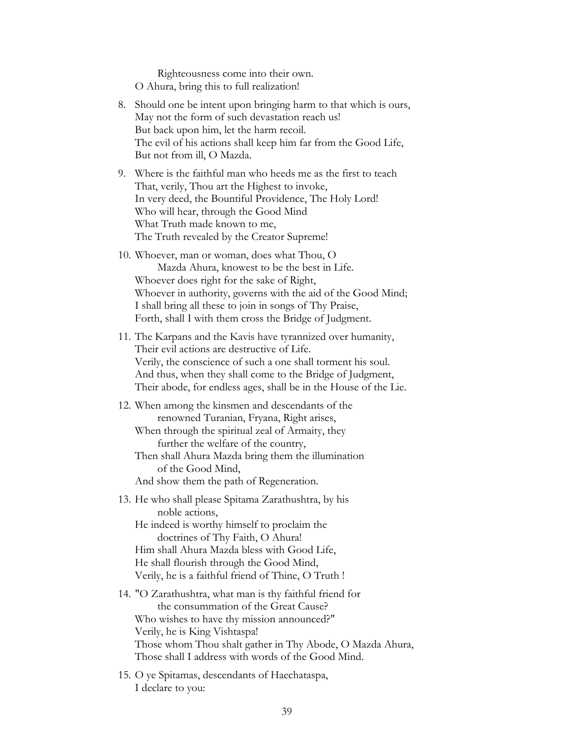Righteousness come into their own.
O Ahura, bring this to full realization!

8. Should one be intent upon bringing harm to that which is ours,
   May not the form of such devastation reach us!
   But back upon him, let the harm recoil.
   The evil of his actions shall keep him far from the Good Life,
   But not from ill, O Mazda.

9. Where is the faithful man who heeds me as the first to teach
   That, verily, Thou art the Highest to invoke,
   In very deed, the Bountiful Providence, The Holy Lord!
   Who will hear, through the Good Mind
   What Truth made known to me,
   The Truth revealed by the Creator Supreme!

10. Whoever, man or woman, does what Thou, O
    Mazda Ahura, knowest to be the best in Life.
    Whoever does right for the sake of Right,
    Whoever in authority, governs with the aid of the Good Mind;
    I shall bring all these to join in songs of Thy Praise,
    Forth, shall I with them cross the Bridge of Judgment.

11. The Karpans and the Kavis have tyrannized over humanity,
    Their evil actions are destructive of Life.
    Verily, the conscience of such a one shall torment his soul.
    And thus, when they shall come to the Bridge of Judgment,
    Their abode, for endless ages, shall be in the House of the Lie.

12. When among the kinsmen and descendants of the
    renowned Turanian, Fryana, Right arises,
    When through the spiritual zeal of Armaity, they
    further the welfare of the country,
    Then shall Ahura Mazda bring them the illumination
    of the Good Mind,
    And show them the path of Regeneration.

13. He who shall please Spitama Zarathushtra, by his
    noble actions,
    He indeed is worthy himself to proclaim the
    doctrines of Thy Faith, O Ahura!
    Him shall Ahura Mazda bless with Good Life,
    He shall flourish through the Good Mind,
    Verily, he is a faithful friend of Thine, O Truth !

14. "O Zarathushtra, what man is thy faithful friend for
    the consummation of the Great Cause?
    Who wishes to have thy mission announced?"
    Verily, he is King Vishtaspa!
    Those whom Thou shalt gather in Thy Abode, O Mazda Ahura,
    Those shall I address with words of the Good Mind.

15. O ye Spitamas, descendants of Haechataspa,
    I declare to you: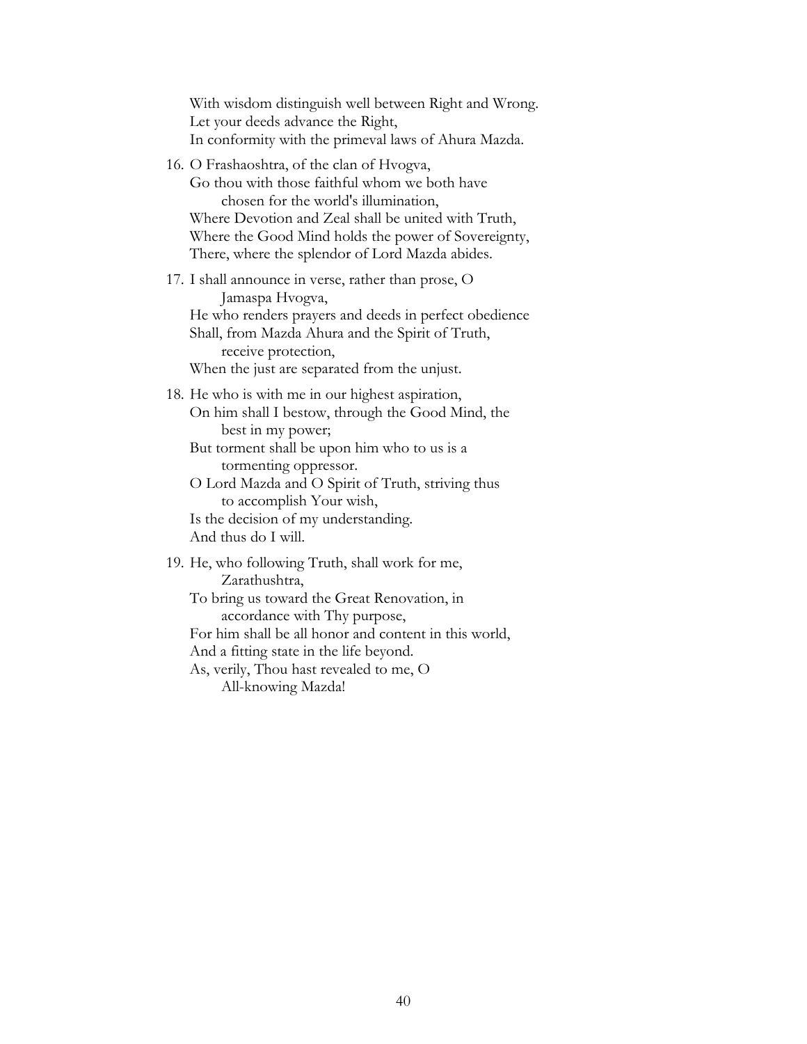With wisdom distinguish well between Right and Wrong.
Let your deeds advance the Right,
In conformity with the primeval laws of Ahura Mazda.

16. O Frashaoshtra, of the clan of Hvogva,
    Go thou with those faithful whom we both have chosen for the world's illumination,
    Where Devotion and Zeal shall be united with Truth,
    Where the Good Mind holds the power of Sovereignty,
    There, where the splendor of Lord Mazda abides.

17. I shall announce in verse, rather than prose, O Jamaspa Hvogva,
    He who renders prayers and deeds in perfect obedience
    Shall, from Mazda Ahura and the Spirit of Truth, receive protection,
    When the just are separated from the unjust.

18. He who is with me in our highest aspiration,
    On him shall I bestow, through the Good Mind, the best in my power;
    But torment shall be upon him who to us is a tormenting oppressor.
    O Lord Mazda and O Spirit of Truth, striving thus to accomplish Your wish,
    Is the decision of my understanding.
    And thus do I will.

19. He, who following Truth, shall work for me, Zarathushtra,
    To bring us toward the Great Renovation, in accordance with Thy purpose,
    For him shall be all honor and content in this world,
    And a fitting state in the life beyond.
    As, verily, Thou hast revealed to me, O All-knowing Mazda!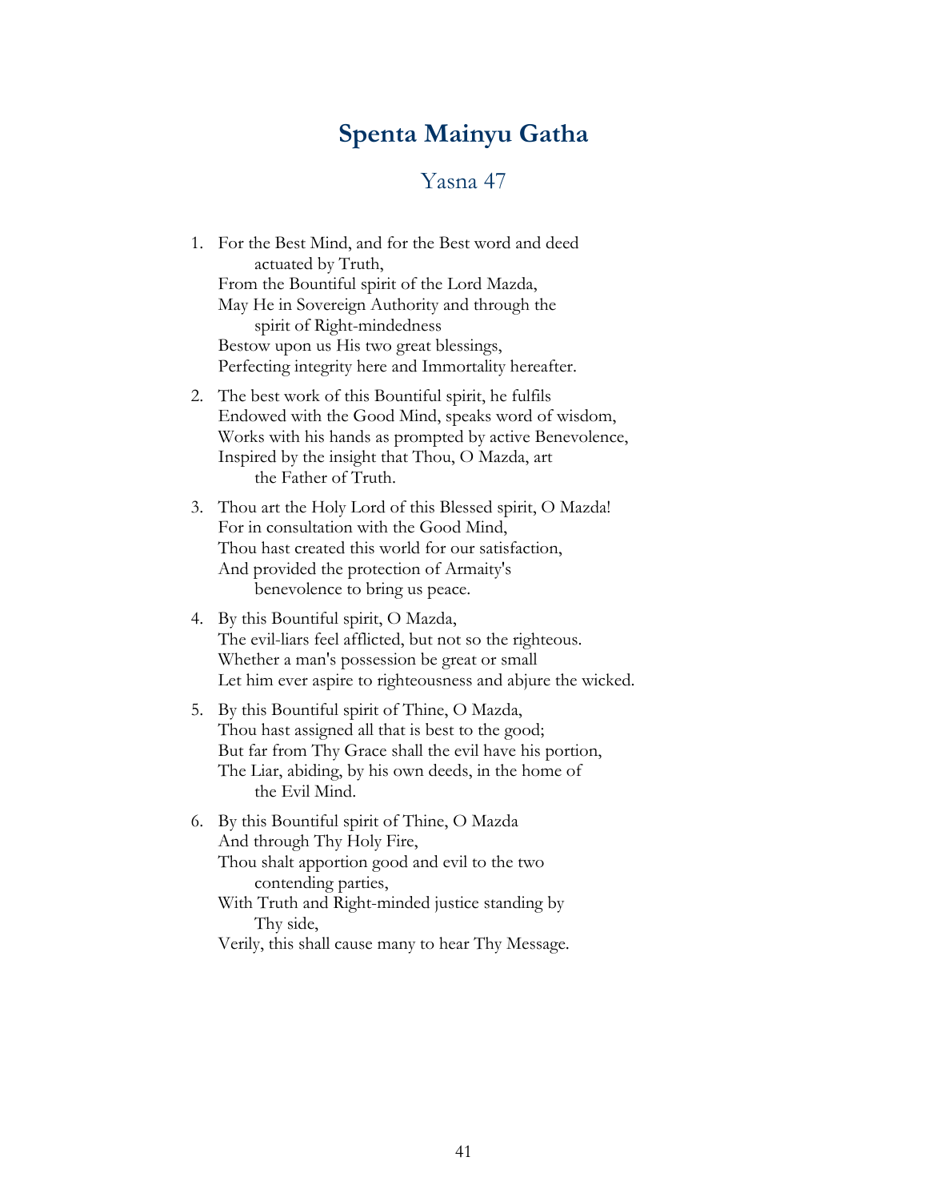# Spenta Mainyu Gatha

## Yasna 47

1. For the Best Mind, and for the Best word and deed actuated by Truth,
   From the Bountiful spirit of the Lord Mazda,
   May He in Sovereign Authority and through the spirit of Right-mindedness
   Bestow upon us His two great blessings,
   Perfecting integrity here and Immortality hereafter.

2. The best work of this Bountiful spirit, he fulfils
   Endowed with the Good Mind, speaks word of wisdom,
   Works with his hands as prompted by active Benevolence,
   Inspired by the insight that Thou, O Mazda, art the Father of Truth.

3. Thou art the Holy Lord of this Blessed spirit, O Mazda!
   For in consultation with the Good Mind,
   Thou hast created this world for our satisfaction,
   And provided the protection of Armaity's benevolence to bring us peace.

4. By this Bountiful spirit, O Mazda,
   The evil-liars feel afflicted, but not so the righteous.
   Whether a man's possession be great or small
   Let him ever aspire to righteousness and abjure the wicked.

5. By this Bountiful spirit of Thine, O Mazda,
   Thou hast assigned all that is best to the good;
   But far from Thy Grace shall the evil have his portion,
   The Liar, abiding, by his own deeds, in the home of the Evil Mind.

6. By this Bountiful spirit of Thine, O Mazda
   And through Thy Holy Fire,
   Thou shalt apportion good and evil to the two contending parties,
   With Truth and Right-minded justice standing by Thy side,
   Verily, this shall cause many to hear Thy Message.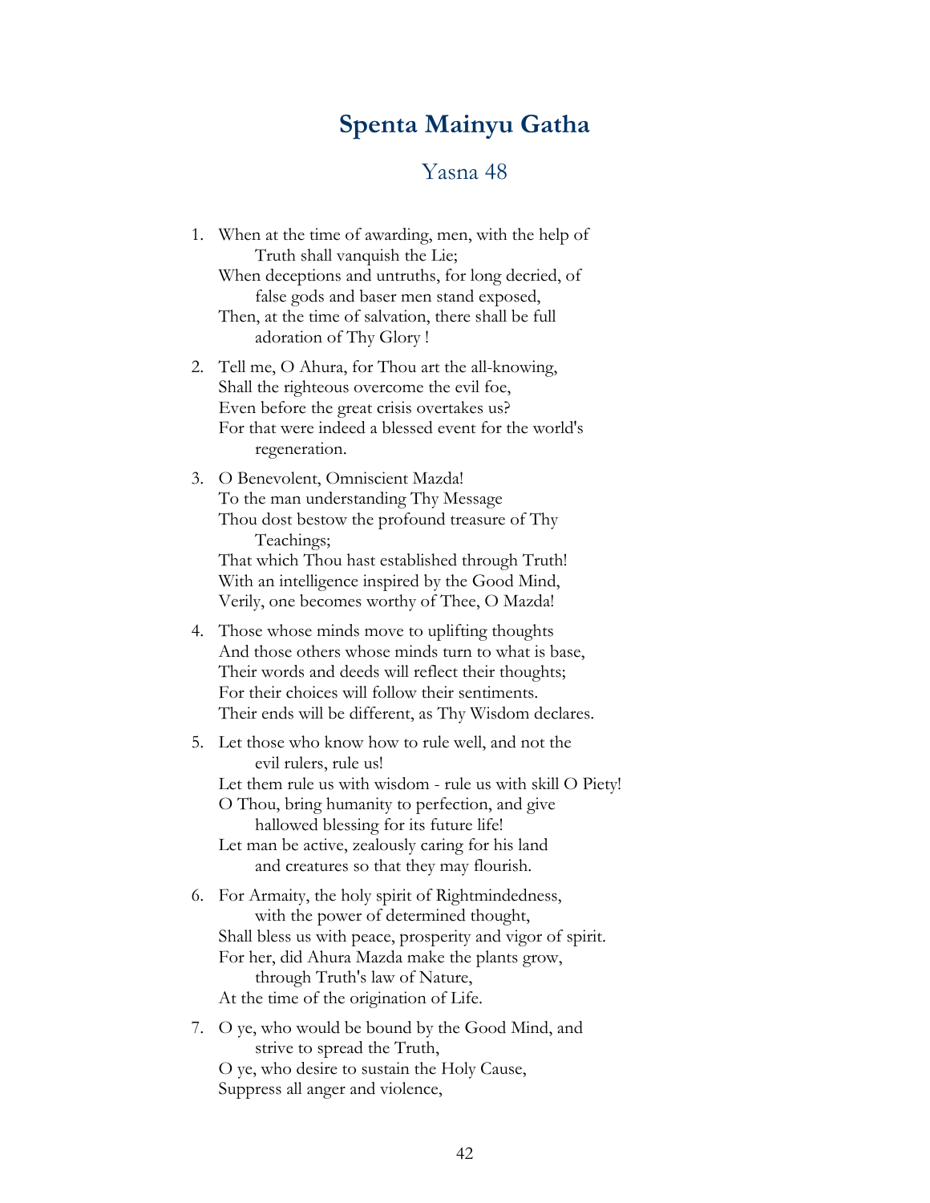# Spenta Mainyu Gatha

## Yasna 48

1. When at the time of awarding, men, with the help of Truth shall vanquish the Lie;
   When deceptions and untruths, for long decried, of false gods and baser men stand exposed,
   Then, at the time of salvation, there shall be full adoration of Thy Glory !

2. Tell me, O Ahura, for Thou art the all-knowing,
   Shall the righteous overcome the evil foe,
   Even before the great crisis overtakes us?
   For that were indeed a blessed event for the world's regeneration.

3. O Benevolent, Omniscient Mazda!
   To the man understanding Thy Message
   Thou dost bestow the profound treasure of Thy Teachings;
   That which Thou hast established through Truth!
   With an intelligence inspired by the Good Mind,
   Verily, one becomes worthy of Thee, O Mazda!

4. Those whose minds move to uplifting thoughts
   And those others whose minds turn to what is base,
   Their words and deeds will reflect their thoughts;
   For their choices will follow their sentiments.
   Their ends will be different, as Thy Wisdom declares.

5. Let those who know how to rule well, and not the evil rulers, rule us!
   Let them rule us with wisdom - rule us with skill O Piety!
   O Thou, bring humanity to perfection, and give hallowed blessing for its future life!
   Let man be active, zealously caring for his land and creatures so that they may flourish.

6. For Armaity, the holy spirit of Rightmindedness, with the power of determined thought,
   Shall bless us with peace, prosperity and vigor of spirit.
   For her, did Ahura Mazda make the plants grow, through Truth's law of Nature,
   At the time of the origination of Life.

7. O ye, who would be bound by the Good Mind, and strive to spread the Truth,
   O ye, who desire to sustain the Holy Cause,
   Suppress all anger and violence,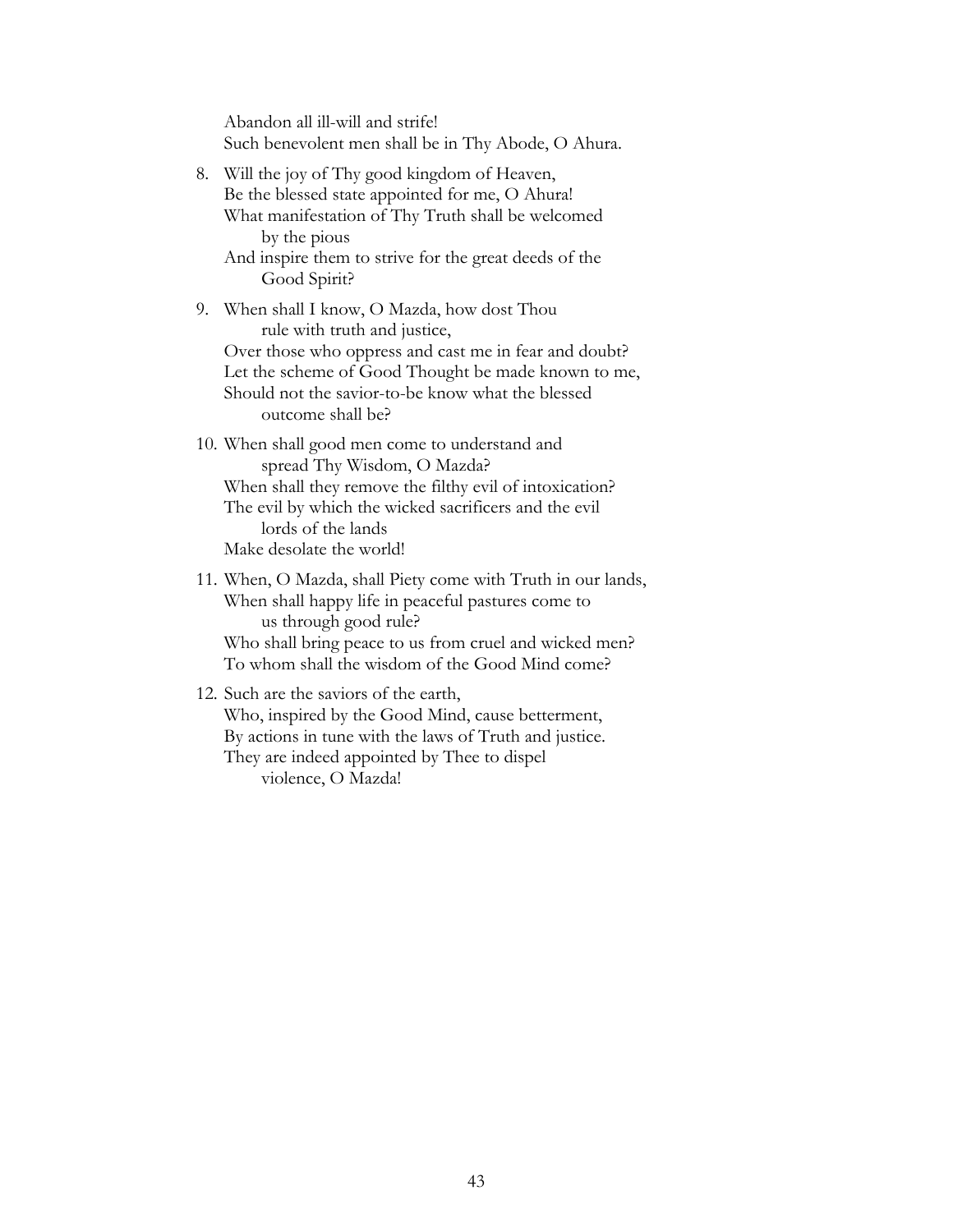Abandon all ill-will and strife!
Such benevolent men shall be in Thy Abode, O Ahura.

8. Will the joy of Thy good kingdom of Heaven,
   Be the blessed state appointed for me, O Ahura!
   What manifestation of Thy Truth shall be welcomed
   by the pious
   And inspire them to strive for the great deeds of the
   Good Spirit?

9. When shall I know, O Mazda, how dost Thou
   rule with truth and justice,
   Over those who oppress and cast me in fear and doubt?
   Let the scheme of Good Thought be made known to me,
   Should not the savior-to-be know what the blessed
   outcome shall be?

10. When shall good men come to understand and
    spread Thy Wisdom, O Mazda?
    When shall they remove the filthy evil of intoxication?
    The evil by which the wicked sacrificers and the evil
    lords of the lands
    Make desolate the world!

11. When, O Mazda, shall Piety come with Truth in our lands,
    When shall happy life in peaceful pastures come to
    us through good rule?
    Who shall bring peace to us from cruel and wicked men?
    To whom shall the wisdom of the Good Mind come?

12. Such are the saviors of the earth,
    Who, inspired by the Good Mind, cause betterment,
    By actions in tune with the laws of Truth and justice.
    They are indeed appointed by Thee to dispel
    violence, O Mazda!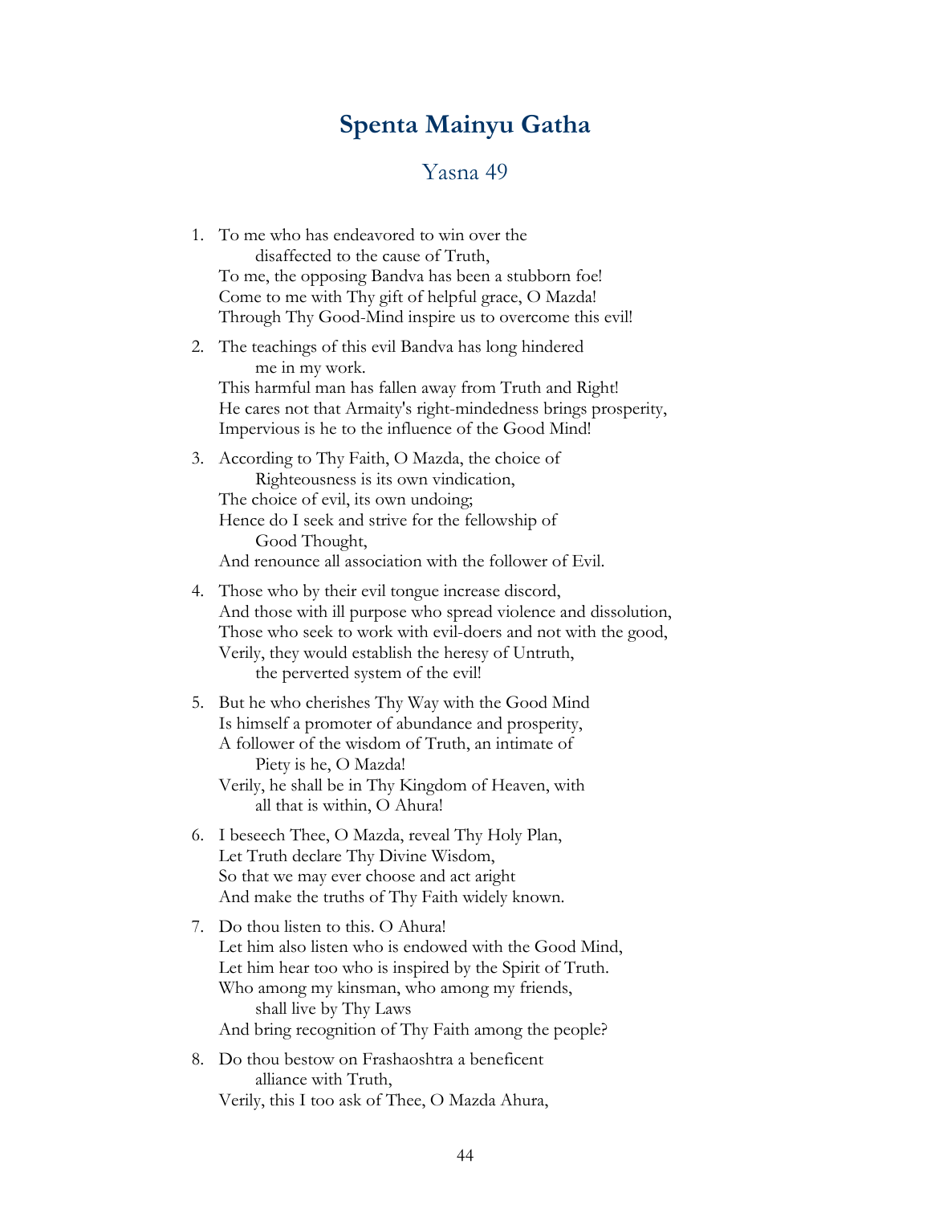# Spenta Mainyu Gatha

## Yasna 49

1. To me who has endeavored to win over the disaffected to the cause of Truth,
   To me, the opposing Bandva has been a stubborn foe!
   Come to me with Thy gift of helpful grace, O Mazda!
   Through Thy Good-Mind inspire us to overcome this evil!

2. The teachings of this evil Bandva has long hindered me in my work.
   This harmful man has fallen away from Truth and Right!
   He cares not that Armaity's right-mindedness brings prosperity,
   Impervious is he to the influence of the Good Mind!

3. According to Thy Faith, O Mazda, the choice of Righteousness is its own vindication,
   The choice of evil, its own undoing;
   Hence do I seek and strive for the fellowship of Good Thought,
   And renounce all association with the follower of Evil.

4. Those who by their evil tongue increase discord,
   And those with ill purpose who spread violence and dissolution,
   Those who seek to work with evil-doers and not with the good,
   Verily, they would establish the heresy of Untruth, the perverted system of the evil!

5. But he who cherishes Thy Way with the Good Mind
   Is himself a promoter of abundance and prosperity,
   A follower of the wisdom of Truth, an intimate of Piety is he, O Mazda!
   Verily, he shall be in Thy Kingdom of Heaven, with all that is within, O Ahura!

6. I beseech Thee, O Mazda, reveal Thy Holy Plan,
   Let Truth declare Thy Divine Wisdom,
   So that we may ever choose and act aright
   And make the truths of Thy Faith widely known.

7. Do thou listen to this. O Ahura!
   Let him also listen who is endowed with the Good Mind,
   Let him hear too who is inspired by the Spirit of Truth.
   Who among my kinsman, who among my friends, shall live by Thy Laws
   And bring recognition of Thy Faith among the people?

8. Do thou bestow on Frashaoshtra a beneficent alliance with Truth,
   Verily, this I too ask of Thee, O Mazda Ahura,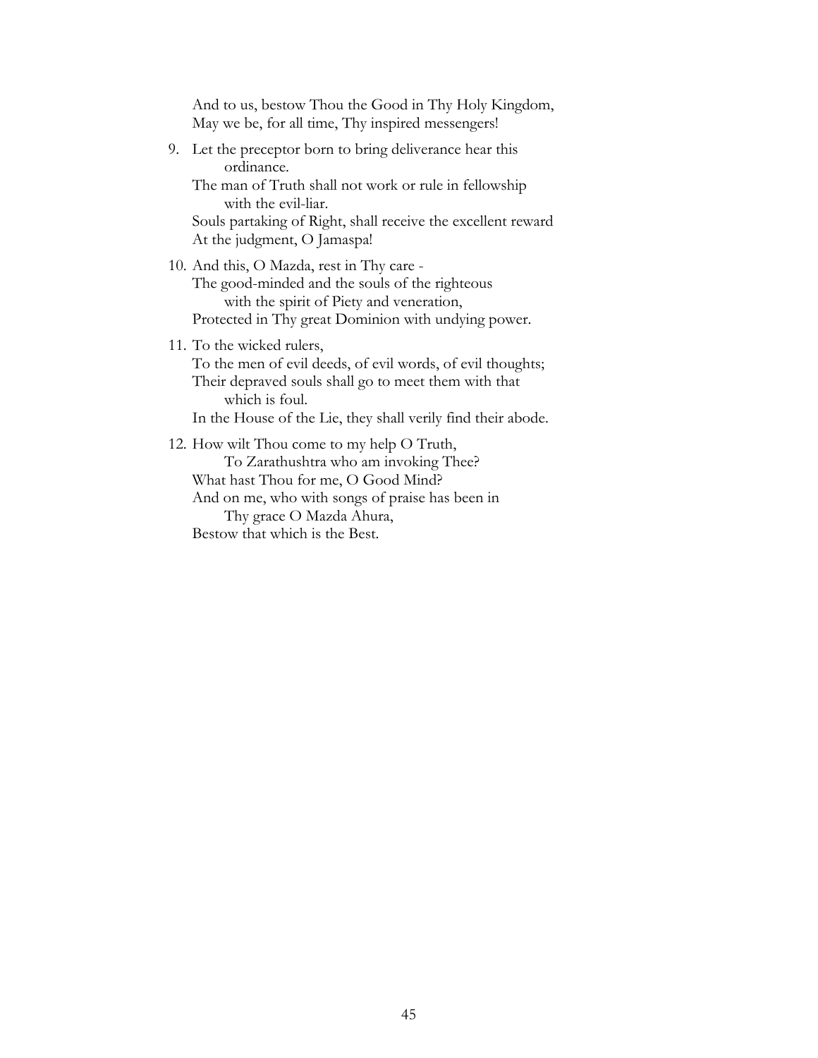And to us, bestow Thou the Good in Thy Holy Kingdom,
May we be, for all time, Thy inspired messengers!

9. Let the preceptor born to bring deliverance hear this ordinance.
   The man of Truth shall not work or rule in fellowship with the evil-liar.
   Souls partaking of Right, shall receive the excellent reward
   At the judgment, O Jamaspa!

10. And this, O Mazda, rest in Thy care -
    The good-minded and the souls of the righteous with the spirit of Piety and veneration,
    Protected in Thy great Dominion with undying power.

11. To the wicked rulers,
    To the men of evil deeds, of evil words, of evil thoughts;
    Their depraved souls shall go to meet them with that which is foul.
    In the House of the Lie, they shall verily find their abode.

12. How wilt Thou come to my help O Truth,
    To Zarathushtra who am invoking Thee?
    What hast Thou for me, O Good Mind?
    And on me, who with songs of praise has been in Thy grace O Mazda Ahura,
    Bestow that which is the Best.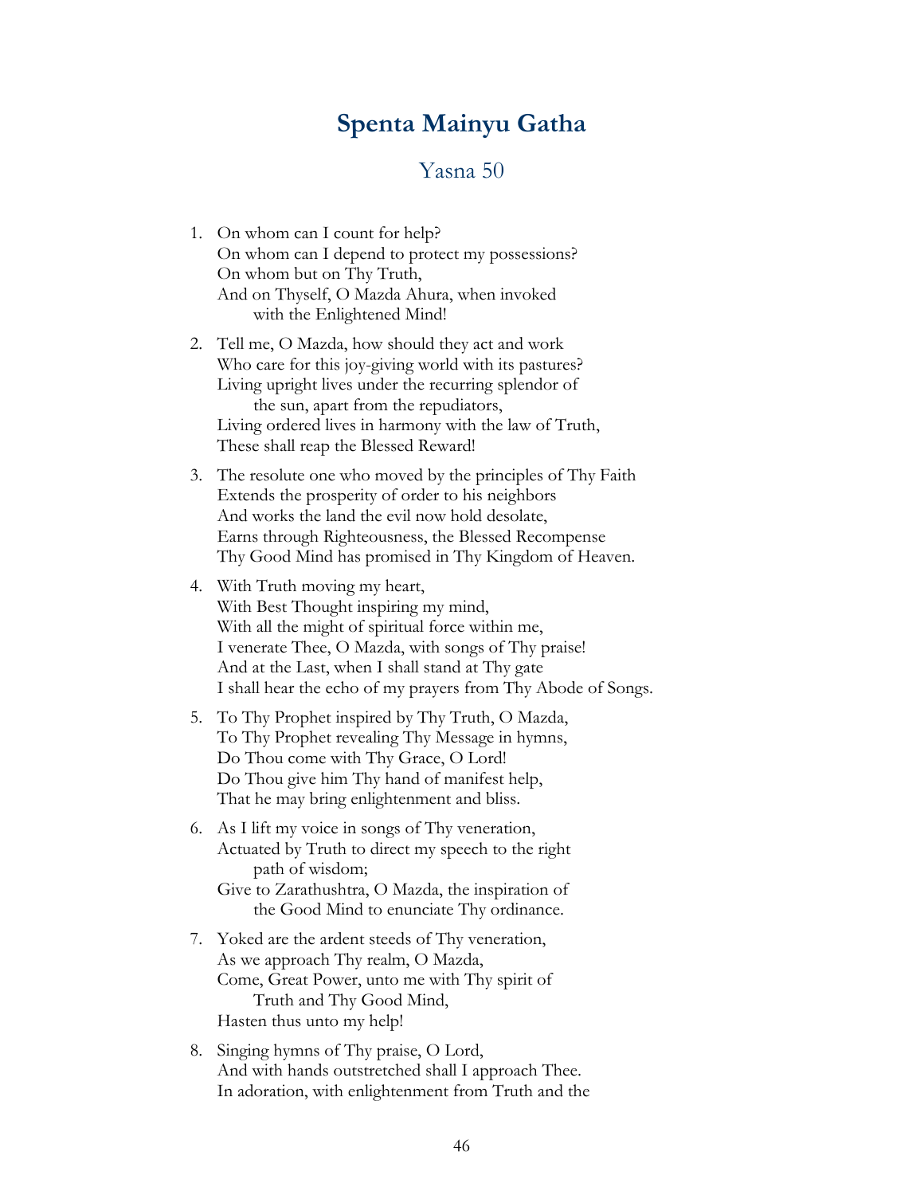# Spenta Mainyu Gatha

## Yasna 50

1. On whom can I count for help?
   On whom can I depend to protect my possessions?
   On whom but on Thy Truth,
   And on Thyself, O Mazda Ahura, when invoked
   with the Enlightened Mind!

2. Tell me, O Mazda, how should they act and work
   Who care for this joy-giving world with its pastures?
   Living upright lives under the recurring splendor of
   the sun, apart from the repudiators,
   Living ordered lives in harmony with the law of Truth,
   These shall reap the Blessed Reward!

3. The resolute one who moved by the principles of Thy Faith
   Extends the prosperity of order to his neighbors
   And works the land the evil now hold desolate,
   Earns through Righteousness, the Blessed Recompense
   Thy Good Mind has promised in Thy Kingdom of Heaven.

4. With Truth moving my heart,
   With Best Thought inspiring my mind,
   With all the might of spiritual force within me,
   I venerate Thee, O Mazda, with songs of Thy praise!
   And at the Last, when I shall stand at Thy gate
   I shall hear the echo of my prayers from Thy Abode of Songs.

5. To Thy Prophet inspired by Thy Truth, O Mazda,
   To Thy Prophet revealing Thy Message in hymns,
   Do Thou come with Thy Grace, O Lord!
   Do Thou give him Thy hand of manifest help,
   That he may bring enlightenment and bliss.

6. As I lift my voice in songs of Thy veneration,
   Actuated by Truth to direct my speech to the right
   path of wisdom;
   Give to Zarathushtra, O Mazda, the inspiration of
   the Good Mind to enunciate Thy ordinance.

7. Yoked are the ardent steeds of Thy veneration,
   As we approach Thy realm, O Mazda,
   Come, Great Power, unto me with Thy spirit of
   Truth and Thy Good Mind,
   Hasten thus unto my help!

8. Singing hymns of Thy praise, O Lord,
   And with hands outstretched shall I approach Thee.
   In adoration, with enlightenment from Truth and the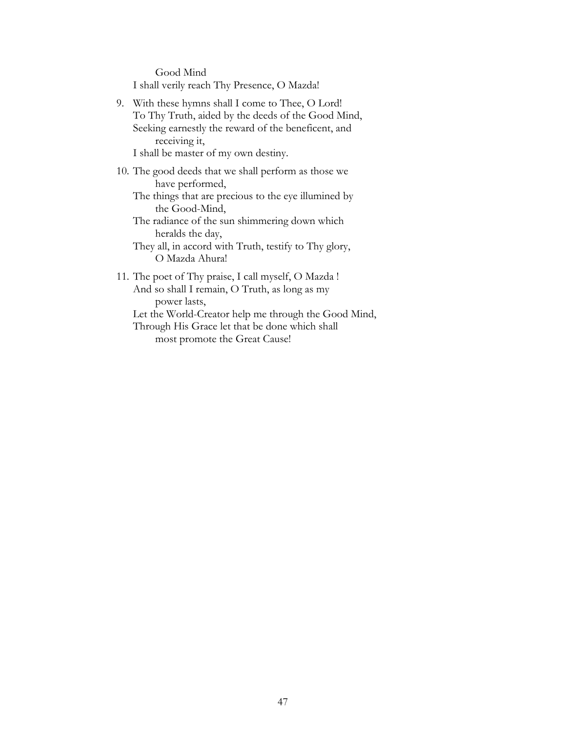Good Mind
I shall verily reach Thy Presence, O Mazda!

9. With these hymns shall I come to Thee, O Lord!
   To Thy Truth, aided by the deeds of the Good Mind,
   Seeking earnestly the reward of the beneficent, and
   receiving it,
   I shall be master of my own destiny.

10. The good deeds that we shall perform as those we
    have performed,
    The things that are precious to the eye illumined by
    the Good-Mind,
    The radiance of the sun shimmering down which
    heralds the day,
    They all, in accord with Truth, testify to Thy glory,
    O Mazda Ahura!

11. The poet of Thy praise, I call myself, O Mazda !
    And so shall I remain, O Truth, as long as my
    power lasts,
    Let the World-Creator help me through the Good Mind,
    Through His Grace let that be done which shall
    most promote the Great Cause!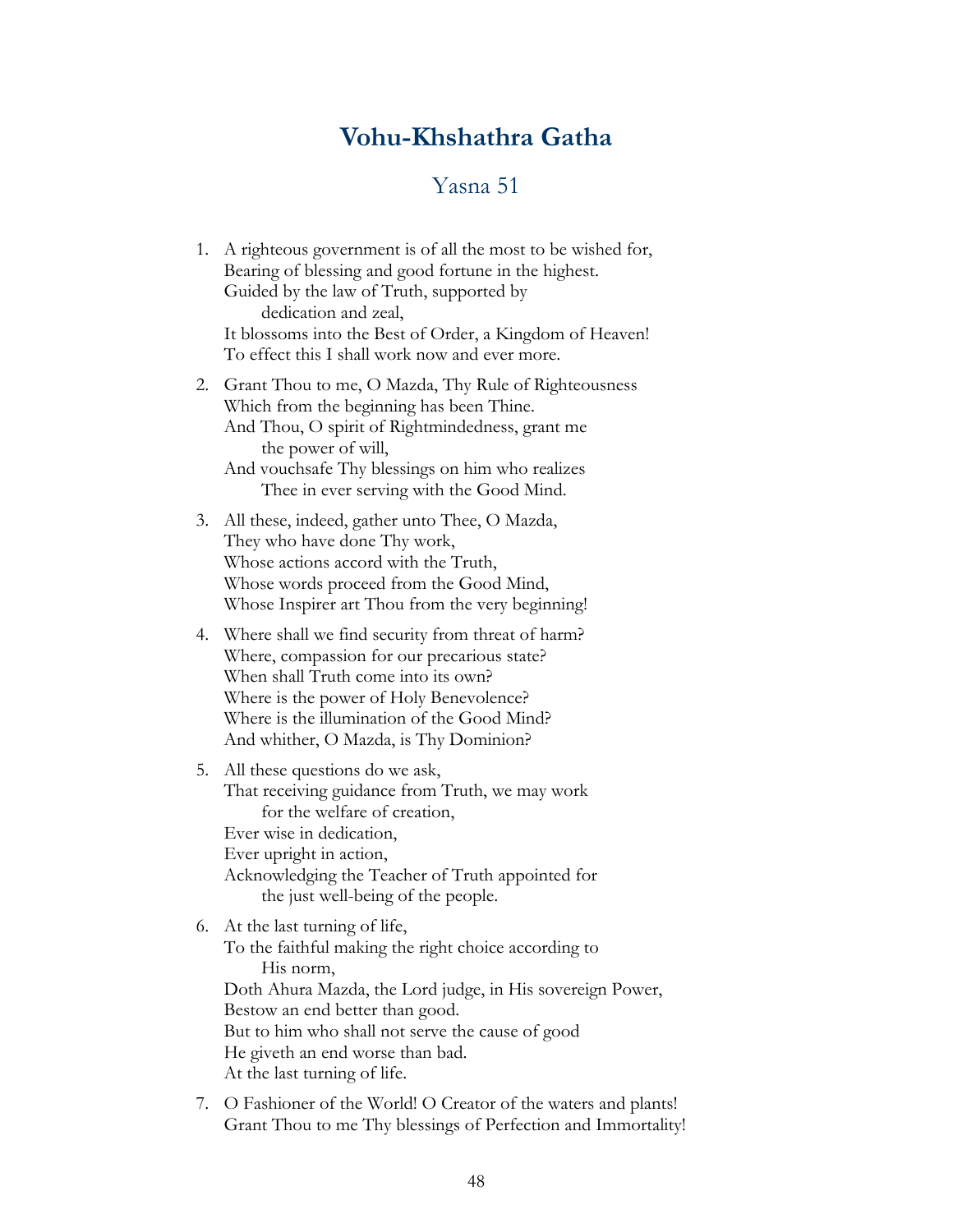# Vohu-Khshathra Gatha

## Yasna 51

1. A righteous government is of all the most to be wished for,
   Bearing of blessing and good fortune in the highest.
   Guided by the law of Truth, supported by
   dedication and zeal,
   It blossoms into the Best of Order, a Kingdom of Heaven!
   To effect this I shall work now and ever more.

2. Grant Thou to me, O Mazda, Thy Rule of Righteousness
   Which from the beginning has been Thine.
   And Thou, O spirit of Rightmindedness, grant me
   the power of will,
   And vouchsafe Thy blessings on him who realizes
   Thee in ever serving with the Good Mind.

3. All these, indeed, gather unto Thee, O Mazda,
   They who have done Thy work,
   Whose actions accord with the Truth,
   Whose words proceed from the Good Mind,
   Whose Inspirer art Thou from the very beginning!

4. Where shall we find security from threat of harm?
   Where, compassion for our precarious state?
   When shall Truth come into its own?
   Where is the power of Holy Benevolence?
   Where is the illumination of the Good Mind?
   And whither, O Mazda, is Thy Dominion?

5. All these questions do we ask,
   That receiving guidance from Truth, we may work
   for the welfare of creation,
   Ever wise in dedication,
   Ever upright in action,
   Acknowledging the Teacher of Truth appointed for
   the just well-being of the people.

6. At the last turning of life,
   To the faithful making the right choice according to
   His norm,
   Doth Ahura Mazda, the Lord judge, in His sovereign Power,
   Bestow an end better than good.
   But to him who shall not serve the cause of good
   He giveth an end worse than bad.
   At the last turning of life.

7. O Fashioner of the World! O Creator of the waters and plants!
   Grant Thou to me Thy blessings of Perfection and Immortality!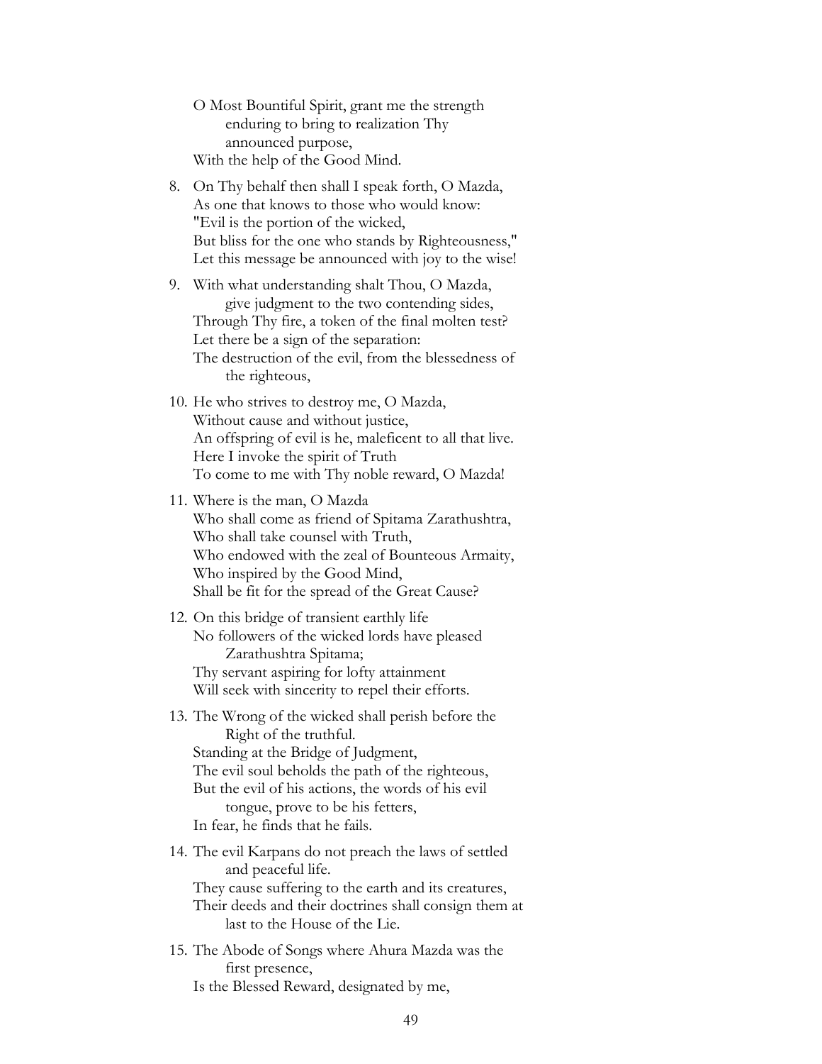O Most Bountiful Spirit, grant me the strength enduring to bring to realization Thy announced purpose,
With the help of the Good Mind.

8. On Thy behalf then shall I speak forth, O Mazda,
   As one that knows to those who would know:
   "Evil is the portion of the wicked,
   But bliss for the one who stands by Righteousness,"
   Let this message be announced with joy to the wise!

9. With what understanding shalt Thou, O Mazda, give judgment to the two contending sides,
   Through Thy fire, a token of the final molten test?
   Let there be a sign of the separation:
   The destruction of the evil, from the blessedness of the righteous,

10. He who strives to destroy me, O Mazda,
    Without cause and without justice,
    An offspring of evil is he, maleficent to all that live.
    Here I invoke the spirit of Truth
    To come to me with Thy noble reward, O Mazda!

11. Where is the man, O Mazda
    Who shall come as friend of Spitama Zarathushtra,
    Who shall take counsel with Truth,
    Who endowed with the zeal of Bounteous Armaity,
    Who inspired by the Good Mind,
    Shall be fit for the spread of the Great Cause?

12. On this bridge of transient earthly life
    No followers of the wicked lords have pleased Zarathushtra Spitama;
    Thy servant aspiring for lofty attainment
    Will seek with sincerity to repel their efforts.

13. The Wrong of the wicked shall perish before the Right of the truthful.
    Standing at the Bridge of Judgment,
    The evil soul beholds the path of the righteous,
    But the evil of his actions, the words of his evil tongue, prove to be his fetters,
    In fear, he finds that he fails.

14. The evil Karpans do not preach the laws of settled and peaceful life.
    They cause suffering to the earth and its creatures,
    Their deeds and their doctrines shall consign them at last to the House of the Lie.

15. The Abode of Songs where Ahura Mazda was the first presence,
    Is the Blessed Reward, designated by me,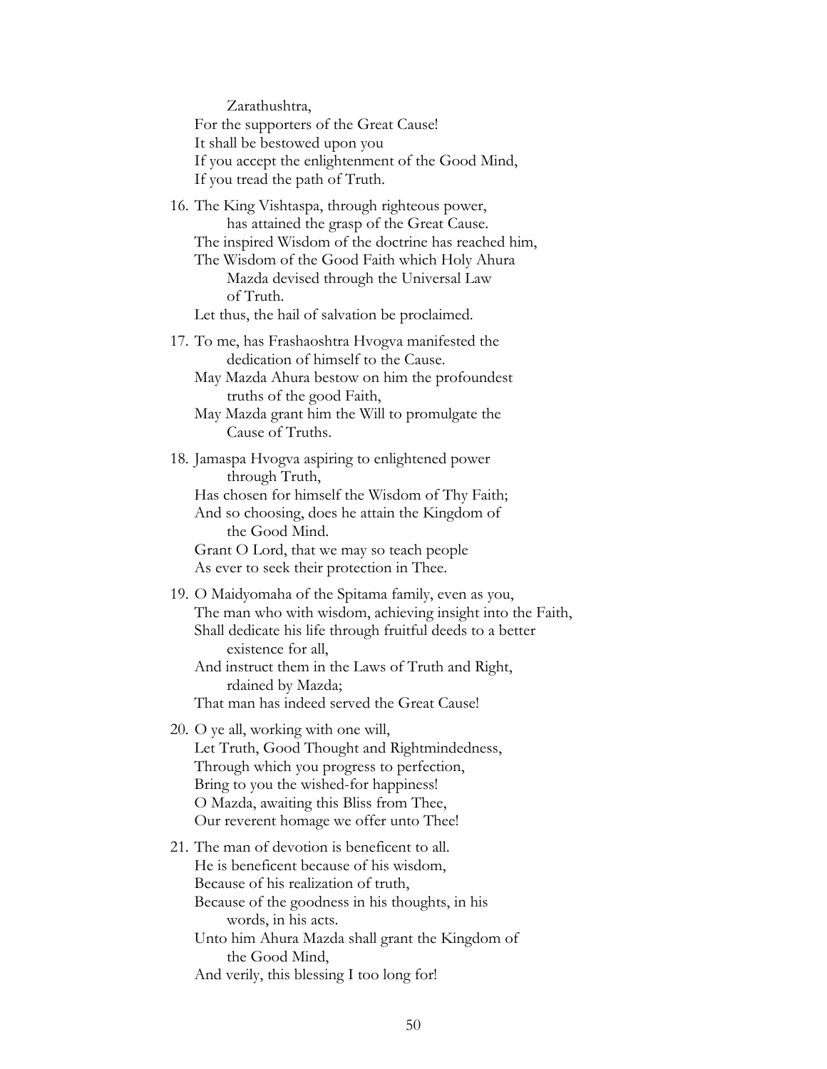Zarathushtra,
For the supporters of the Great Cause!
It shall be bestowed upon you
If you accept the enlightenment of the Good Mind,
If you tread the path of Truth.

16. The King Vishtaspa, through righteous power,
    has attained the grasp of the Great Cause.
    The inspired Wisdom of the doctrine has reached him,
    The Wisdom of the Good Faith which Holy Ahura
    Mazda devised through the Universal Law
    of Truth.
    Let thus, the hail of salvation be proclaimed.

17. To me, has Frashaoshtra Hvogva manifested the
    dedication of himself to the Cause.
    May Mazda Ahura bestow on him the profoundest
    truths of the good Faith,
    May Mazda grant him the Will to promulgate the
    Cause of Truths.

18. Jamaspa Hvogva aspiring to enlightened power
    through Truth,
    Has chosen for himself the Wisdom of Thy Faith;
    And so choosing, does he attain the Kingdom of
    the Good Mind.
    Grant O Lord, that we may so teach people
    As ever to seek their protection in Thee.

19. O Maidyomaha of the Spitama family, even as you,
    The man who with wisdom, achieving insight into the Faith,
    Shall dedicate his life through fruitful deeds to a better
    existence for all,
    And instruct them in the Laws of Truth and Right,
    rdained by Mazda;
    That man has indeed served the Great Cause!

20. O ye all, working with one will,
    Let Truth, Good Thought and Rightmindedness,
    Through which you progress to perfection,
    Bring to you the wished-for happiness!
    O Mazda, awaiting this Bliss from Thee,
    Our reverent homage we offer unto Thee!

21. The man of devotion is beneficent to all.
    He is beneficent because of his wisdom,
    Because of his realization of truth,
    Because of the goodness in his thoughts, in his
    words, in his acts.
    Unto him Ahura Mazda shall grant the Kingdom of
    the Good Mind,
    And verily, this blessing I too long for!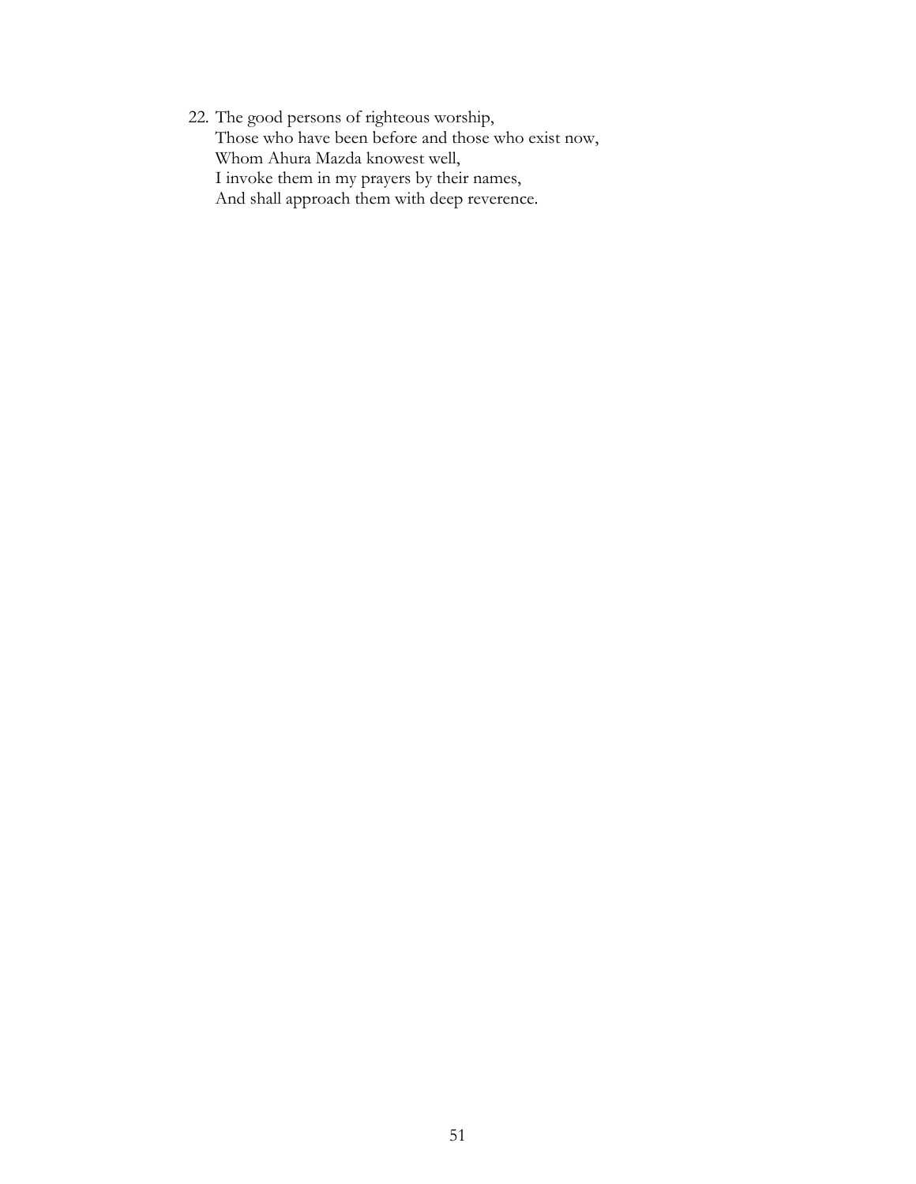22. The good persons of righteous worship,
    Those who have been before and those who exist now,
    Whom Ahura Mazda knowest well,
    I invoke them in my prayers by their names,
    And shall approach them with deep reverence.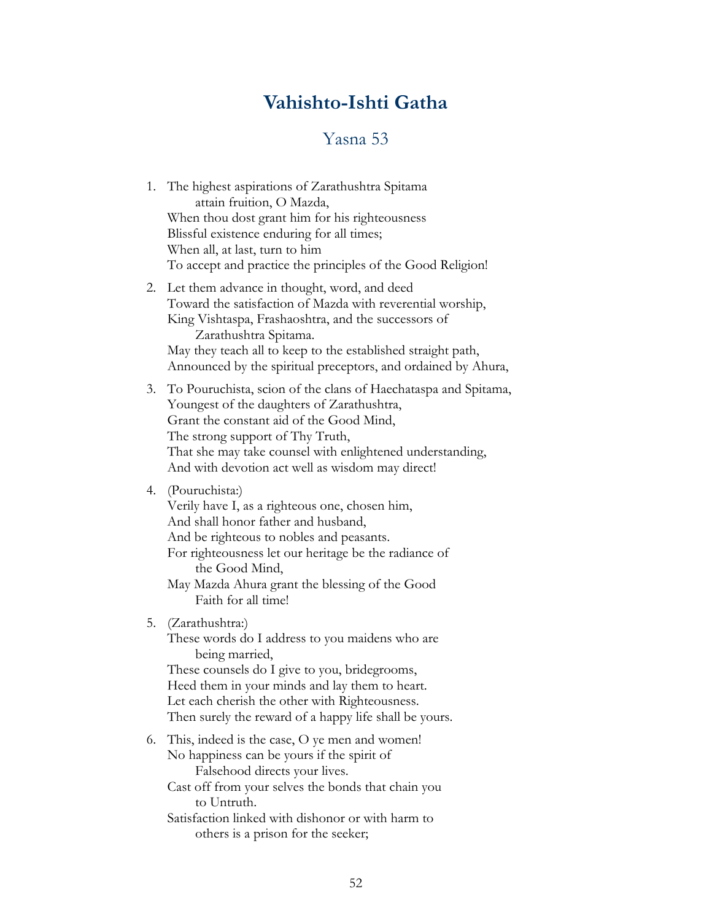# Vahishto-Ishti Gatha

## Yasna 53

1. The highest aspirations of Zarathushtra Spitama
   attain fruition, O Mazda,
   When thou dost grant him for his righteousness
   Blissful existence enduring for all times;
   When all, at last, turn to him
   To accept and practice the principles of the Good Religion!

2. Let them advance in thought, word, and deed
   Toward the satisfaction of Mazda with reverential worship,
   King Vishtaspa, Frashaoshtra, and the successors of
   Zarathushtra Spitama.
   May they teach all to keep to the established straight path,
   Announced by the spiritual preceptors, and ordained by Ahura,

3. To Pouruchista, scion of the clans of Haechataspa and Spitama,
   Youngest of the daughters of Zarathushtra,
   Grant the constant aid of the Good Mind,
   The strong support of Thy Truth,
   That she may take counsel with enlightened understanding,
   And with devotion act well as wisdom may direct!

4. (Pouruchista:)
   Verily have I, as a righteous one, chosen him,
   And shall honor father and husband,
   And be righteous to nobles and peasants.
   For righteousness let our heritage be the radiance of
   the Good Mind,
   May Mazda Ahura grant the blessing of the Good
   Faith for all time!

5. (Zarathushtra:)
   These words do I address to you maidens who are
   being married,
   These counsels do I give to you, bridegrooms,
   Heed them in your minds and lay them to heart.
   Let each cherish the other with Righteousness.
   Then surely the reward of a happy life shall be yours.

6. This, indeed is the case, O ye men and women!
   No happiness can be yours if the spirit of
   Falsehood directs your lives.
   Cast off from your selves the bonds that chain you
   to Untruth.
   Satisfaction linked with dishonor or with harm to
   others is a prison for the seeker;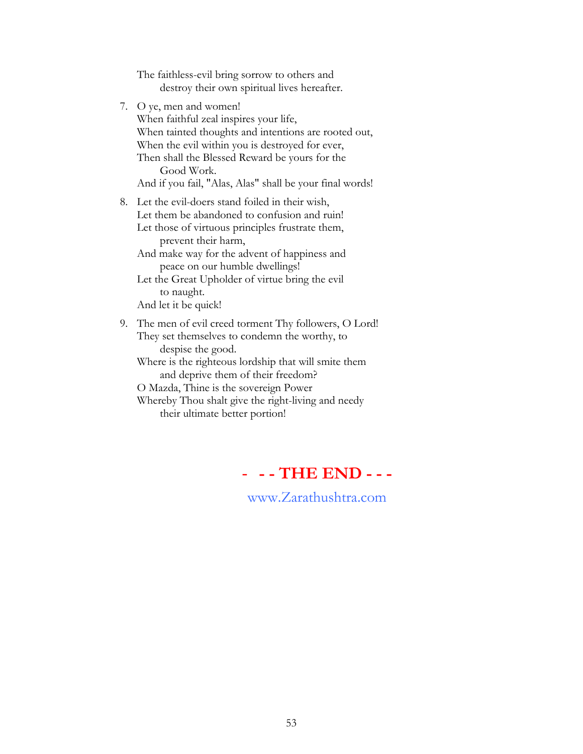The faithless-evil bring sorrow to others and
destroy their own spiritual lives hereafter.

7. O ye, men and women!
   When faithful zeal inspires your life,
   When tainted thoughts and intentions are rooted out,
   When the evil within you is destroyed for ever,
   Then shall the Blessed Reward be yours for the
   Good Work.
   And if you fail, "Alas, Alas" shall be your final words!

8. Let the evil-doers stand foiled in their wish,
   Let them be abandoned to confusion and ruin!
   Let those of virtuous principles frustrate them,
   prevent their harm,
   And make way for the advent of happiness and
   peace on our humble dwellings!
   Let the Great Upholder of virtue bring the evil
   to naught.
   And let it be quick!

9. The men of evil creed torment Thy followers, O Lord!
   They set themselves to condemn the worthy, to
   despise the good.
   Where is the righteous lordship that will smite them
   and deprive them of their freedom?
   O Mazda, Thine is the sovereign Power
   Whereby Thou shalt give the right-living and needy
   their ultimate better portion!

**- - - THE END - - -**

www.Zarathushtra.com